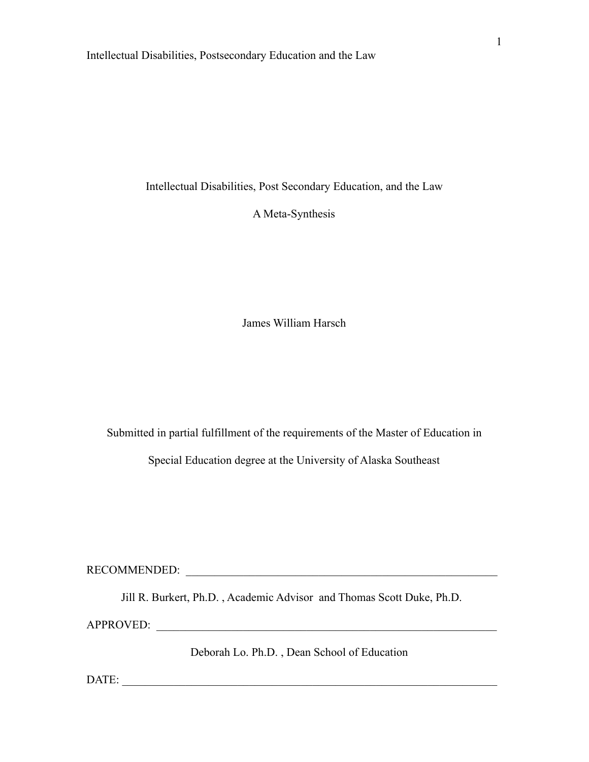# Intellectual Disabilities, Post Secondary Education, and the Law

## A Meta-Synthesis

James William Harsch

Submitted in partial fulfillment of the requirements of the Master of Education in Special Education degree at the University of Alaska Southeast

RECOMMENDED: \_\_\_\_\_\_\_\_\_\_\_\_\_\_\_\_\_\_\_\_\_\_\_\_\_\_\_\_\_\_\_\_\_\_\_\_\_\_\_\_\_\_\_\_\_\_\_\_\_\_

Jill R. Burkert, Ph.D. , Academic Advisor and Thomas Scott Duke, Ph.D.

APPROVED: \_\_\_\_\_\_\_\_\_\_\_\_\_\_\_\_\_\_\_\_\_\_\_\_\_\_\_\_\_\_\_\_\_\_\_\_\_\_\_\_\_\_\_\_\_\_\_\_\_\_\_\_\_\_

Deborah Lo. Ph.D. , Dean School of Education

DATE: \_\_\_\_\_\_\_\_\_\_\_\_\_\_\_\_\_\_\_\_\_\_\_\_\_\_\_\_\_\_\_\_\_\_\_\_\_\_\_\_\_\_\_\_\_\_\_\_\_\_\_\_\_\_\_\_\_\_\_\_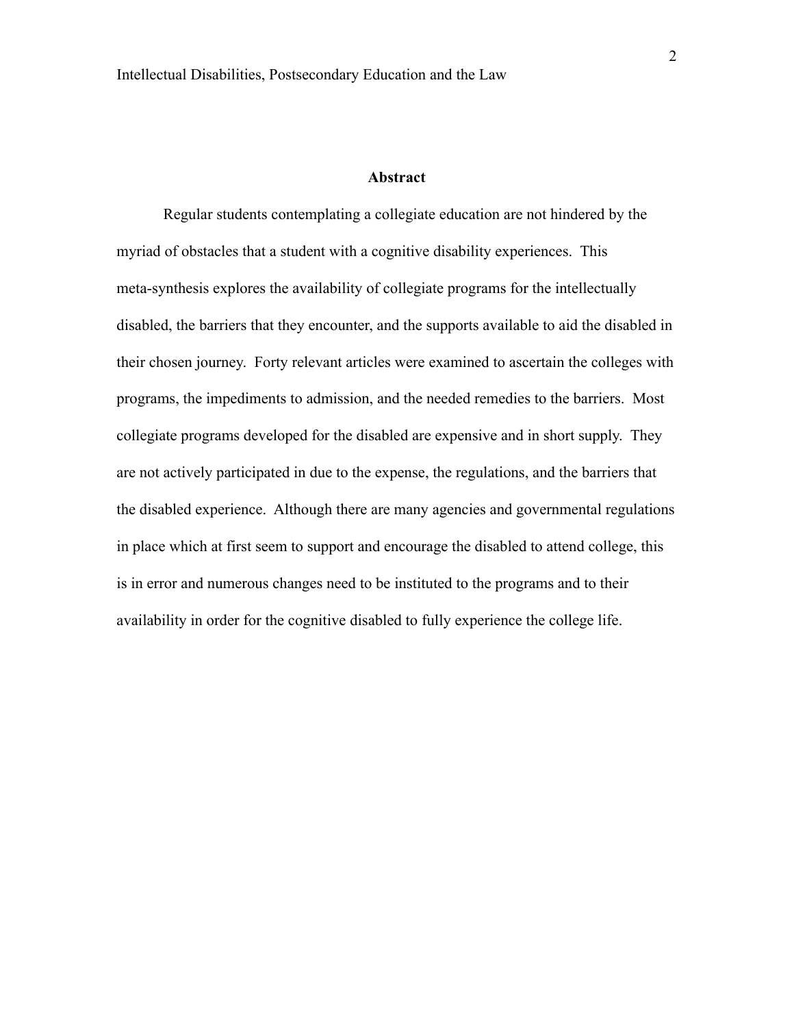## Abstract

Regular students contemplating a collegiate education are not hindered by the myriad of obstacles that a student with a cognitive disability experiences. This meta-synthesis explores the availability of collegiate programs for the intellectually disabled, the barriers that they encounter, and the supports available to aid the disabled in their chosen journey. Forty relevant articles were examined to ascertain the colleges with programs, the impediments to admission, and the needed remedies to the barriers. Most collegiate programs developed for the disabled are expensive and in short supply. They are not actively participated in due to the expense, the regulations, and the barriers that the disabled experience. Although there are many agencies and governmental regulations in place which at first seem to support and encourage the disabled to attend college, this is in error and numerous changes need to be instituted to the programs and to their availability in order for the cognitive disabled to fully experience the college life.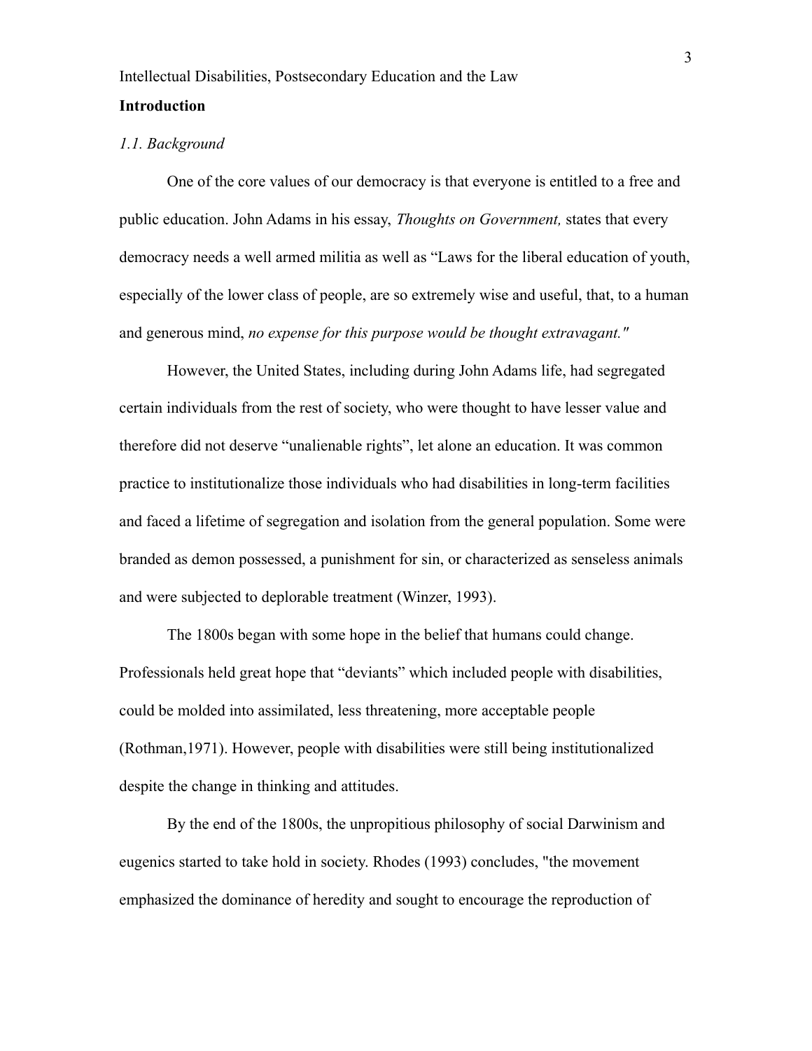Intellectual Disabilities, Postsecondary Education and the Law

**Introduction**

*1.1. Background*

One of the core values of our democracy is that everyone is entitled to a free and public education. John Adams in his essay, *Thoughts on Government,* states that every democracy needs a well armed militia as well as "Laws for the liberal education of youth, especially of the lower class of people, are so extremely wise and useful, that, to a human and generous mind, *no expense for this purpose would be thought extravagant."*

However, the United States, including during John Adams life, had segregated certain individuals from the rest of society, who were thought to have lesser value and therefore did not deserve "unalienable rights", let alone an education. It was common practice to institutionalize those individuals who had disabilities in long-term facilities and faced a lifetime of segregation and isolation from the general population. Some were branded as demon possessed, a punishment for sin, or characterized as senseless animals and were subjected to deplorable treatment (Winzer, 1993).

The 1800s began with some hope in the belief that humans could change. Professionals held great hope that "deviants" which included people with disabilities, could be molded into assimilated, less threatening, more acceptable people (Rothman,1971). However, people with disabilities were still being institutionalized despite the change in thinking and attitudes.

By the end of the 1800s, the unpropitious philosophy of social Darwinism and eugenics started to take hold in society. Rhodes (1993) concludes, "the movement emphasized the dominance of heredity and sought to encourage the reproduction of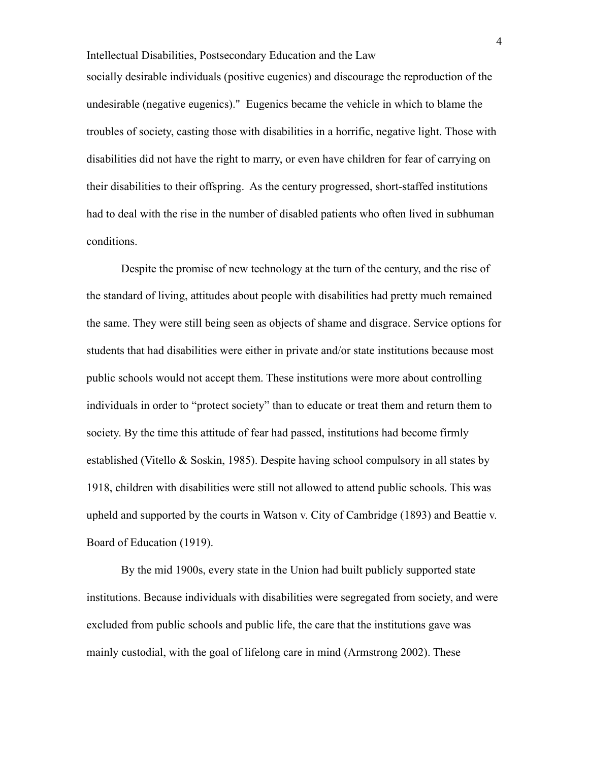socially desirable individuals (positive eugenics) and discourage the reproduction of the undesirable (negative eugenics)."  Eugenics became the vehicle in which to blame the troubles of society, casting those with disabilities in a horrific, negative light. Those with disabilities did not have the right to marry, or even have children for fear of carrying on their disabilities to their offspring.  As the century progressed, short-staffed institutions had to deal with the rise in the number of disabled patients who often lived in subhuman conditions.

Despite the promise of new technology at the turn of the century, and the rise of the standard of living, attitudes about people with disabilities had pretty much remained the same. They were still being seen as objects of shame and disgrace. Service options for students that had disabilities were either in private and/or state institutions because most public schools would not accept them. These institutions were more about controlling individuals in order to "protect society" than to educate or treat them and return them to society. By the time this attitude of fear had passed, institutions had become firmly established (Vitello & Soskin, 1985). Despite having school compulsory in all states by 1918, children with disabilities were still not allowed to attend public schools. This was upheld and supported by the courts in Watson v. City of Cambridge (1893) and Beattie v. Board of Education (1919).

By the mid 1900s, every state in the Union had built publicly supported state institutions. Because individuals with disabilities were segregated from society, and were excluded from public schools and public life, the care that the institutions gave was mainly custodial, with the goal of lifelong care in mind (Armstrong 2002). These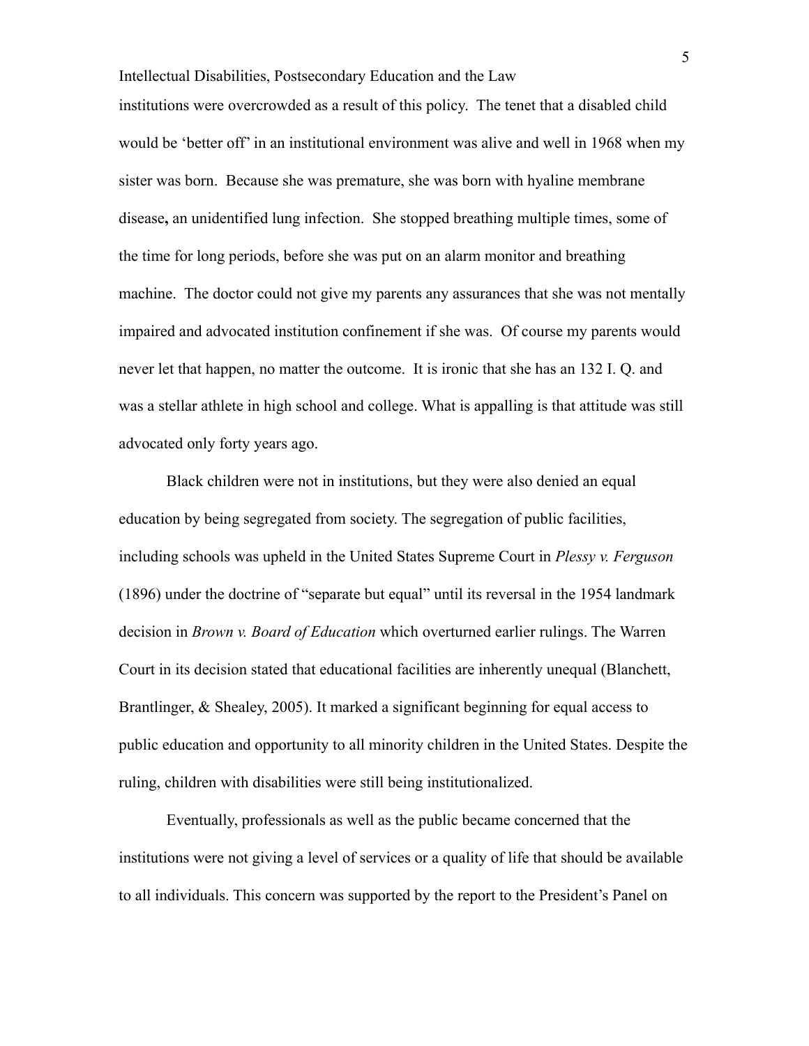institutions were overcrowded as a result of this policy. The tenet that a disabled child would be 'better off' in an institutional environment was alive and well in 1968 when my sister was born. Because she was premature, she was born with hyaline membrane disease**,** an unidentified lung infection. She stopped breathing multiple times, some of the time for long periods, before she was put on an alarm monitor and breathing machine. The doctor could not give my parents any assurances that she was not mentally impaired and advocated institution confinement if she was. Of course my parents would never let that happen, no matter the outcome. It is ironic that she has an 132 I. Q. and was a stellar athlete in high school and college. What is appalling is that attitude was still advocated only forty years ago.

Black children were not in institutions, but they were also denied an equal education by being segregated from society. The segregation of public facilities, including schools was upheld in the United States Supreme Court in *Plessy v. Ferguson* (1896) under the doctrine of "separate but equal" until its reversal in the 1954 landmark decision in *Brown v. Board of Education* which overturned earlier rulings. The Warren Court in its decision stated that educational facilities are inherently unequal (Blanchett, Brantlinger, & Shealey, 2005). It marked a significant beginning for equal access to public education and opportunity to all minority children in the United States. Despite the ruling, children with disabilities were still being institutionalized.

Eventually, professionals as well as the public became concerned that the institutions were not giving a level of services or a quality of life that should be available to all individuals. This concern was supported by the report to the President's Panel on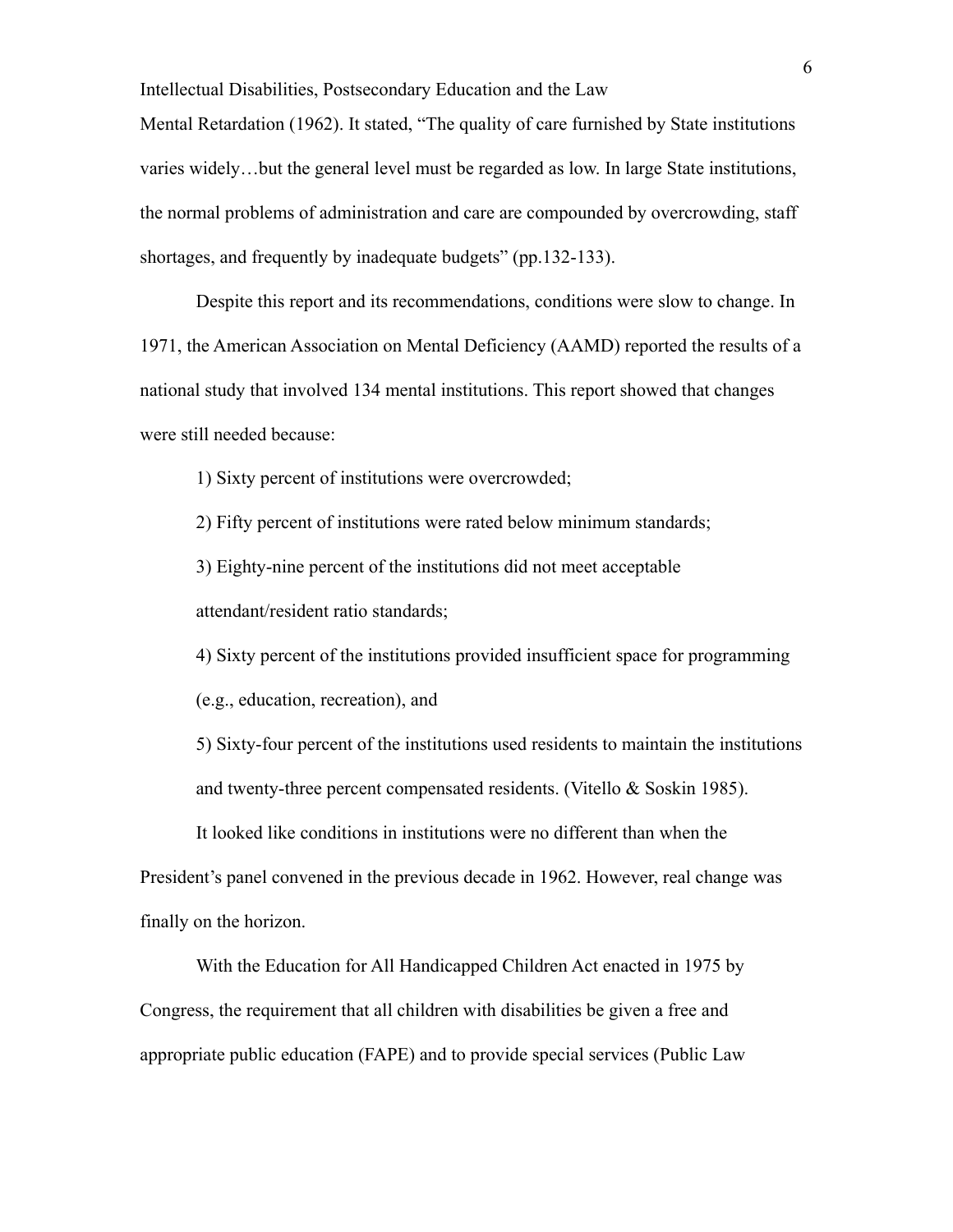Mental Retardation (1962). It stated, "The quality of care furnished by State institutions varies widely…but the general level must be regarded as low. In large State institutions, the normal problems of administration and care are compounded by overcrowding, staff shortages, and frequently by inadequate budgets" (pp.132-133).

Despite this report and its recommendations, conditions were slow to change. In 1971, the American Association on Mental Deficiency (AAMD) reported the results of a national study that involved 134 mental institutions. This report showed that changes were still needed because:

1) Sixty percent of institutions were overcrowded;

2) Fifty percent of institutions were rated below minimum standards;

3) Eighty-nine percent of the institutions did not meet acceptable attendant/resident ratio standards;

4) Sixty percent of the institutions provided insufficient space for programming (e.g., education, recreation), and

5) Sixty-four percent of the institutions used residents to maintain the institutions and twenty-three percent compensated residents. (Vitello & Soskin 1985).

It looked like conditions in institutions were no different than when the President's panel convened in the previous decade in 1962. However, real change was finally on the horizon.

With the Education for All Handicapped Children Act enacted in 1975 by Congress, the requirement that all children with disabilities be given a free and appropriate public education (FAPE) and to provide special services (Public Law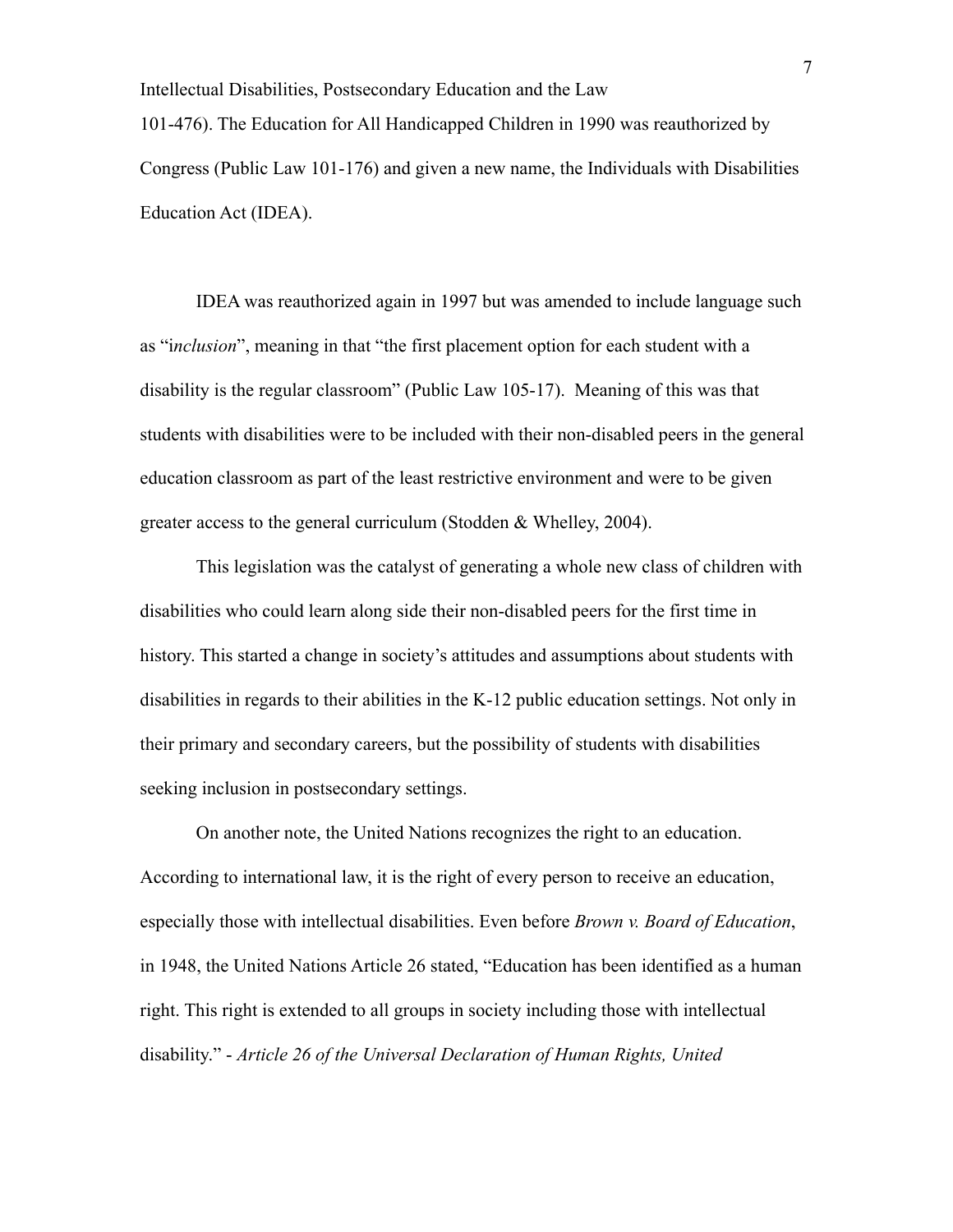101-476). The Education for All Handicapped Children in 1990 was reauthorized by Congress (Public Law 101-176) and given a new name, the Individuals with Disabilities Education Act (IDEA).

IDEA was reauthorized again in 1997 but was amended to include language such as "i*nclusion*", meaning in that "the first placement option for each student with a disability is the regular classroom" (Public Law 105-17). Meaning of this was that students with disabilities were to be included with their non-disabled peers in the general education classroom as part of the least restrictive environment and were to be given greater access to the general curriculum (Stodden & Whelley, 2004).

This legislation was the catalyst of generating a whole new class of children with disabilities who could learn along side their non-disabled peers for the first time in history. This started a change in society's attitudes and assumptions about students with disabilities in regards to their abilities in the K-12 public education settings. Not only in their primary and secondary careers, but the possibility of students with disabilities seeking inclusion in postsecondary settings.

On another note, the United Nations recognizes the right to an education. According to international law, it is the right of every person to receive an education, especially those with intellectual disabilities. Even before *Brown v. Board of Education*, in 1948, the United Nations Article 26 stated, "Education has been identified as a human right. This right is extended to all groups in society including those with intellectual disability." - *Article 26 of the Universal Declaration of Human Rights, United*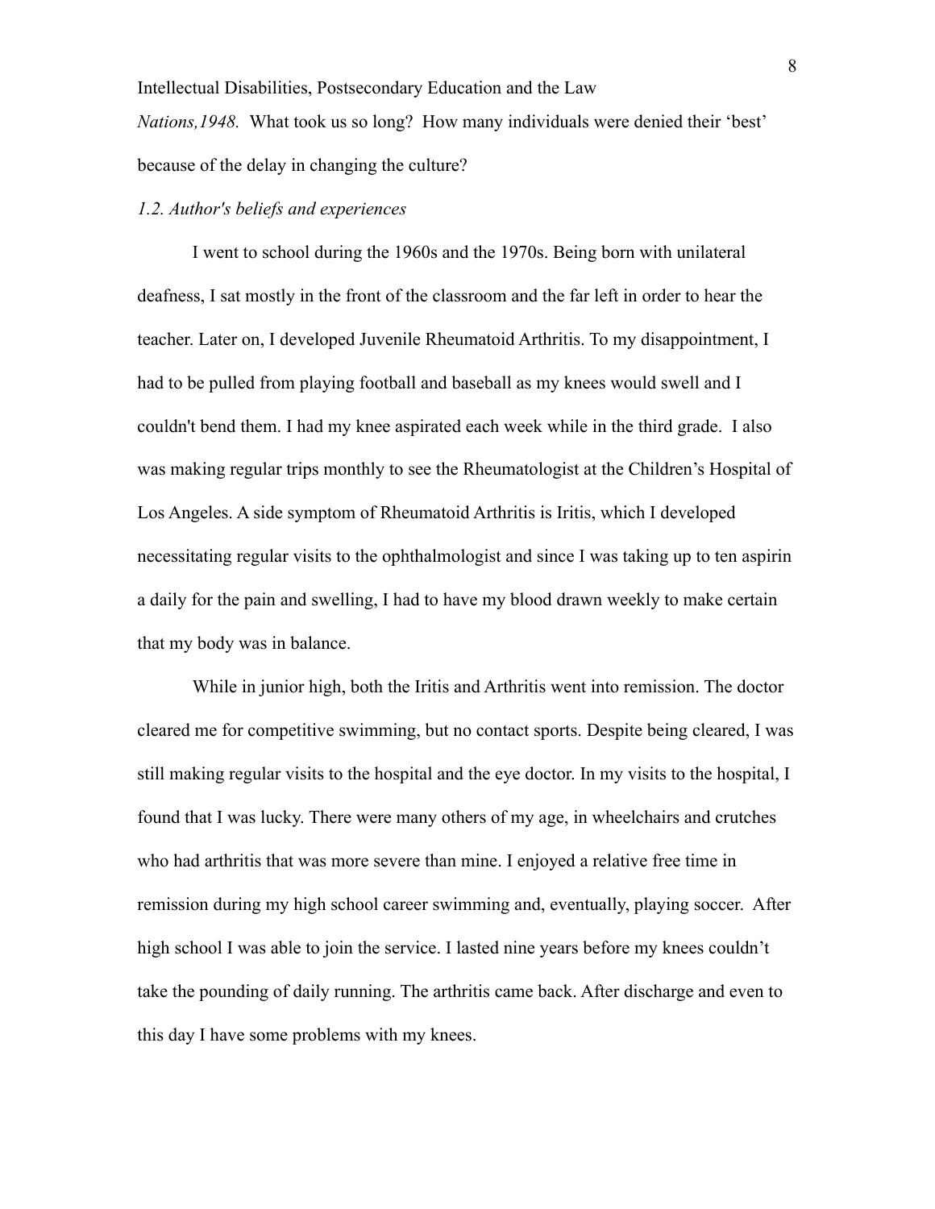*Nations,1948.* What took us so long? How many individuals were denied their 'best' because of the delay in changing the culture?

### *1.2. Author's beliefs and experiences*

I went to school during the 1960s and the 1970s. Being born with unilateral deafness, I sat mostly in the front of the classroom and the far left in order to hear the teacher. Later on, I developed Juvenile Rheumatoid Arthritis. To my disappointment, I had to be pulled from playing football and baseball as my knees would swell and I couldn't bend them. I had my knee aspirated each week while in the third grade. I also was making regular trips monthly to see the Rheumatologist at the Children's Hospital of Los Angeles. A side symptom of Rheumatoid Arthritis is Iritis, which I developed necessitating regular visits to the ophthalmologist and since I was taking up to ten aspirin a daily for the pain and swelling, I had to have my blood drawn weekly to make certain that my body was in balance.

While in junior high, both the Iritis and Arthritis went into remission. The doctor cleared me for competitive swimming, but no contact sports. Despite being cleared, I was still making regular visits to the hospital and the eye doctor. In my visits to the hospital, I found that I was lucky. There were many others of my age, in wheelchairs and crutches who had arthritis that was more severe than mine. I enjoyed a relative free time in remission during my high school career swimming and, eventually, playing soccer. After high school I was able to join the service. I lasted nine years before my knees couldn't take the pounding of daily running. The arthritis came back. After discharge and even to this day I have some problems with my knees.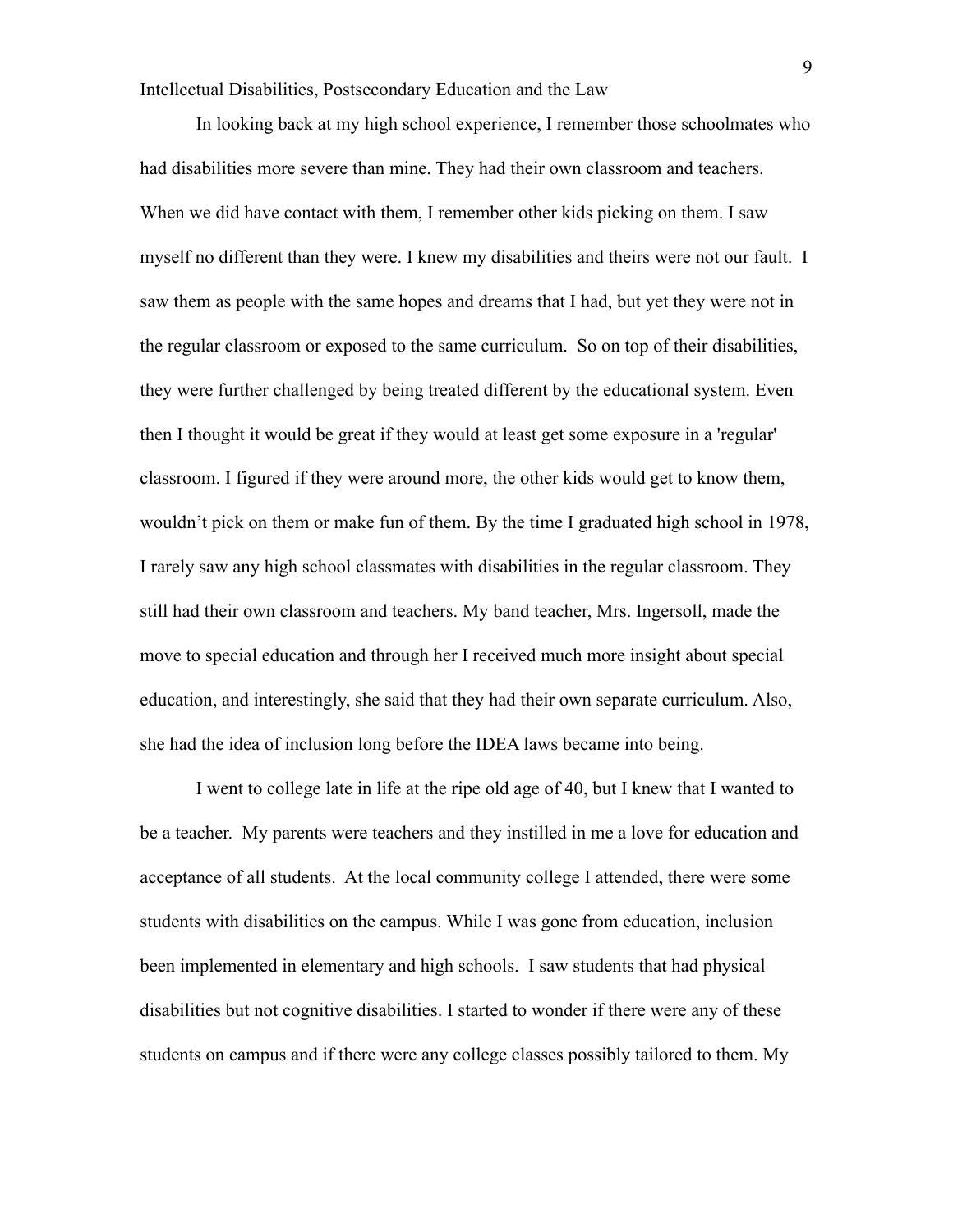In looking back at my high school experience, I remember those schoolmates who had disabilities more severe than mine. They had their own classroom and teachers. When we did have contact with them, I remember other kids picking on them. I saw myself no different than they were. I knew my disabilities and theirs were not our fault. I saw them as people with the same hopes and dreams that I had, but yet they were not in the regular classroom or exposed to the same curriculum. So on top of their disabilities, they were further challenged by being treated different by the educational system. Even then I thought it would be great if they would at least get some exposure in a 'regular' classroom. I figured if they were around more, the other kids would get to know them, wouldn't pick on them or make fun of them. By the time I graduated high school in 1978, I rarely saw any high school classmates with disabilities in the regular classroom. They still had their own classroom and teachers. My band teacher, Mrs. Ingersoll, made the move to special education and through her I received much more insight about special education, and interestingly, she said that they had their own separate curriculum. Also, she had the idea of inclusion long before the IDEA laws became into being.

I went to college late in life at the ripe old age of 40, but I knew that I wanted to be a teacher. My parents were teachers and they instilled in me a love for education and acceptance of all students. At the local community college I attended, there were some students with disabilities on the campus. While I was gone from education, inclusion been implemented in elementary and high schools. I saw students that had physical disabilities but not cognitive disabilities. I started to wonder if there were any of these students on campus and if there were any college classes possibly tailored to them. My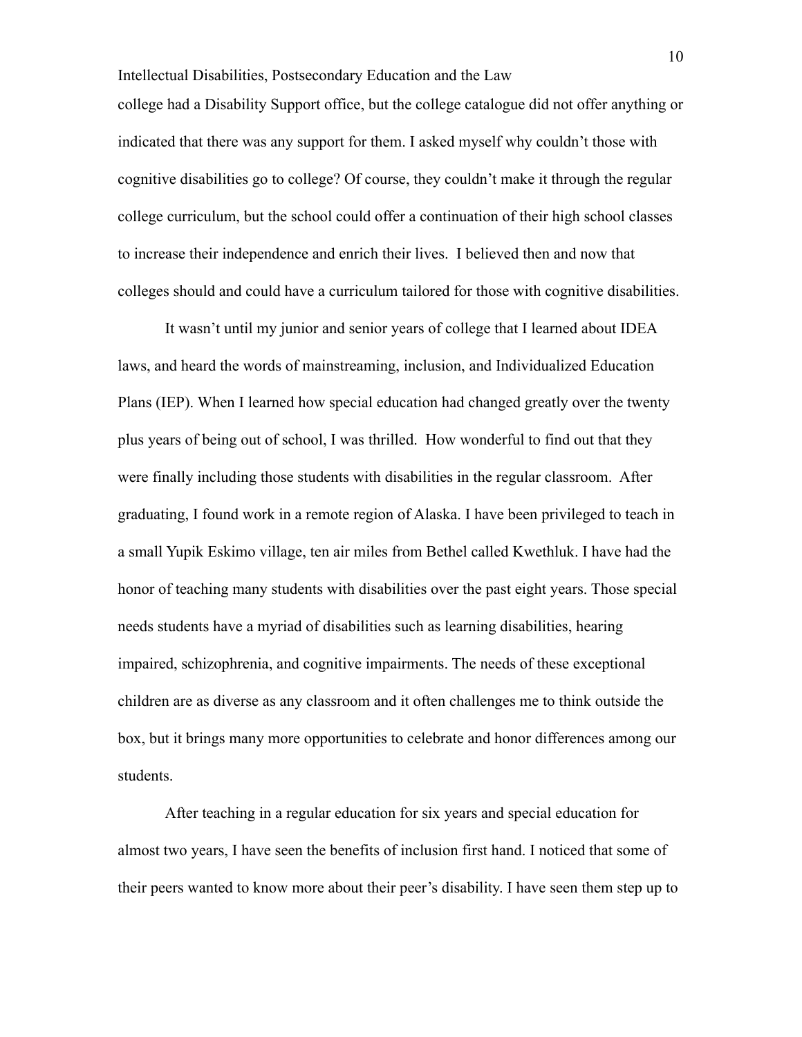college had a Disability Support office, but the college catalogue did not offer anything or indicated that there was any support for them. I asked myself why couldn't those with cognitive disabilities go to college? Of course, they couldn't make it through the regular college curriculum, but the school could offer a continuation of their high school classes to increase their independence and enrich their lives. I believed then and now that colleges should and could have a curriculum tailored for those with cognitive disabilities.

It wasn't until my junior and senior years of college that I learned about IDEA laws, and heard the words of mainstreaming, inclusion, and Individualized Education Plans (IEP). When I learned how special education had changed greatly over the twenty plus years of being out of school, I was thrilled. How wonderful to find out that they were finally including those students with disabilities in the regular classroom. After graduating, I found work in a remote region of Alaska. I have been privileged to teach in a small Yupik Eskimo village, ten air miles from Bethel called Kwethluk. I have had the honor of teaching many students with disabilities over the past eight years. Those special needs students have a myriad of disabilities such as learning disabilities, hearing impaired, schizophrenia, and cognitive impairments. The needs of these exceptional children are as diverse as any classroom and it often challenges me to think outside the box, but it brings many more opportunities to celebrate and honor differences among our students.

After teaching in a regular education for six years and special education for almost two years, I have seen the benefits of inclusion first hand. I noticed that some of their peers wanted to know more about their peer's disability. I have seen them step up to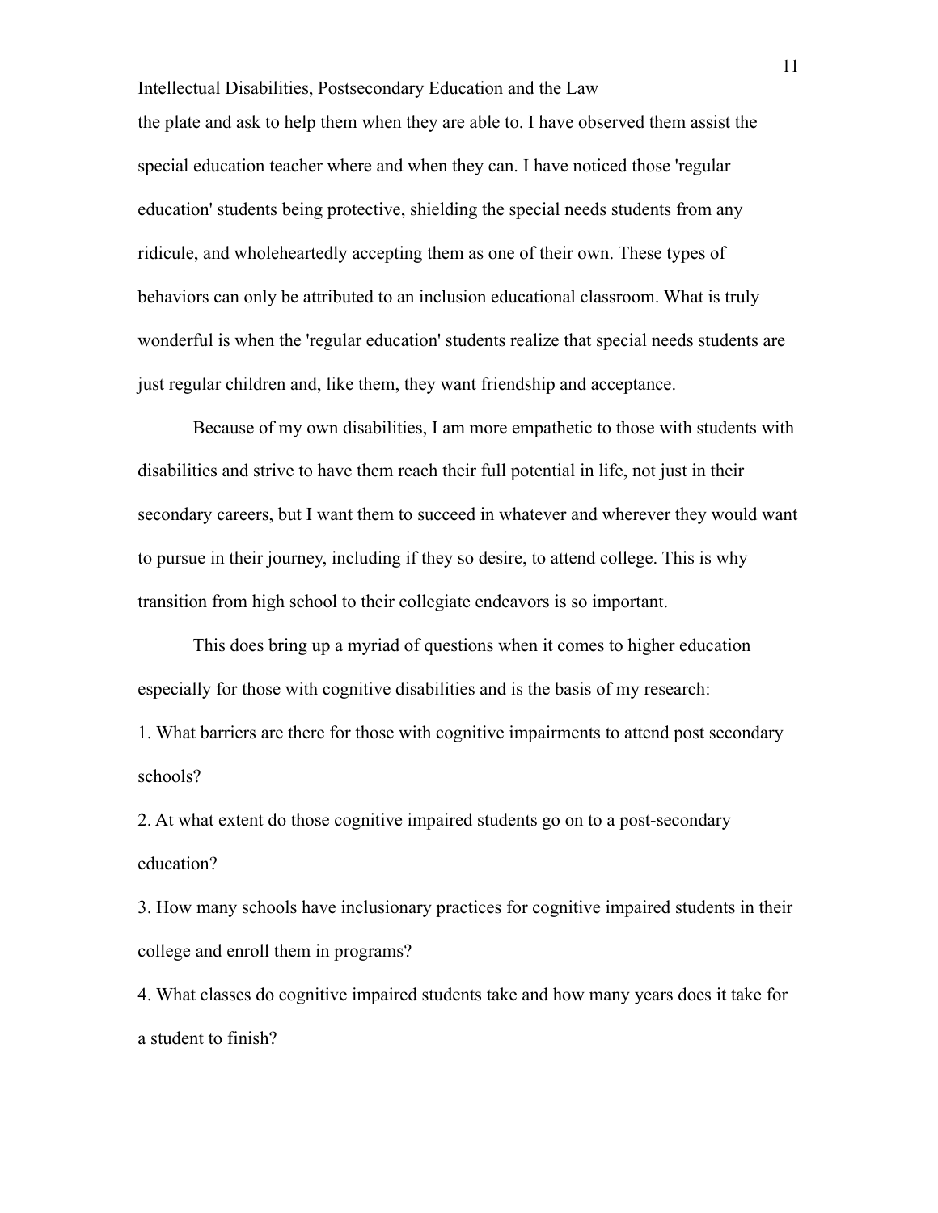the plate and ask to help them when they are able to. I have observed them assist the special education teacher where and when they can. I have noticed those 'regular education' students being protective, shielding the special needs students from any ridicule, and wholeheartedly accepting them as one of their own. These types of behaviors can only be attributed to an inclusion educational classroom. What is truly wonderful is when the 'regular education' students realize that special needs students are just regular children and, like them, they want friendship and acceptance.

Because of my own disabilities, I am more empathetic to those with students with disabilities and strive to have them reach their full potential in life, not just in their secondary careers, but I want them to succeed in whatever and wherever they would want to pursue in their journey, including if they so desire, to attend college. This is why transition from high school to their collegiate endeavors is so important.

This does bring up a myriad of questions when it comes to higher education especially for those with cognitive disabilities and is the basis of my research:

1. What barriers are there for those with cognitive impairments to attend post secondary schools?
2. At what extent do those cognitive impaired students go on to a post-secondary education?
3. How many schools have inclusionary practices for cognitive impaired students in their college and enroll them in programs?
4. What classes do cognitive impaired students take and how many years does it take for a student to finish?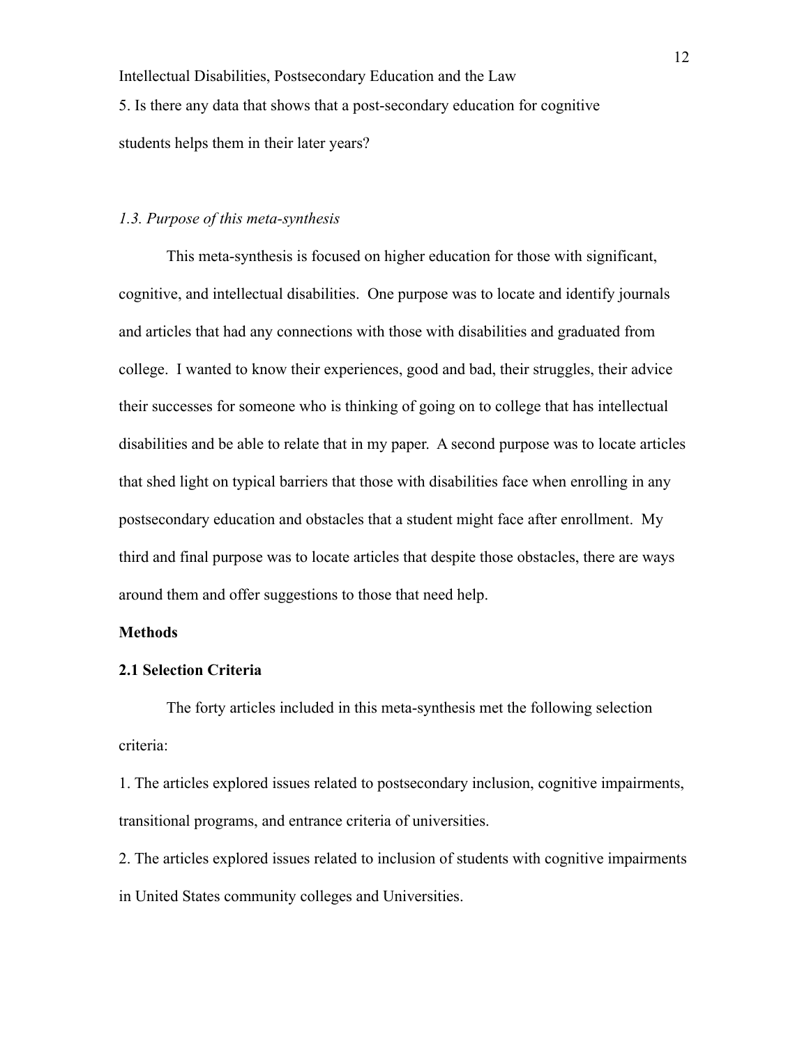5. Is there any data that shows that a post-secondary education for cognitive students helps them in their later years?

*1.3. Purpose of this meta-synthesis*

This meta-synthesis is focused on higher education for those with significant, cognitive, and intellectual disabilities. One purpose was to locate and identify journals and articles that had any connections with those with disabilities and graduated from college. I wanted to know their experiences, good and bad, their struggles, their advice their successes for someone who is thinking of going on to college that has intellectual disabilities and be able to relate that in my paper. A second purpose was to locate articles that shed light on typical barriers that those with disabilities face when enrolling in any postsecondary education and obstacles that a student might face after enrollment. My third and final purpose was to locate articles that despite those obstacles, there are ways around them and offer suggestions to those that need help.

## Methods

### 2.1 Selection Criteria

The forty articles included in this meta-synthesis met the following selection criteria:

1. The articles explored issues related to postsecondary inclusion, cognitive impairments, transitional programs, and entrance criteria of universities.
2. The articles explored issues related to inclusion of students with cognitive impairments in United States community colleges and Universities.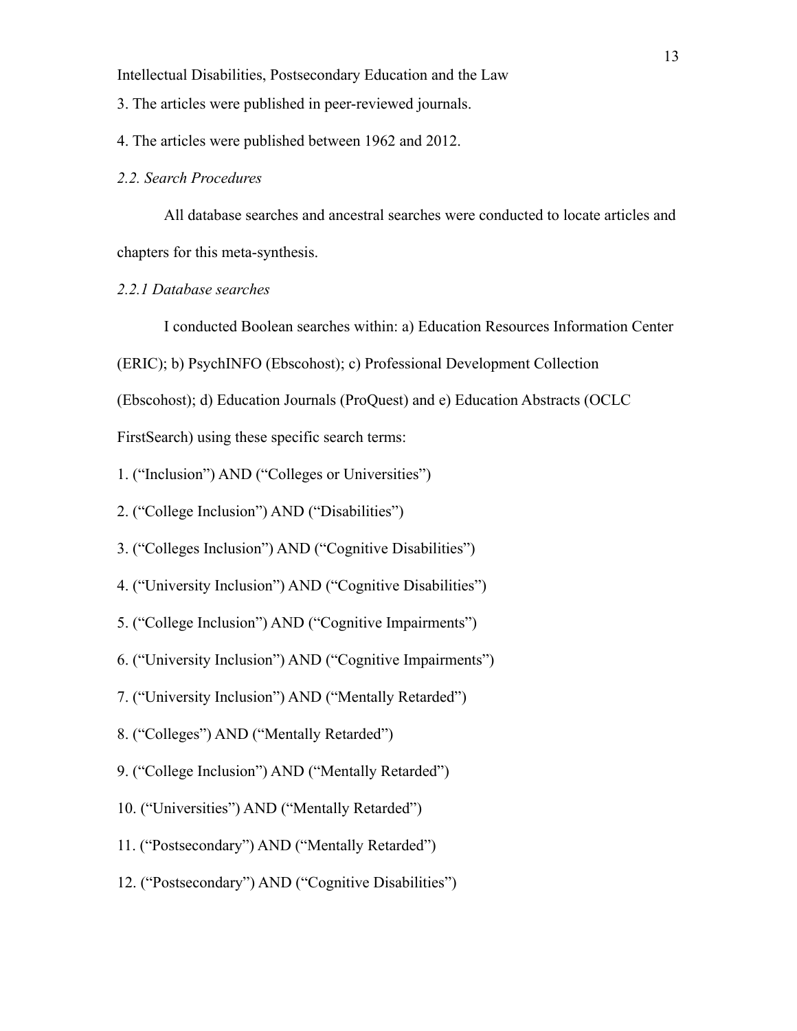3. The articles were published in peer-reviewed journals.

4. The articles were published between 1962 and 2012.

*2.2. Search Procedures*

All database searches and ancestral searches were conducted to locate articles and chapters for this meta-synthesis.

*2.2.1 Database searches*

I conducted Boolean searches within: a) Education Resources Information Center (ERIC); b) PsychINFO (Ebscohost); c) Professional Development Collection (Ebscohost); d) Education Journals (ProQuest) and e) Education Abstracts (OCLC FirstSearch) using these specific search terms:

1. (“Inclusion”) AND (“Colleges or Universities”)
2. (“College Inclusion”) AND (“Disabilities”)
3. (“Colleges Inclusion”) AND (“Cognitive Disabilities”)
4. (“University Inclusion”) AND (“Cognitive Disabilities”)
5. (“College Inclusion”) AND (“Cognitive Impairments”)
6. (“University Inclusion”) AND (“Cognitive Impairments”)
7. (“University Inclusion”) AND (“Mentally Retarded”)
8. (“Colleges”) AND (“Mentally Retarded”)
9. (“College Inclusion”) AND (“Mentally Retarded”)
10. (“Universities”) AND (“Mentally Retarded”)
11. (“Postsecondary”) AND (“Mentally Retarded”)
12. (“Postsecondary”) AND (“Cognitive Disabilities”)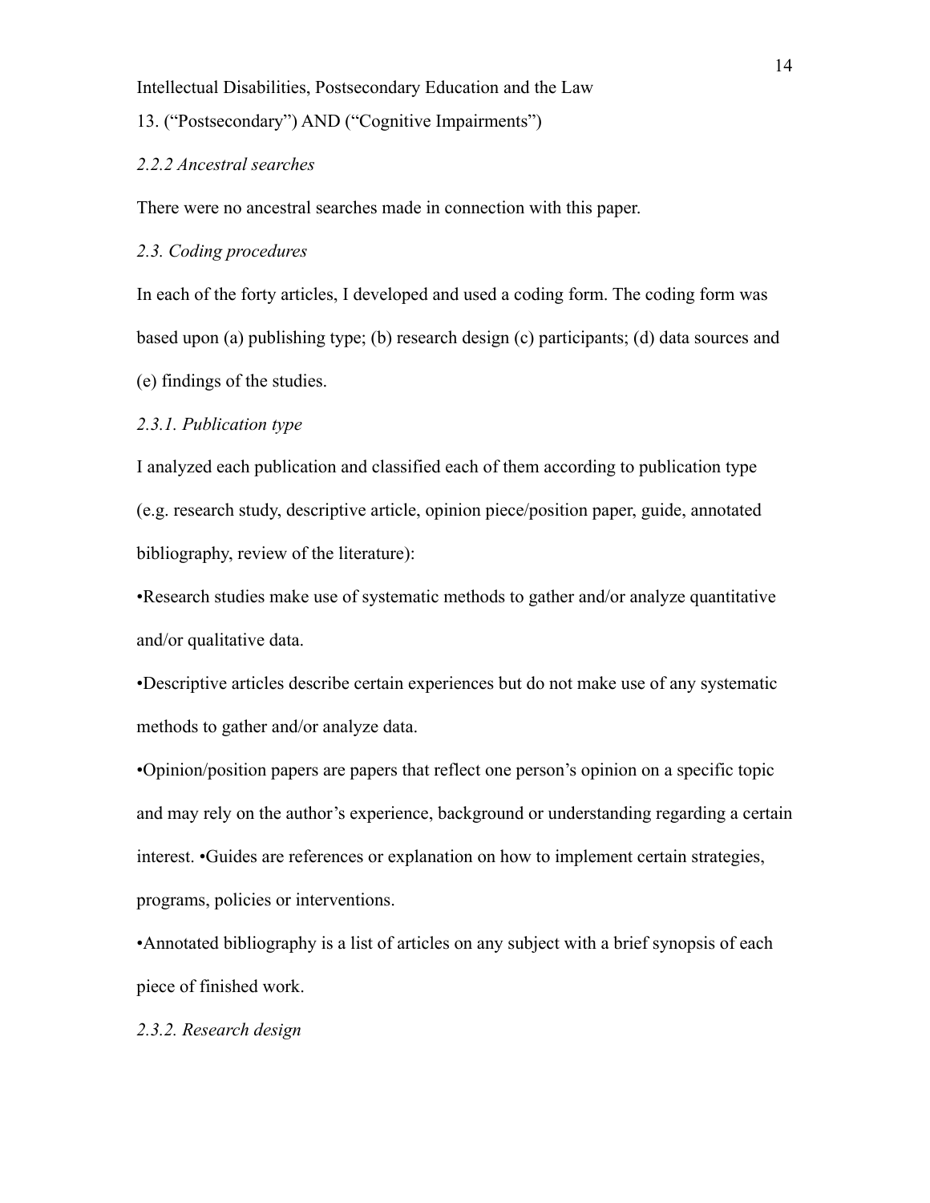Intellectual Disabilities, Postsecondary Education and the Law

13. (“Postsecondary”) AND (“Cognitive Impairments”)

*2.2.2 Ancestral searches*

There were no ancestral searches made in connection with this paper.

*2.3. Coding procedures*

In each of the forty articles, I developed and used a coding form. The coding form was based upon (a) publishing type; (b) research design (c) participants; (d) data sources and (e) findings of the studies.

*2.3.1. Publication type*

I analyzed each publication and classified each of them according to publication type (e.g. research study, descriptive article, opinion piece/position paper, guide, annotated bibliography, review of the literature):

•Research studies make use of systematic methods to gather and/or analyze quantitative and/or qualitative data.

•Descriptive articles describe certain experiences but do not make use of any systematic methods to gather and/or analyze data.

•Opinion/position papers are papers that reflect one person’s opinion on a specific topic and may rely on the author’s experience, background or understanding regarding a certain interest. •Guides are references or explanation on how to implement certain strategies, programs, policies or interventions.

•Annotated bibliography is a list of articles on any subject with a brief synopsis of each piece of finished work.

*2.3.2. Research design*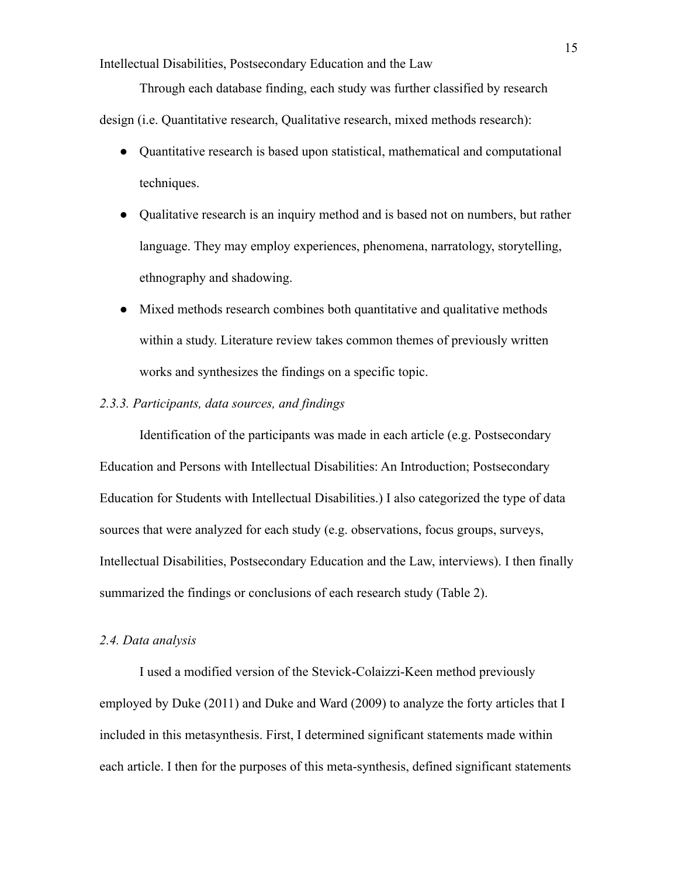Through each database finding, each study was further classified by research design (i.e. Quantitative research, Qualitative research, mixed methods research):

- Quantitative research is based upon statistical, mathematical and computational techniques.
- Qualitative research is an inquiry method and is based not on numbers, but rather language. They may employ experiences, phenomena, narratology, storytelling, ethnography and shadowing.
- Mixed methods research combines both quantitative and qualitative methods within a study. Literature review takes common themes of previously written works and synthesizes the findings on a specific topic.

### *2.3.3. Participants, data sources, and findings*

Identification of the participants was made in each article (e.g. Postsecondary Education and Persons with Intellectual Disabilities: An Introduction; Postsecondary Education for Students with Intellectual Disabilities.) I also categorized the type of data sources that were analyzed for each study (e.g. observations, focus groups, surveys, Intellectual Disabilities, Postsecondary Education and the Law, interviews). I then finally summarized the findings or conclusions of each research study (Table 2).

## *2.4. Data analysis*

I used a modified version of the Stevick-Colaizzi-Keen method previously employed by Duke (2011) and Duke and Ward (2009) to analyze the forty articles that I included in this metasynthesis. First, I determined significant statements made within each article. I then for the purposes of this meta-synthesis, defined significant statements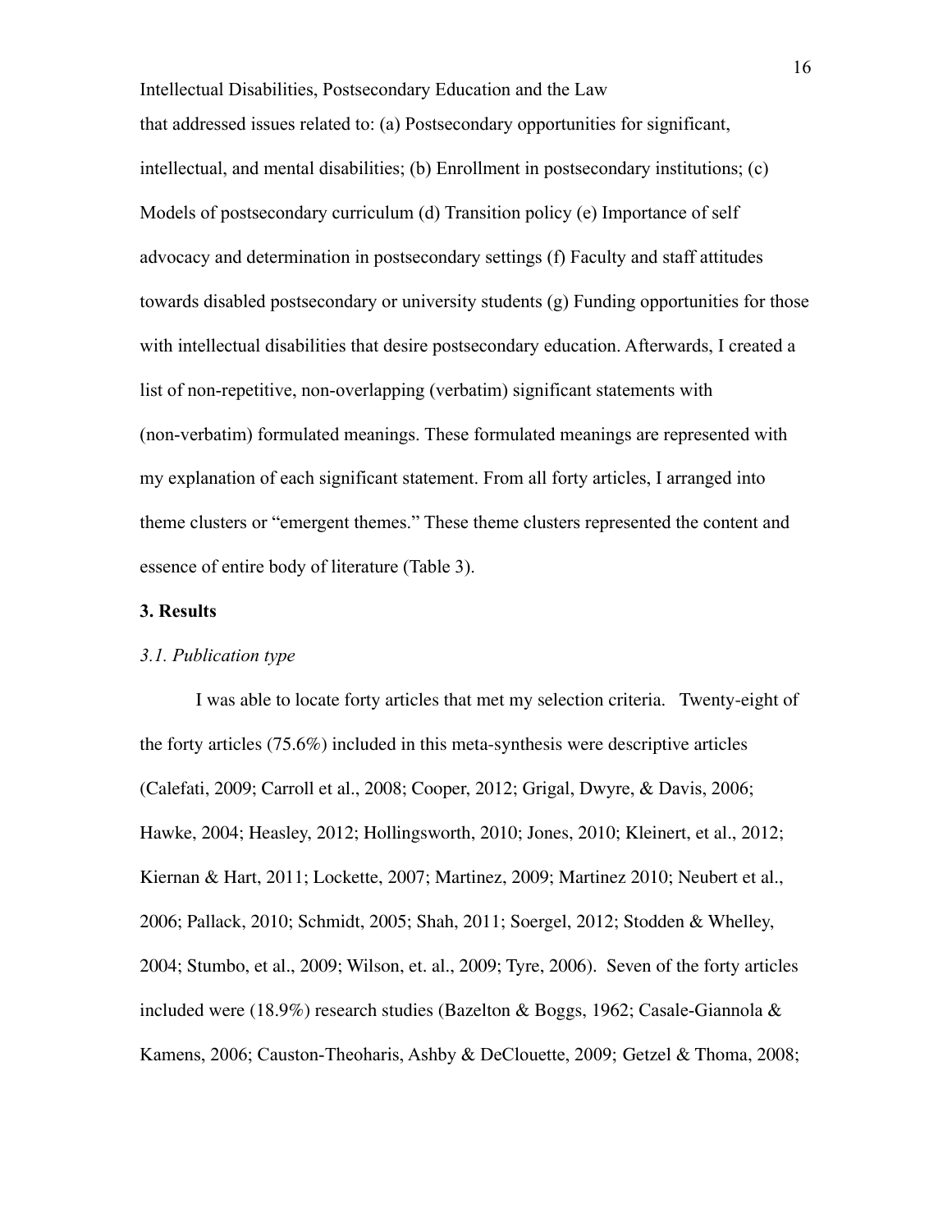that addressed issues related to: (a) Postsecondary opportunities for significant, intellectual, and mental disabilities; (b) Enrollment in postsecondary institutions; (c) Models of postsecondary curriculum (d) Transition policy (e) Importance of self advocacy and determination in postsecondary settings (f) Faculty and staff attitudes towards disabled postsecondary or university students (g) Funding opportunities for those with intellectual disabilities that desire postsecondary education. Afterwards, I created a list of non-repetitive, non-overlapping (verbatim) significant statements with (non-verbatim) formulated meanings. These formulated meanings are represented with my explanation of each significant statement. From all forty articles, I arranged into theme clusters or "emergent themes." These theme clusters represented the content and essence of entire body of literature (Table 3).

## 3. Results

### *3.1. Publication type*

I was able to locate forty articles that met my selection criteria. Twenty-eight of the forty articles (75.6%) included in this meta-synthesis were descriptive articles (Calefati, 2009; Carroll et al., 2008; Cooper, 2012; Grigal, Dwyre, & Davis, 2006; Hawke, 2004; Heasley, 2012; Hollingsworth, 2010; Jones, 2010; Kleinert, et al., 2012; Kiernan & Hart, 2011; Lockette, 2007; Martinez, 2009; Martinez 2010; Neubert et al., 2006; Pallack, 2010; Schmidt, 2005; Shah, 2011; Soergel, 2012; Stodden & Whelley, 2004; Stumbo, et al., 2009; Wilson, et. al., 2009; Tyre, 2006). Seven of the forty articles included were (18.9%) research studies (Bazelton & Boggs, 1962; Casale-Giannola & Kamens, 2006; Causton-Theoharis, Ashby & DeClouette, 2009; Getzel & Thoma, 2008;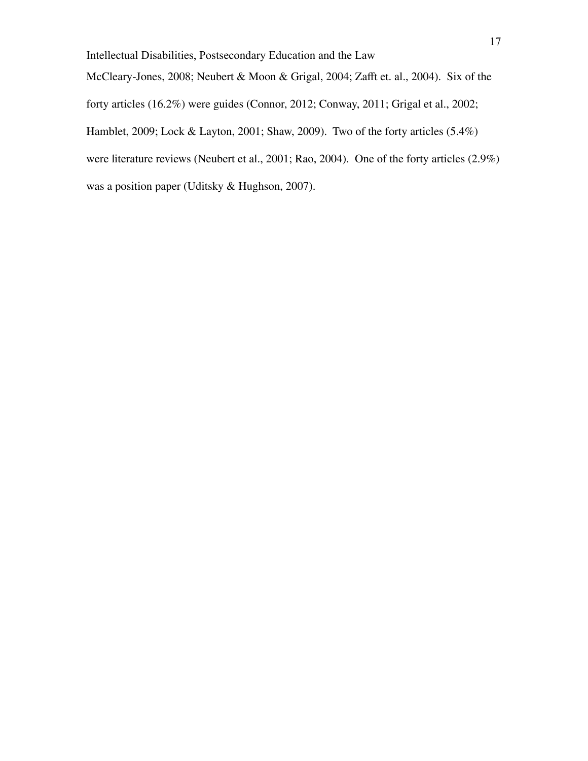McCleary-Jones, 2008; Neubert & Moon & Grigal, 2004; Zafft et. al., 2004). Six of the forty articles (16.2%) were guides (Connor, 2012; Conway, 2011; Grigal et al., 2002; Hamblet, 2009; Lock & Layton, 2001; Shaw, 2009). Two of the forty articles (5.4%) were literature reviews (Neubert et al., 2001; Rao, 2004). One of the forty articles (2.9%) was a position paper (Uditsky & Hughson, 2007).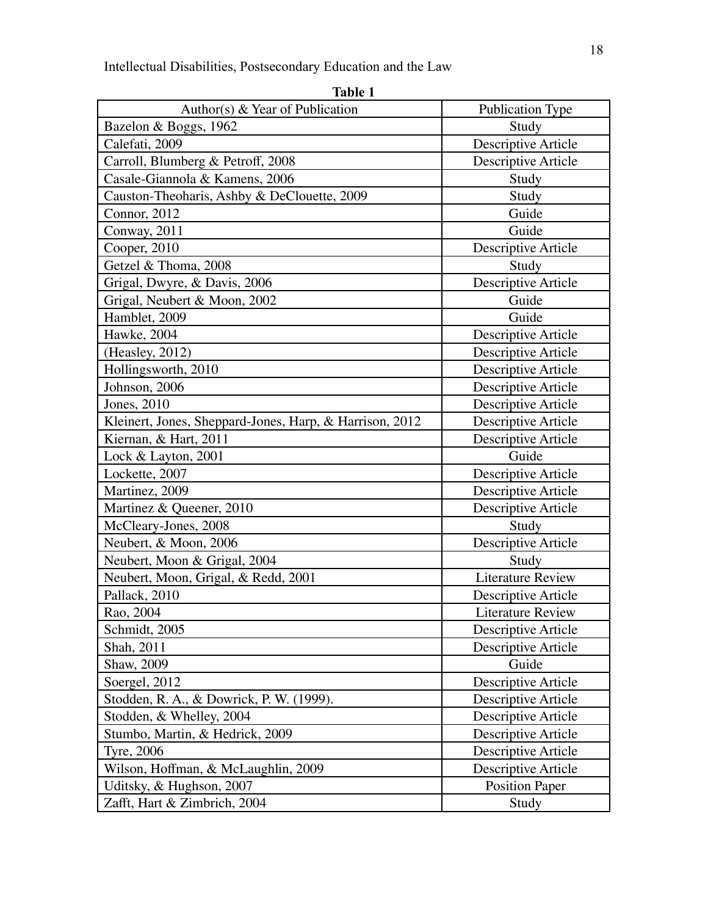**Table 1**

| Author(s) & Year of Publication | Publication Type |
| --- | --- |
| Bazelon & Boggs, 1962 | Study |
| Calefati, 2009 | Descriptive Article |
| Carroll, Blumberg & Petroff, 2008 | Descriptive Article |
| Casale-Giannola & Kamens, 2006 | Study |
| Causton-Theoharis, Ashby & DeClouette, 2009 | Study |
| Connor, 2012 | Guide |
| Conway, 2011 | Guide |
| Cooper, 2010 | Descriptive Article |
| Getzel & Thoma, 2008 | Study |
| Grigal, Dwyre, & Davis, 2006 | Descriptive Article |
| Grigal, Neubert & Moon, 2002 | Guide |
| Hamblet, 2009 | Guide |
| Hawke, 2004 | Descriptive Article |
| (Heasley, 2012) | Descriptive Article |
| Hollingsworth, 2010 | Descriptive Article |
| Johnson, 2006 | Descriptive Article |
| Jones, 2010 | Descriptive Article |
| Kleinert, Jones, Sheppard-Jones, Harp, & Harrison, 2012 | Descriptive Article |
| Kiernan, & Hart, 2011 | Descriptive Article |
| Lock & Layton, 2001 | Guide |
| Lockette, 2007 | Descriptive Article |
| Martinez, 2009 | Descriptive Article |
| Martinez & Queener, 2010 | Descriptive Article |
| McCleary-Jones, 2008 | Study |
| Neubert, & Moon, 2006 | Descriptive Article |
| Neubert, Moon & Grigal, 2004 | Study |
| Neubert, Moon, Grigal, & Redd, 2001 | Literature Review |
| Pallack, 2010 | Descriptive Article |
| Rao, 2004 | Literature Review |
| Schmidt, 2005 | Descriptive Article |
| Shah, 2011 | Descriptive Article |
| Shaw, 2009 | Guide |
| Soergel, 2012 | Descriptive Article |
| Stodden, R. A., & Dowrick, P. W. (1999). | Descriptive Article |
| Stodden, & Whelley, 2004 | Descriptive Article |
| Stumbo, Martin, & Hedrick, 2009 | Descriptive Article |
| Tyre, 2006 | Descriptive Article |
| Wilson, Hoffman, & McLaughlin, 2009 | Descriptive Article |
| Uditsky, & Hughson, 2007 | Position Paper |
| Zafft, Hart & Zimbrich, 2004 | Study |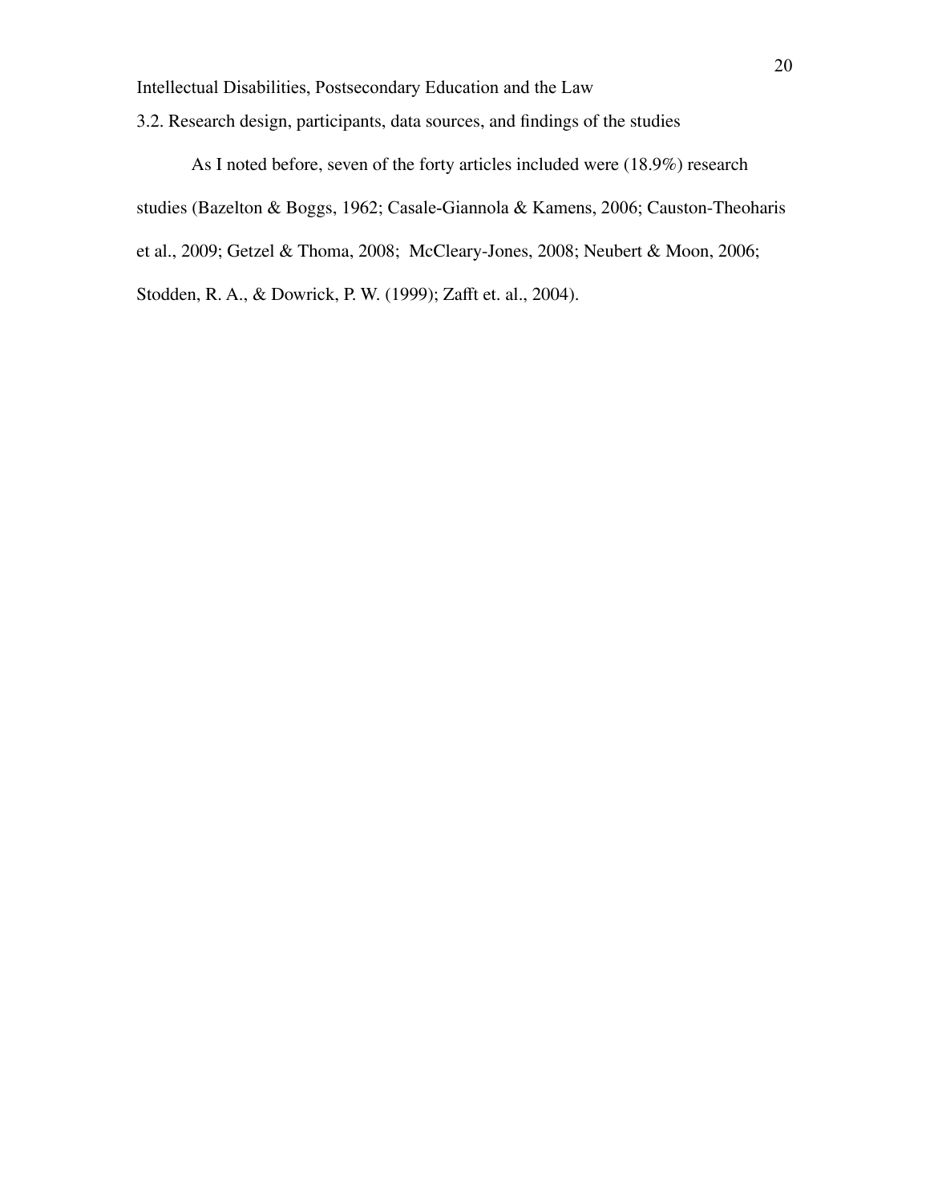### 3.2. Research design, participants, data sources, and findings of the studies

As I noted before, seven of the forty articles included were (18.9%) research studies (Bazelton & Boggs, 1962; Casale-Giannola & Kamens, 2006; Causton-Theoharis et al., 2009; Getzel & Thoma, 2008;  McCleary-Jones, 2008; Neubert & Moon, 2006; Stodden, R. A., & Dowrick, P. W. (1999); Zafft et. al., 2004).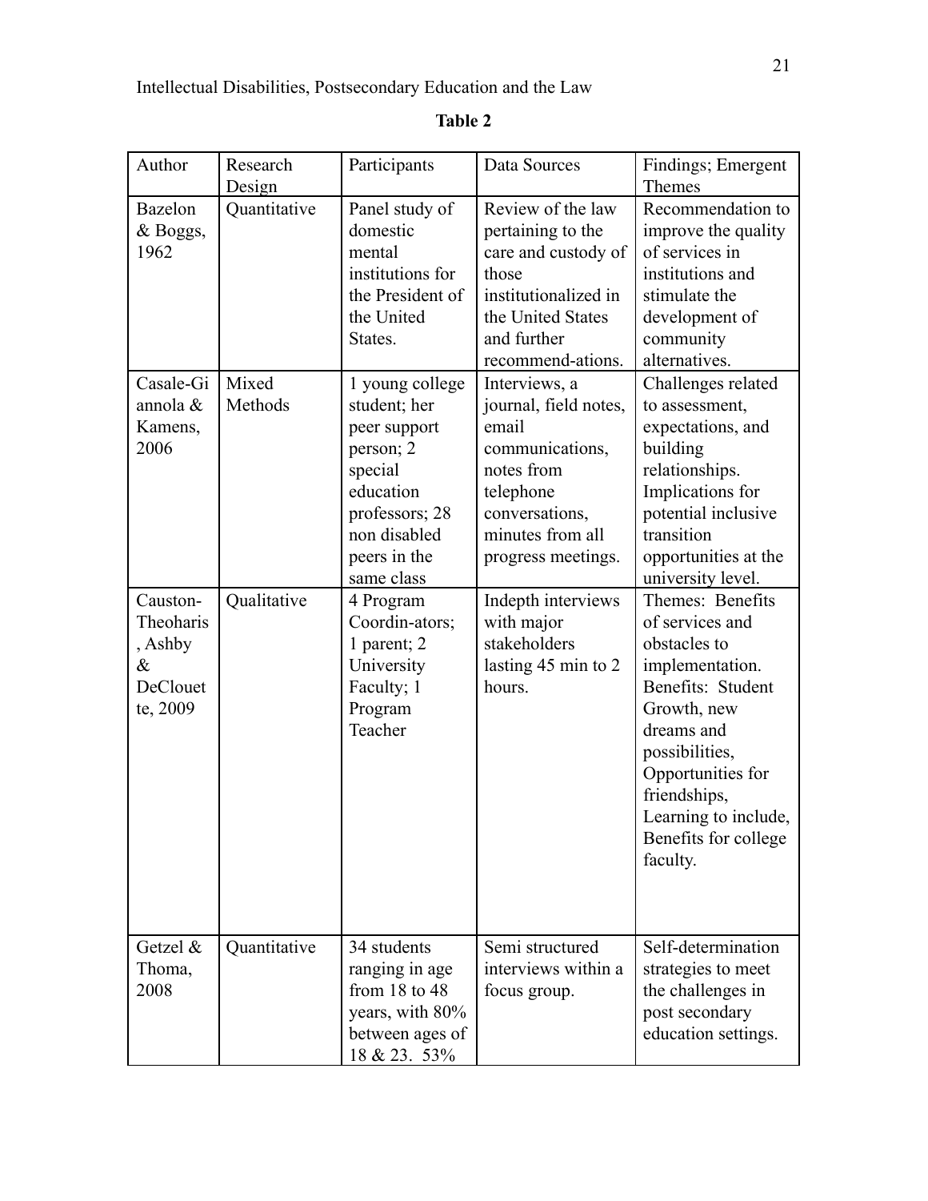**Table 2**

| Author | Research Design | Participants | Data Sources | Findings; Emergent Themes |
|---|---|---|---|---|
| Bazelon & Boggs, 1962 | Quantitative | Panel study of domestic mental institutions for the President of the United States. | Review of the law pertaining to the care and custody of those institutionalized in the United States and further recommend-ations. | Recommendation to improve the quality of services in institutions and stimulate the development of community alternatives. |
| Casale-Giannola & Kamens, 2006 | Mixed Methods | 1 young college student; her peer support person; 2 special education professors; 28 non disabled peers in the same class | Interviews, a journal, field notes, email communications, notes from telephone conversations, minutes from all progress meetings. | Challenges related to assessment, expectations, and building relationships. Implications for potential inclusive transition opportunities at the university level. |
| Causton-Theoharis, Ashby & DeClouette, 2009 | Qualitative | 4 Program Coordin-ators; 1 parent; 2 University Faculty; 1 Program Teacher | Indepth interviews with major stakeholders lasting 45 min to 2 hours. | Themes: Benefits of services and obstacles to implementation. Benefits: Student Growth, new dreams and possibilities, Opportunities for friendships, Learning to include, Benefits for college faculty. |
| Getzel & Thoma, 2008 | Quantitative | 34 students ranging in age from 18 to 48 years, with 80% between ages of 18 & 23. 53% | Semi structured interviews within a focus group. | Self-determination strategies to meet the challenges in post secondary education settings. |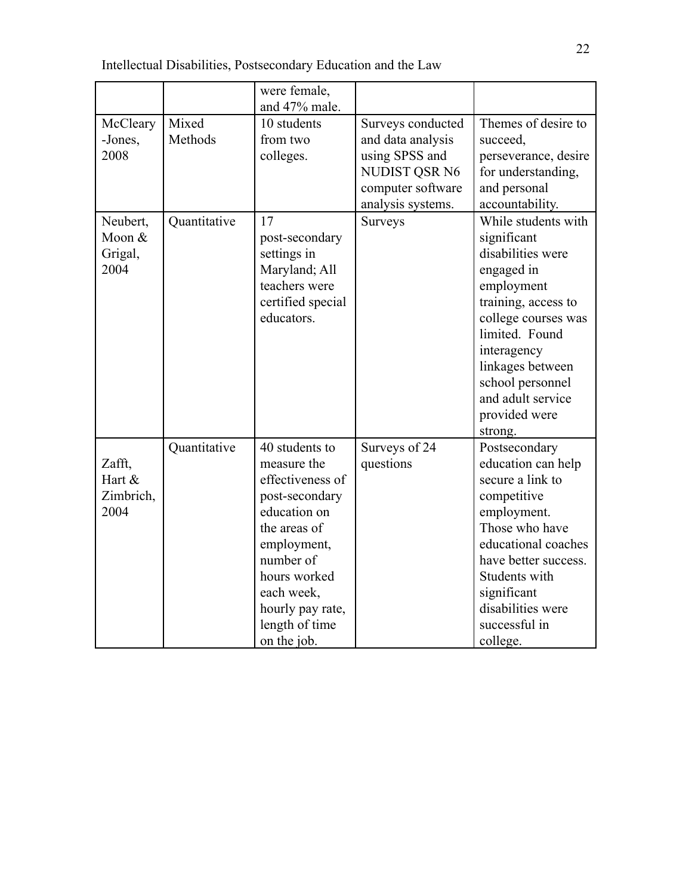| | | were female, and 47% male. | | |
|---|---|---|---|---|
| McCleary -Jones, 2008 | Mixed Methods | 10 students from two colleges. | Surveys conducted and data analysis using SPSS and NUDIST QSR N6 computer software analysis systems. | Themes of desire to succeed, perseverance, desire for understanding, and personal accountability. |
| Neubert, Moon & Grigal, 2004 | Quantitative | 17 post-secondary settings in Maryland; All teachers were certified special educators. | Surveys | While students with significant disabilities were engaged in employment training, access to college courses was limited. Found interagency linkages between school personnel and adult service provided were strong. |
| Zafft, Hart & Zimbrich, 2004 | Quantitative | 40 students to measure the effectiveness of post-secondary education on the areas of employment, number of hours worked each week, hourly pay rate, length of time on the job. | Surveys of 24 questions | Postsecondary education can help secure a link to competitive employment. Those who have educational coaches have better success. Students with significant disabilities were successful in college. |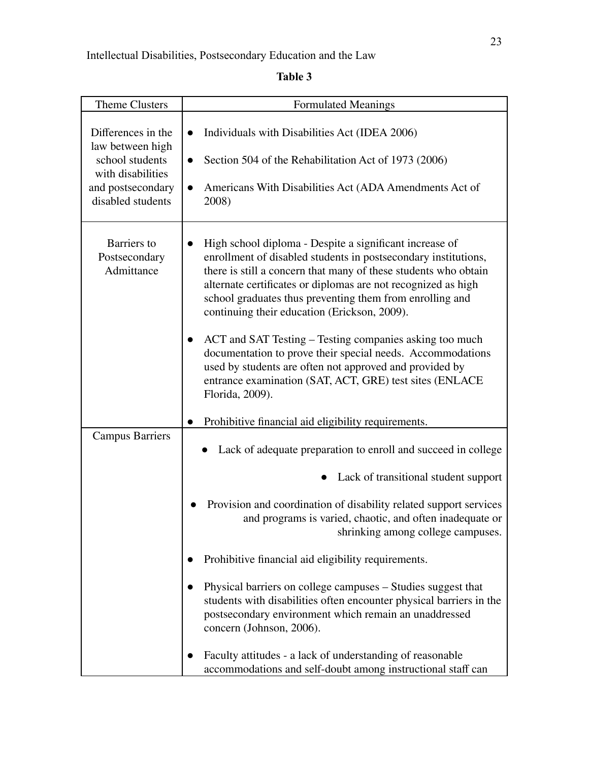**Table 3**

| Theme Clusters | Formulated Meanings |
|---|---|
| Differences in the law between high school students with disabilities and postsecondary disabled students | • Individuals with Disabilities Act (IDEA 2006)<br>• Section 504 of the Rehabilitation Act of 1973 (2006)<br>• Americans With Disabilities Act (ADA Amendments Act of 2008) |
| Barriers to Postsecondary Admittance | • High school diploma - Despite a significant increase of enrollment of disabled students in postsecondary institutions, there is still a concern that many of these students who obtain alternate certificates or diplomas are not recognized as high school graduates thus preventing them from enrolling and continuing their education (Erickson, 2009).<br>• ACT and SAT Testing – Testing companies asking too much documentation to prove their special needs. Accommodations used by students are often not approved and provided by entrance examination (SAT, ACT, GRE) test sites (ENLACE Florida, 2009).<br>• Prohibitive financial aid eligibility requirements. |
| Campus Barriers | • Lack of adequate preparation to enroll and succeed in college<br>• Lack of transitional student support<br>• Provision and coordination of disability related support services and programs is varied, chaotic, and often inadequate or shrinking among college campuses.<br>• Prohibitive financial aid eligibility requirements.<br>• Physical barriers on college campuses – Studies suggest that students with disabilities often encounter physical barriers in the postsecondary environment which remain an unaddressed concern (Johnson, 2006).<br>• Faculty attitudes - a lack of understanding of reasonable accommodations and self-doubt among instructional staff can |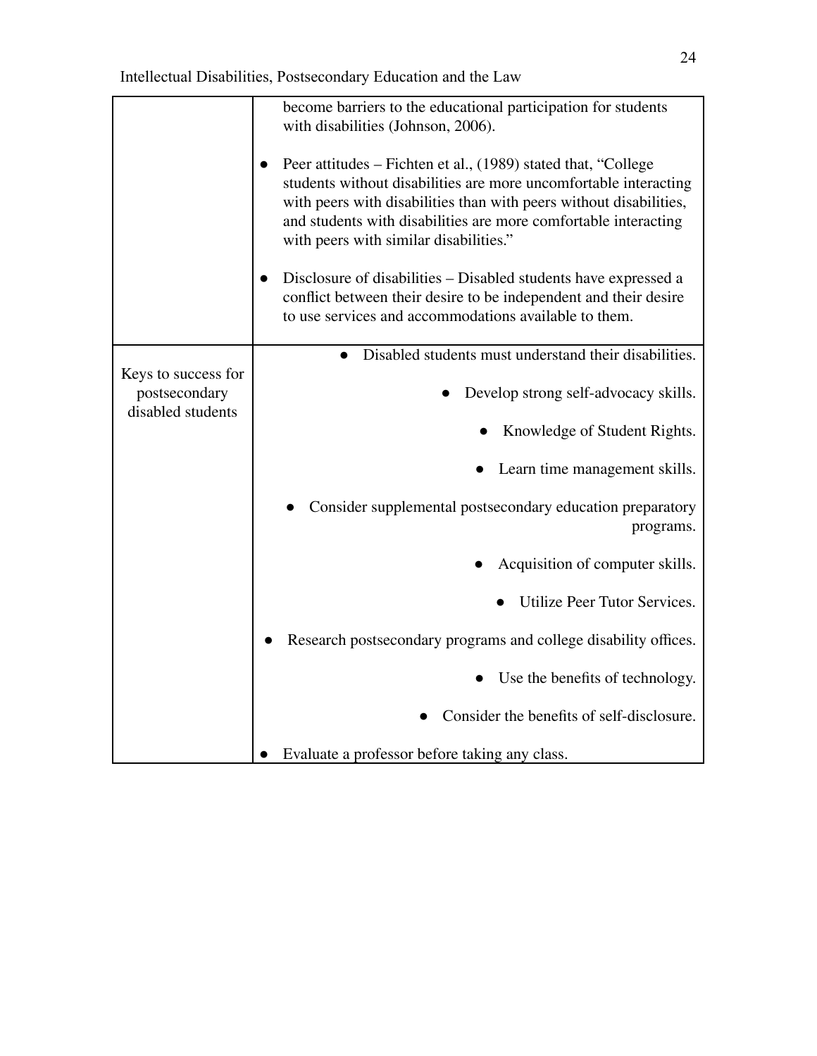| | |
|---|---|
| | become barriers to the educational participation for students with disabilities (Johnson, 2006).<br><br>● Peer attitudes – Fichten et al., (1989) stated that, "College students without disabilities are more uncomfortable interacting with peers with disabilities than with peers without disabilities, and students with disabilities are more comfortable interacting with peers with similar disabilities."<br><br>● Disclosure of disabilities – Disabled students have expressed a conflict between their desire to be independent and their desire to use services and accommodations available to them. |
| Keys to success for postsecondary disabled students | ● Disabled students must understand their disabilities.<br><br>● Develop strong self-advocacy skills.<br><br>● Knowledge of Student Rights.<br><br>● Learn time management skills.<br><br>● Consider supplemental postsecondary education preparatory programs.<br><br>● Acquisition of computer skills.<br><br>● Utilize Peer Tutor Services.<br><br>● Research postsecondary programs and college disability offices.<br><br>● Use the benefits of technology.<br><br>● Consider the benefits of self-disclosure.<br><br>● Evaluate a professor before taking any class. |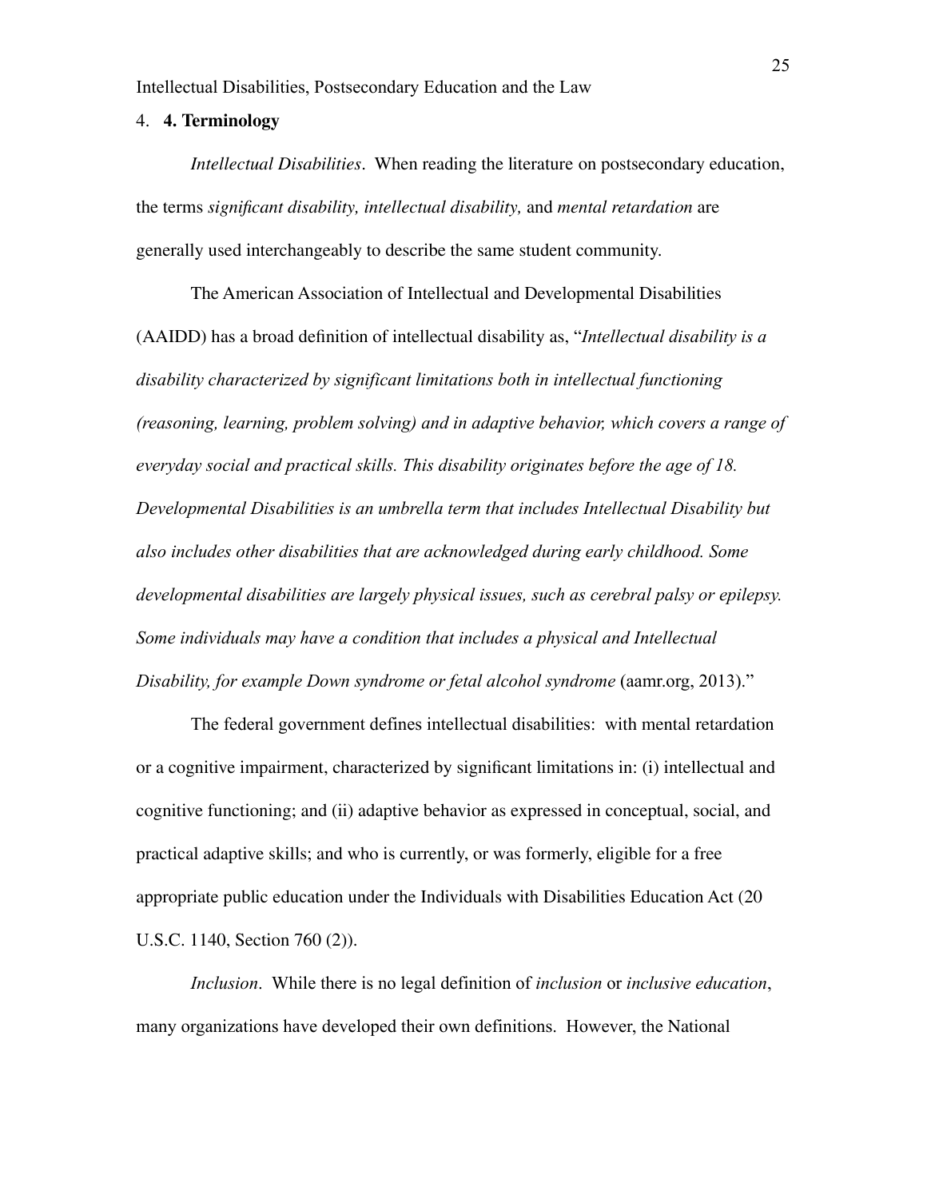4. **4. Terminology**

*Intellectual Disabilities*. When reading the literature on postsecondary education, the terms *significant disability, intellectual disability,* and *mental retardation* are generally used interchangeably to describe the same student community.

The American Association of Intellectual and Developmental Disabilities (AAIDD) has a broad definition of intellectual disability as, "*Intellectual disability is a disability characterized by significant limitations both in intellectual functioning (reasoning, learning, problem solving) and in adaptive behavior, which covers a range of everyday social and practical skills. This disability originates before the age of 18. Developmental Disabilities is an umbrella term that includes Intellectual Disability but also includes other disabilities that are acknowledged during early childhood. Some developmental disabilities are largely physical issues, such as cerebral palsy or epilepsy. Some individuals may have a condition that includes a physical and Intellectual Disability, for example Down syndrome or fetal alcohol syndrome* (aamr.org, 2013)."

The federal government defines intellectual disabilities: with mental retardation or a cognitive impairment, characterized by significant limitations in: (i) intellectual and cognitive functioning; and (ii) adaptive behavior as expressed in conceptual, social, and practical adaptive skills; and who is currently, or was formerly, eligible for a free appropriate public education under the Individuals with Disabilities Education Act (20 U.S.C. 1140, Section 760 (2)).

*Inclusion*. While there is no legal definition of *inclusion* or *inclusive education*, many organizations have developed their own definitions. However, the National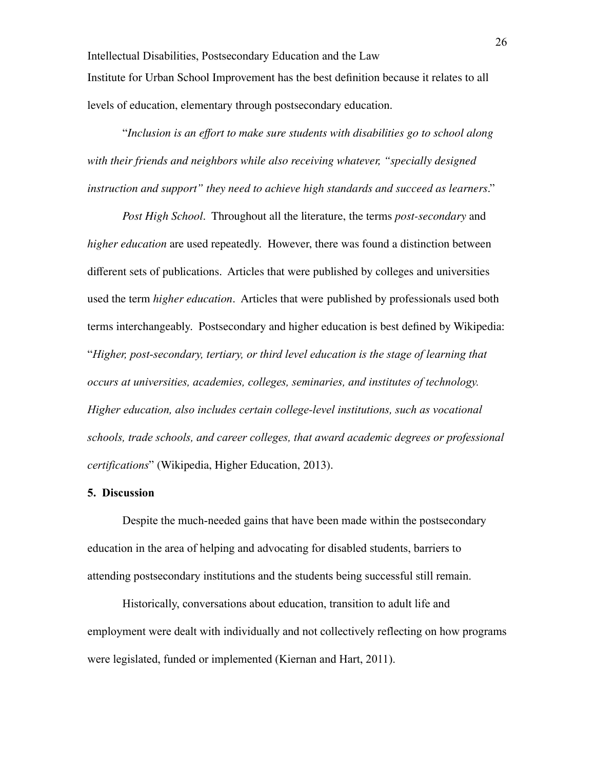Institute for Urban School Improvement has the best definition because it relates to all levels of education, elementary through postsecondary education.

"*Inclusion is an effort to make sure students with disabilities go to school along with their friends and neighbors while also receiving whatever, "specially designed instruction and support" they need to achieve high standards and succeed as learners*."

*Post High School*. Throughout all the literature, the terms *post-secondary* and *higher education* are used repeatedly. However, there was found a distinction between different sets of publications. Articles that were published by colleges and universities used the term *higher education*. Articles that were published by professionals used both terms interchangeably. Postsecondary and higher education is best defined by Wikipedia: "*Higher, post-secondary, tertiary, or third level education is the stage of learning that occurs at universities, academies, colleges, seminaries, and institutes of technology. Higher education, also includes certain college-level institutions, such as vocational schools, trade schools, and career colleges, that award academic degrees or professional certifications*" (Wikipedia, Higher Education, 2013).

## 5. Discussion

Despite the much-needed gains that have been made within the postsecondary education in the area of helping and advocating for disabled students, barriers to attending postsecondary institutions and the students being successful still remain.

Historically, conversations about education, transition to adult life and employment were dealt with individually and not collectively reflecting on how programs were legislated, funded or implemented (Kiernan and Hart, 2011).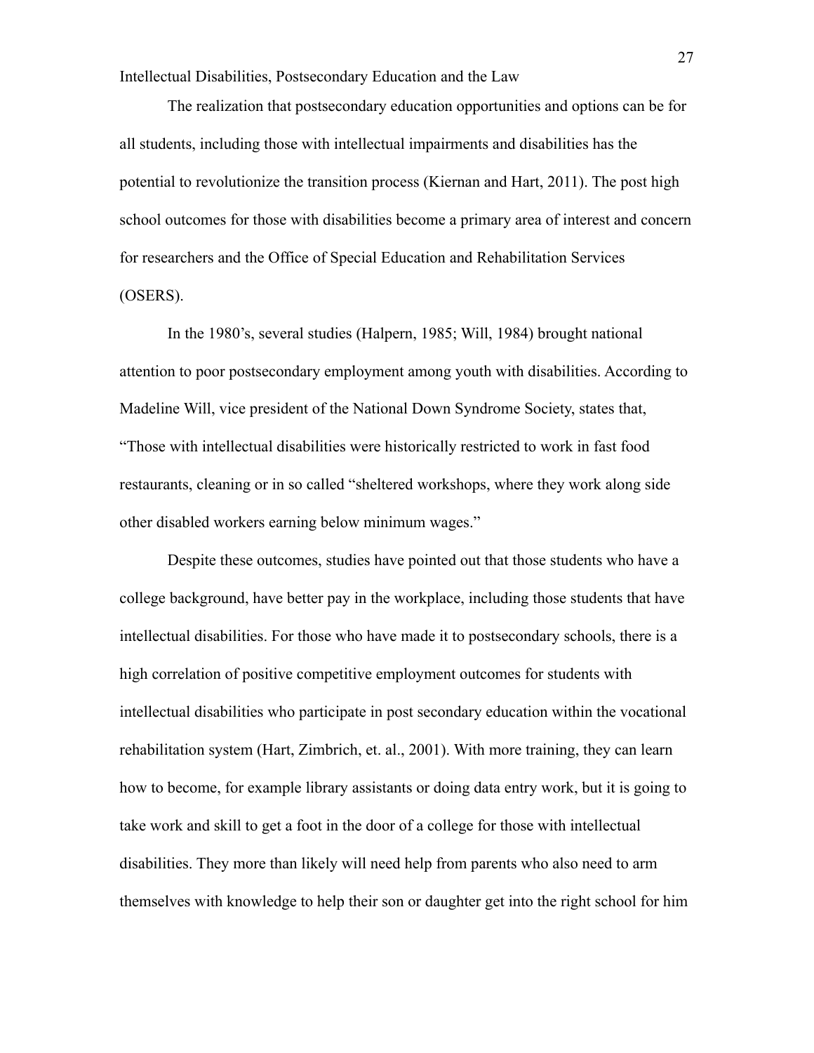The realization that postsecondary education opportunities and options can be for all students, including those with intellectual impairments and disabilities has the potential to revolutionize the transition process (Kiernan and Hart, 2011). The post high school outcomes for those with disabilities become a primary area of interest and concern for researchers and the Office of Special Education and Rehabilitation Services (OSERS).

In the 1980's, several studies (Halpern, 1985; Will, 1984) brought national attention to poor postsecondary employment among youth with disabilities. According to Madeline Will, vice president of the National Down Syndrome Society, states that, "Those with intellectual disabilities were historically restricted to work in fast food restaurants, cleaning or in so called "sheltered workshops, where they work along side other disabled workers earning below minimum wages."

Despite these outcomes, studies have pointed out that those students who have a college background, have better pay in the workplace, including those students that have intellectual disabilities. For those who have made it to postsecondary schools, there is a high correlation of positive competitive employment outcomes for students with intellectual disabilities who participate in post secondary education within the vocational rehabilitation system (Hart, Zimbrich, et. al., 2001). With more training, they can learn how to become, for example library assistants or doing data entry work, but it is going to take work and skill to get a foot in the door of a college for those with intellectual disabilities. They more than likely will need help from parents who also need to arm themselves with knowledge to help their son or daughter get into the right school for him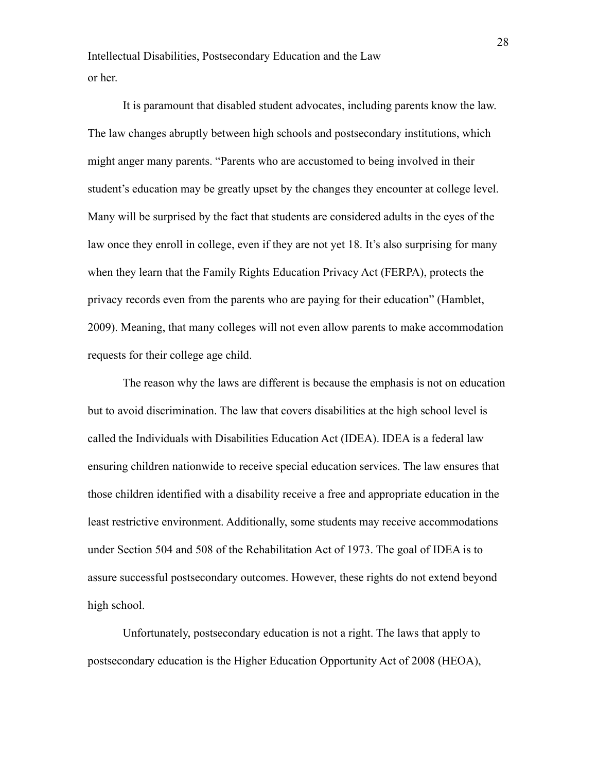or her.

It is paramount that disabled student advocates, including parents know the law. The law changes abruptly between high schools and postsecondary institutions, which might anger many parents. “Parents who are accustomed to being involved in their student’s education may be greatly upset by the changes they encounter at college level. Many will be surprised by the fact that students are considered adults in the eyes of the law once they enroll in college, even if they are not yet 18. It’s also surprising for many when they learn that the Family Rights Education Privacy Act (FERPA), protects the privacy records even from the parents who are paying for their education” (Hamblet, 2009). Meaning, that many colleges will not even allow parents to make accommodation requests for their college age child.

The reason why the laws are different is because the emphasis is not on education but to avoid discrimination. The law that covers disabilities at the high school level is called the Individuals with Disabilities Education Act (IDEA). IDEA is a federal law ensuring children nationwide to receive special education services. The law ensures that those children identified with a disability receive a free and appropriate education in the least restrictive environment. Additionally, some students may receive accommodations under Section 504 and 508 of the Rehabilitation Act of 1973. The goal of IDEA is to assure successful postsecondary outcomes. However, these rights do not extend beyond high school.

Unfortunately, postsecondary education is not a right. The laws that apply to postsecondary education is the Higher Education Opportunity Act of 2008 (HEOA),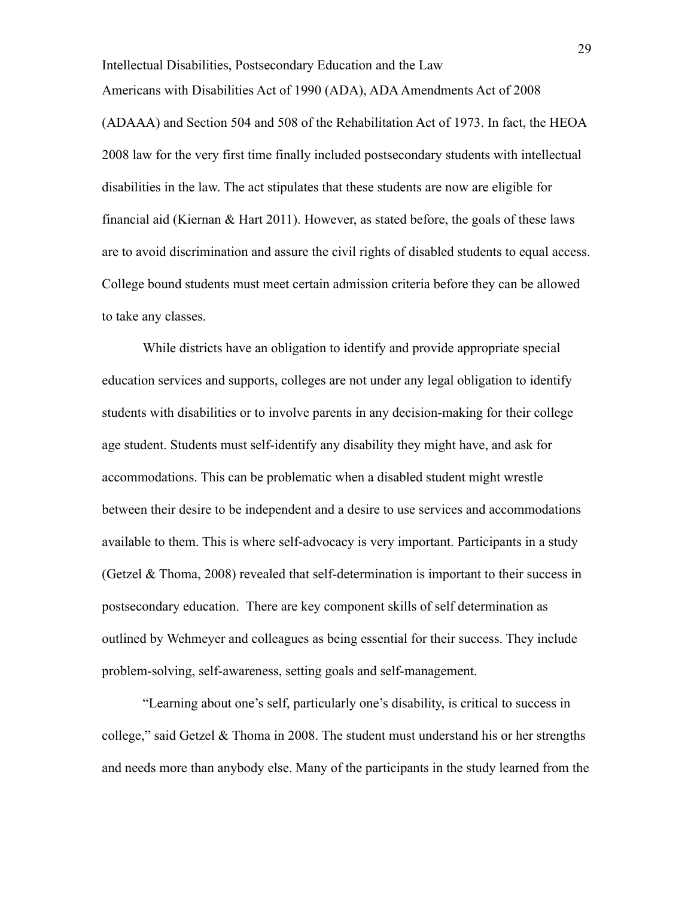Americans with Disabilities Act of 1990 (ADA), ADA Amendments Act of 2008 (ADAAA) and Section 504 and 508 of the Rehabilitation Act of 1973. In fact, the HEOA 2008 law for the very first time finally included postsecondary students with intellectual disabilities in the law. The act stipulates that these students are now are eligible for financial aid (Kiernan & Hart 2011). However, as stated before, the goals of these laws are to avoid discrimination and assure the civil rights of disabled students to equal access. College bound students must meet certain admission criteria before they can be allowed to take any classes.

While districts have an obligation to identify and provide appropriate special education services and supports, colleges are not under any legal obligation to identify students with disabilities or to involve parents in any decision-making for their college age student. Students must self-identify any disability they might have, and ask for accommodations. This can be problematic when a disabled student might wrestle between their desire to be independent and a desire to use services and accommodations available to them. This is where self-advocacy is very important. Participants in a study (Getzel & Thoma, 2008) revealed that self-determination is important to their success in postsecondary education. There are key component skills of self determination as outlined by Wehmeyer and colleagues as being essential for their success. They include problem-solving, self-awareness, setting goals and self-management.

"Learning about one's self, particularly one's disability, is critical to success in college," said Getzel & Thoma in 2008. The student must understand his or her strengths and needs more than anybody else. Many of the participants in the study learned from the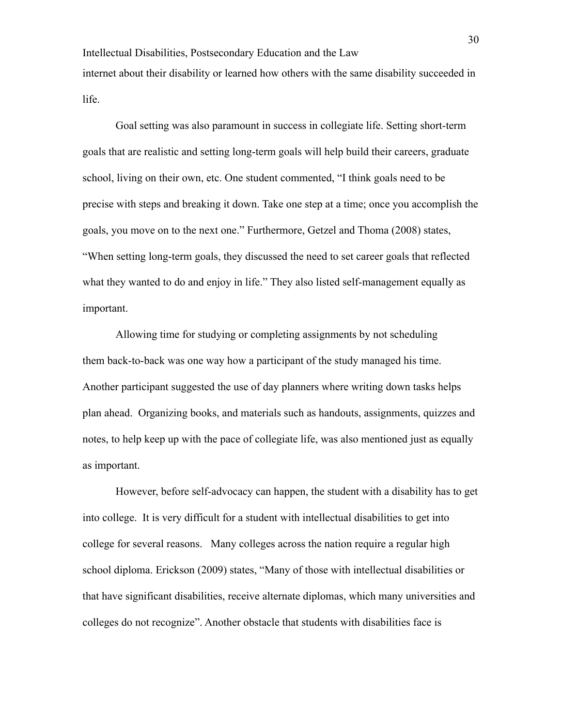internet about their disability or learned how others with the same disability succeeded in life.

Goal setting was also paramount in success in collegiate life. Setting short-term goals that are realistic and setting long-term goals will help build their careers, graduate school, living on their own, etc. One student commented, "I think goals need to be precise with steps and breaking it down. Take one step at a time; once you accomplish the goals, you move on to the next one." Furthermore, Getzel and Thoma (2008) states, "When setting long-term goals, they discussed the need to set career goals that reflected what they wanted to do and enjoy in life." They also listed self-management equally as important.

Allowing time for studying or completing assignments by not scheduling them back-to-back was one way how a participant of the study managed his time. Another participant suggested the use of day planners where writing down tasks helps plan ahead. Organizing books, and materials such as handouts, assignments, quizzes and notes, to help keep up with the pace of collegiate life, was also mentioned just as equally as important.

However, before self-advocacy can happen, the student with a disability has to get into college. It is very difficult for a student with intellectual disabilities to get into college for several reasons. Many colleges across the nation require a regular high school diploma. Erickson (2009) states, "Many of those with intellectual disabilities or that have significant disabilities, receive alternate diplomas, which many universities and colleges do not recognize". Another obstacle that students with disabilities face is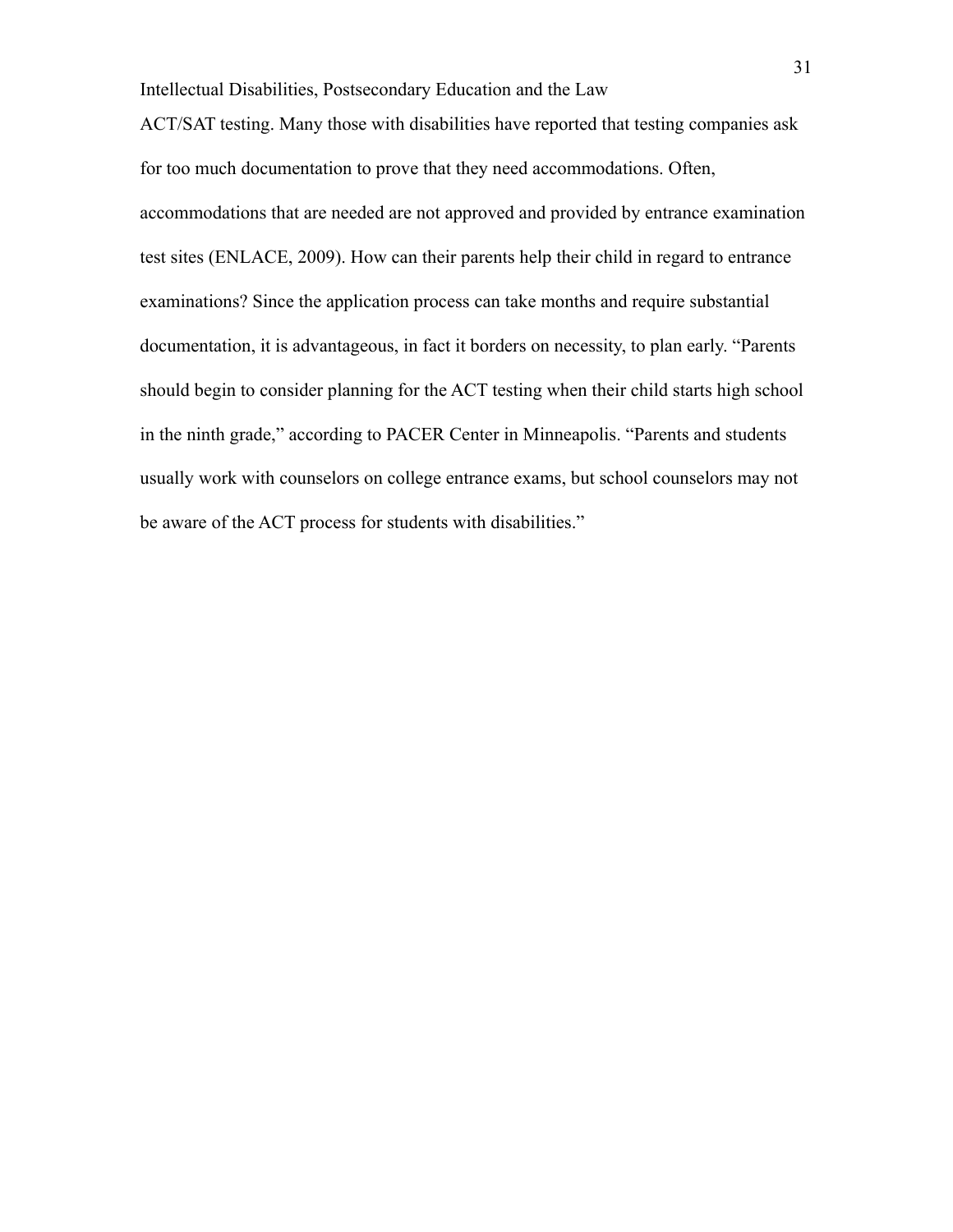ACT/SAT testing. Many those with disabilities have reported that testing companies ask for too much documentation to prove that they need accommodations. Often, accommodations that are needed are not approved and provided by entrance examination test sites (ENLACE, 2009). How can their parents help their child in regard to entrance examinations? Since the application process can take months and require substantial documentation, it is advantageous, in fact it borders on necessity, to plan early. "Parents should begin to consider planning for the ACT testing when their child starts high school in the ninth grade," according to PACER Center in Minneapolis. "Parents and students usually work with counselors on college entrance exams, but school counselors may not be aware of the ACT process for students with disabilities."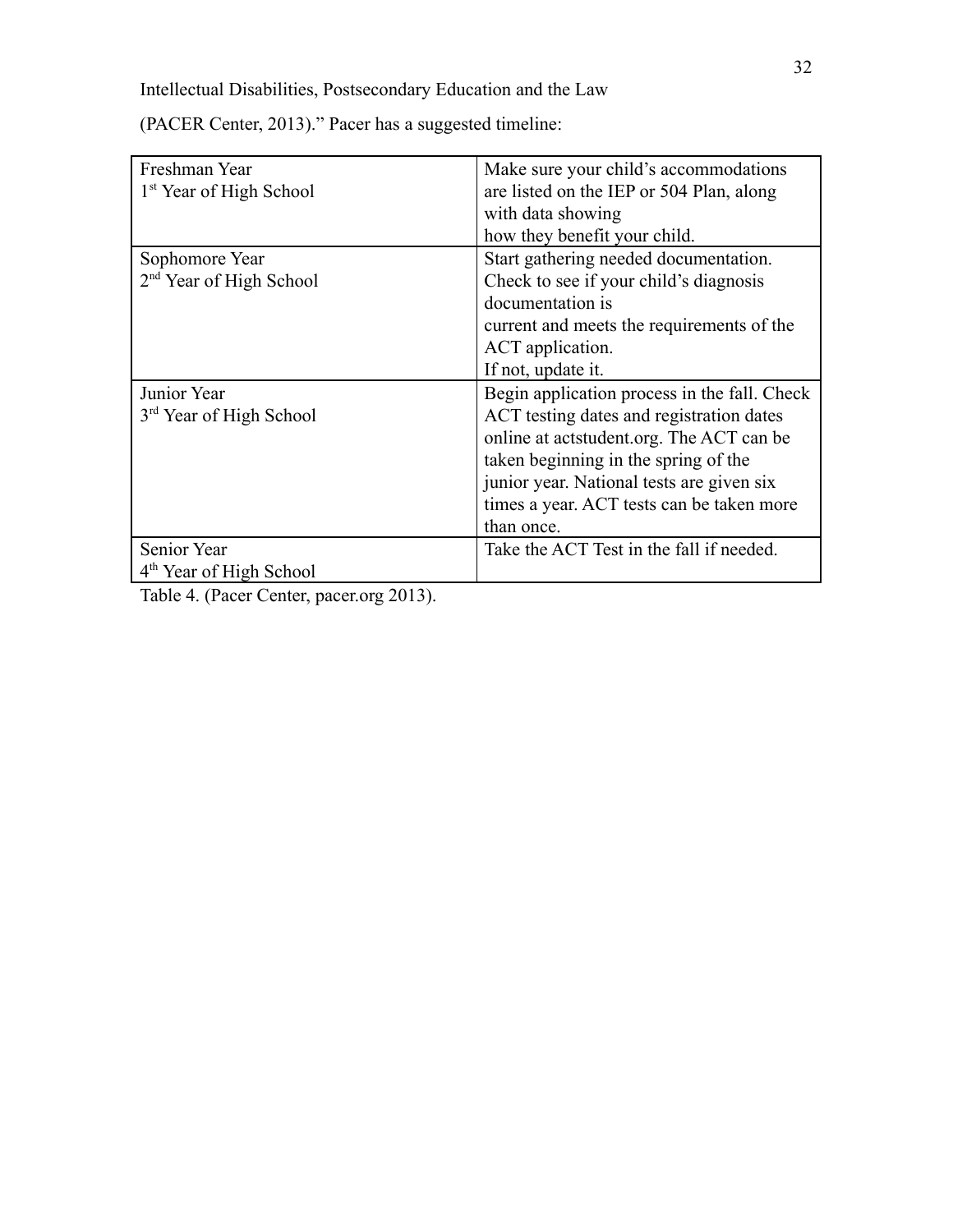(PACER Center, 2013).” Pacer has a suggested timeline:

| | |
|---|---|
| Freshman Year 1st Year of High School | Make sure your child’s accommodations are listed on the IEP or 504 Plan, along with data showing how they benefit your child. |
| Sophomore Year 2nd Year of High School | Start gathering needed documentation. Check to see if your child’s diagnosis documentation is current and meets the requirements of the ACT application. If not, update it. |
| Junior Year 3rd Year of High School | Begin application process in the fall. Check ACT testing dates and registration dates online at actstudent.org. The ACT can be taken beginning in the spring of the junior year. National tests are given six times a year. ACT tests can be taken more than once. |
| Senior Year 4th Year of High School | Take the ACT Test in the fall if needed. |

Table 4. (Pacer Center, pacer.org 2013).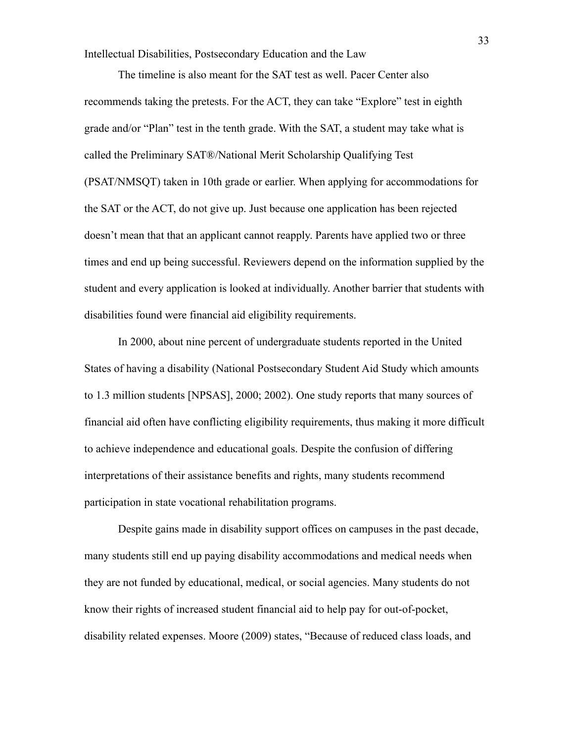The timeline is also meant for the SAT test as well. Pacer Center also recommends taking the pretests. For the ACT, they can take "Explore" test in eighth grade and/or "Plan" test in the tenth grade. With the SAT, a student may take what is called the Preliminary SAT®/National Merit Scholarship Qualifying Test (PSAT/NMSQT) taken in 10th grade or earlier. When applying for accommodations for the SAT or the ACT, do not give up. Just because one application has been rejected doesn't mean that that an applicant cannot reapply. Parents have applied two or three times and end up being successful. Reviewers depend on the information supplied by the student and every application is looked at individually. Another barrier that students with disabilities found were financial aid eligibility requirements.

In 2000, about nine percent of undergraduate students reported in the United States of having a disability (National Postsecondary Student Aid Study which amounts to 1.3 million students [NPSAS], 2000; 2002). One study reports that many sources of financial aid often have conflicting eligibility requirements, thus making it more difficult to achieve independence and educational goals. Despite the confusion of differing interpretations of their assistance benefits and rights, many students recommend participation in state vocational rehabilitation programs.

Despite gains made in disability support offices on campuses in the past decade, many students still end up paying disability accommodations and medical needs when they are not funded by educational, medical, or social agencies. Many students do not know their rights of increased student financial aid to help pay for out-of-pocket, disability related expenses. Moore (2009) states, "Because of reduced class loads, and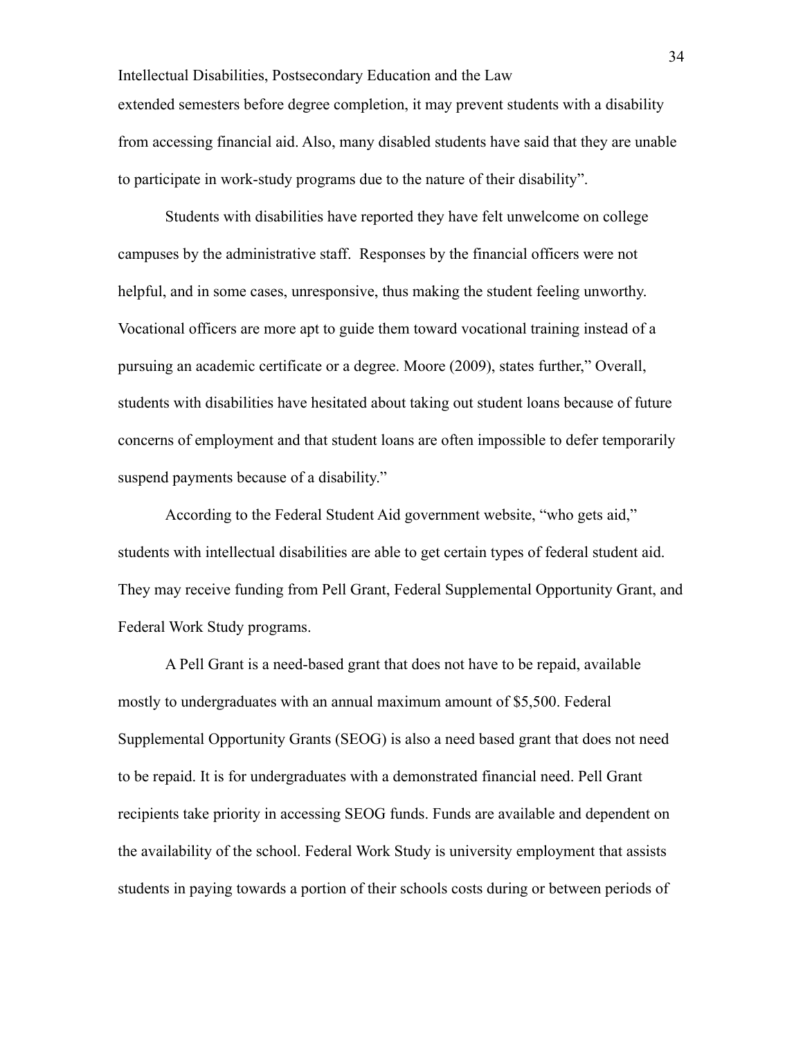extended semesters before degree completion, it may prevent students with a disability from accessing financial aid. Also, many disabled students have said that they are unable to participate in work-study programs due to the nature of their disability".

Students with disabilities have reported they have felt unwelcome on college campuses by the administrative staff. Responses by the financial officers were not helpful, and in some cases, unresponsive, thus making the student feeling unworthy. Vocational officers are more apt to guide them toward vocational training instead of a pursuing an academic certificate or a degree. Moore (2009), states further," Overall, students with disabilities have hesitated about taking out student loans because of future concerns of employment and that student loans are often impossible to defer temporarily suspend payments because of a disability."

According to the Federal Student Aid government website, "who gets aid," students with intellectual disabilities are able to get certain types of federal student aid. They may receive funding from Pell Grant, Federal Supplemental Opportunity Grant, and Federal Work Study programs.

A Pell Grant is a need-based grant that does not have to be repaid, available mostly to undergraduates with an annual maximum amount of $5,500. Federal Supplemental Opportunity Grants (SEOG) is also a need based grant that does not need to be repaid. It is for undergraduates with a demonstrated financial need. Pell Grant recipients take priority in accessing SEOG funds. Funds are available and dependent on the availability of the school. Federal Work Study is university employment that assists students in paying towards a portion of their schools costs during or between periods of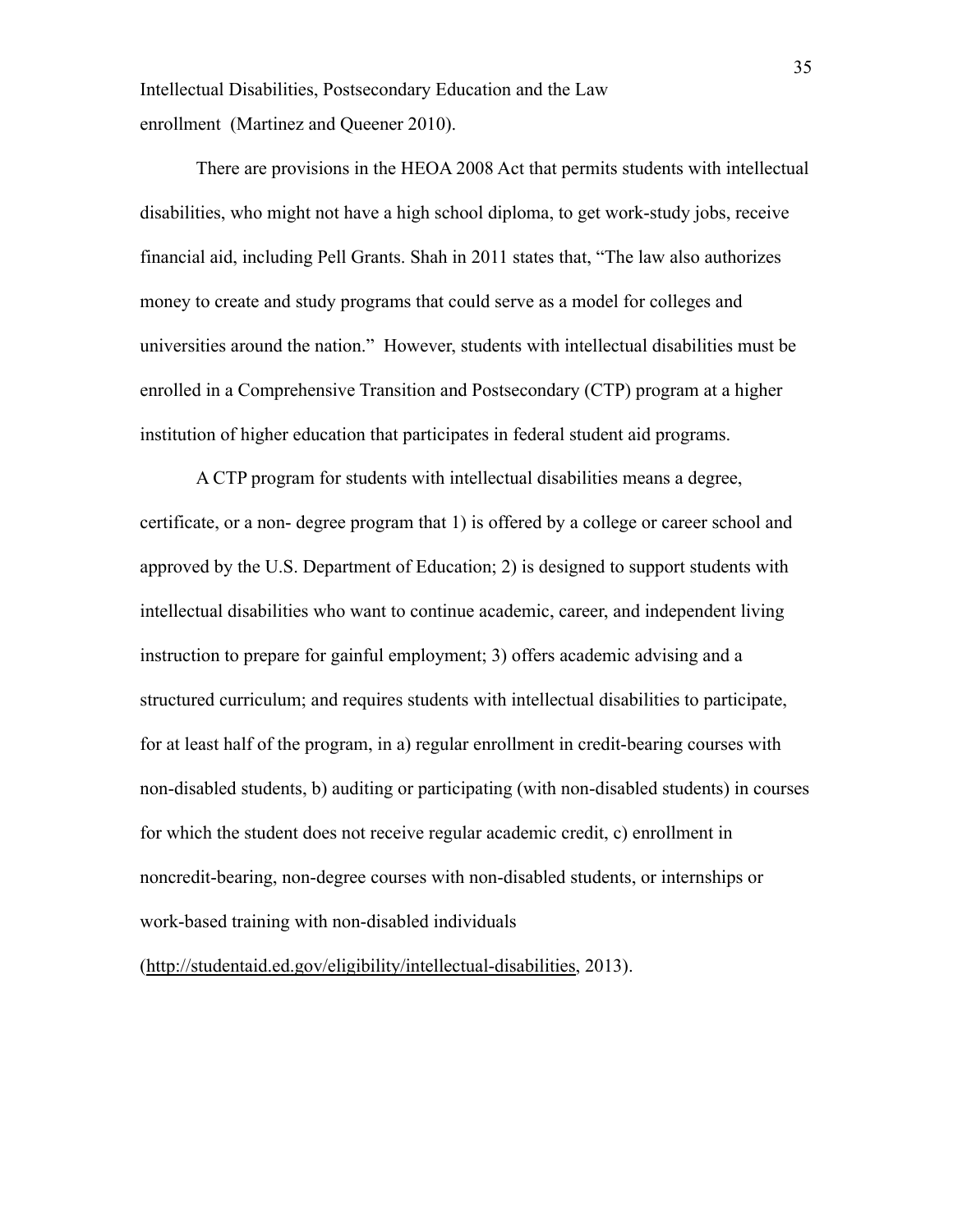enrollment  (Martinez and Queener 2010).

There are provisions in the HEOA 2008 Act that permits students with intellectual disabilities, who might not have a high school diploma, to get work-study jobs, receive financial aid, including Pell Grants. Shah in 2011 states that, "The law also authorizes money to create and study programs that could serve as a model for colleges and universities around the nation."  However, students with intellectual disabilities must be enrolled in a Comprehensive Transition and Postsecondary (CTP) program at a higher institution of higher education that participates in federal student aid programs.

A CTP program for students with intellectual disabilities means a degree, certificate, or a non- degree program that 1) is offered by a college or career school and approved by the U.S. Department of Education; 2) is designed to support students with intellectual disabilities who want to continue academic, career, and independent living instruction to prepare for gainful employment; 3) offers academic advising and a structured curriculum; and requires students with intellectual disabilities to participate, for at least half of the program, in a) regular enrollment in credit-bearing courses with non-disabled students, b) auditing or participating (with non-disabled students) in courses for which the student does not receive regular academic credit, c) enrollment in noncredit-bearing, non-degree courses with non-disabled students, or internships or work-based training with non-disabled individuals (http://studentaid.ed.gov/eligibility/intellectual-disabilities, 2013).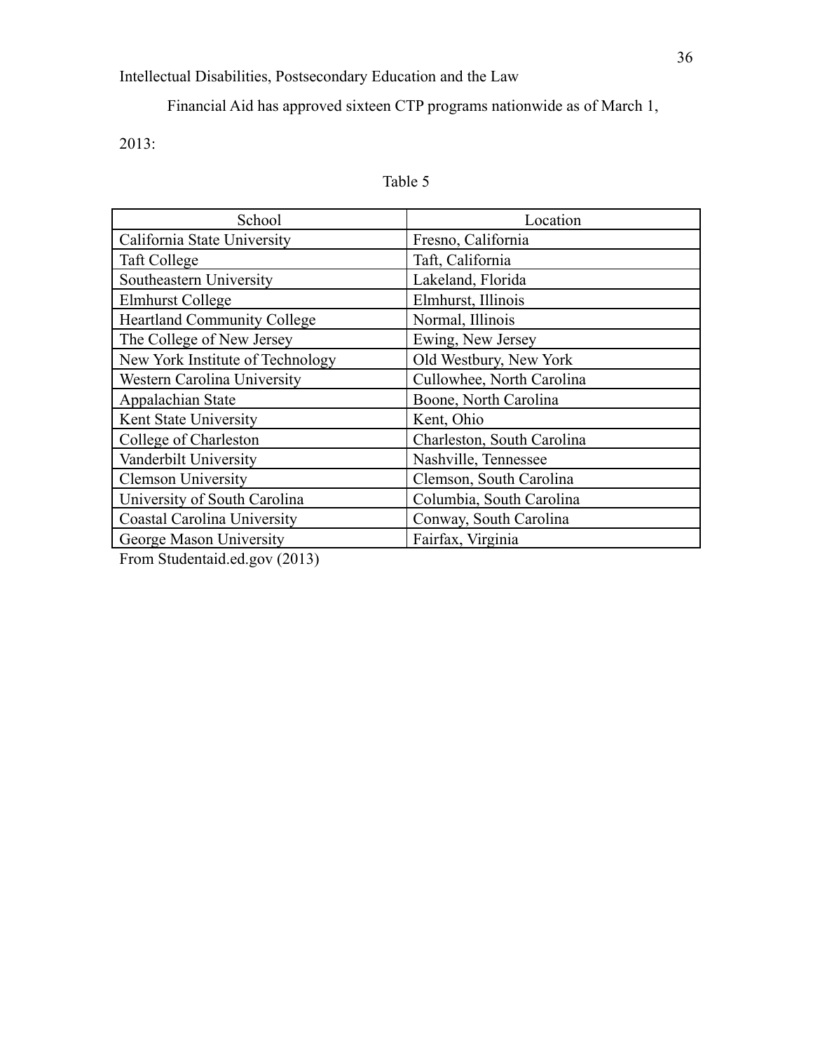Financial Aid has approved sixteen CTP programs nationwide as of March 1, 2013:

Table 5

| School | Location |
|---|---|
| California State University | Fresno, California |
| Taft College | Taft, California |
| Southeastern University | Lakeland, Florida |
| Elmhurst College | Elmhurst, Illinois |
| Heartland Community College | Normal, Illinois |
| The College of New Jersey | Ewing, New Jersey |
| New York Institute of Technology | Old Westbury, New York |
| Western Carolina University | Cullowhee, North Carolina |
| Appalachian State | Boone, North Carolina |
| Kent State University | Kent, Ohio |
| College of Charleston | Charleston, South Carolina |
| Vanderbilt University | Nashville, Tennessee |
| Clemson University | Clemson, South Carolina |
| University of South Carolina | Columbia, South Carolina |
| Coastal Carolina University | Conway, South Carolina |
| George Mason University | Fairfax, Virginia |

From Studentaid.ed.gov (2013)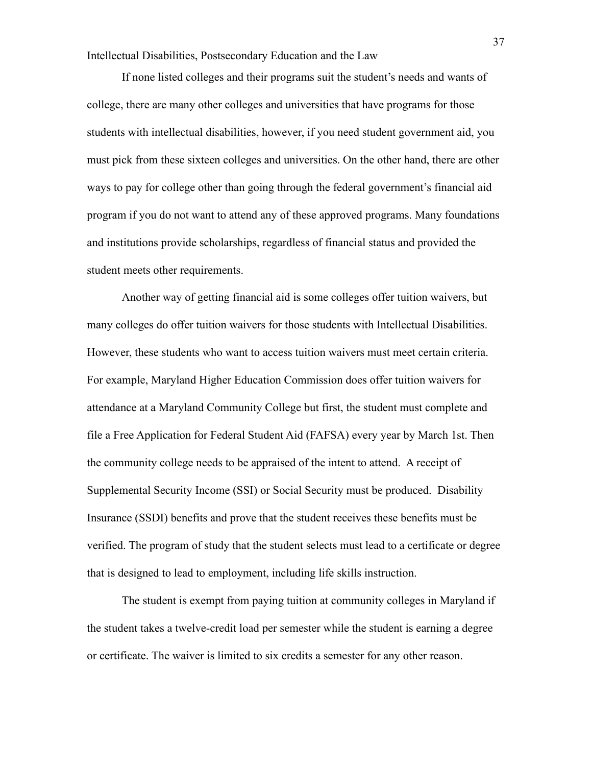If none listed colleges and their programs suit the student's needs and wants of college, there are many other colleges and universities that have programs for those students with intellectual disabilities, however, if you need student government aid, you must pick from these sixteen colleges and universities. On the other hand, there are other ways to pay for college other than going through the federal government's financial aid program if you do not want to attend any of these approved programs. Many foundations and institutions provide scholarships, regardless of financial status and provided the student meets other requirements.

Another way of getting financial aid is some colleges offer tuition waivers, but many colleges do offer tuition waivers for those students with Intellectual Disabilities. However, these students who want to access tuition waivers must meet certain criteria. For example, Maryland Higher Education Commission does offer tuition waivers for attendance at a Maryland Community College but first, the student must complete and file a Free Application for Federal Student Aid (FAFSA) every year by March 1st. Then the community college needs to be appraised of the intent to attend. A receipt of Supplemental Security Income (SSI) or Social Security must be produced. Disability Insurance (SSDI) benefits and prove that the student receives these benefits must be verified. The program of study that the student selects must lead to a certificate or degree that is designed to lead to employment, including life skills instruction.

The student is exempt from paying tuition at community colleges in Maryland if the student takes a twelve-credit load per semester while the student is earning a degree or certificate. The waiver is limited to six credits a semester for any other reason.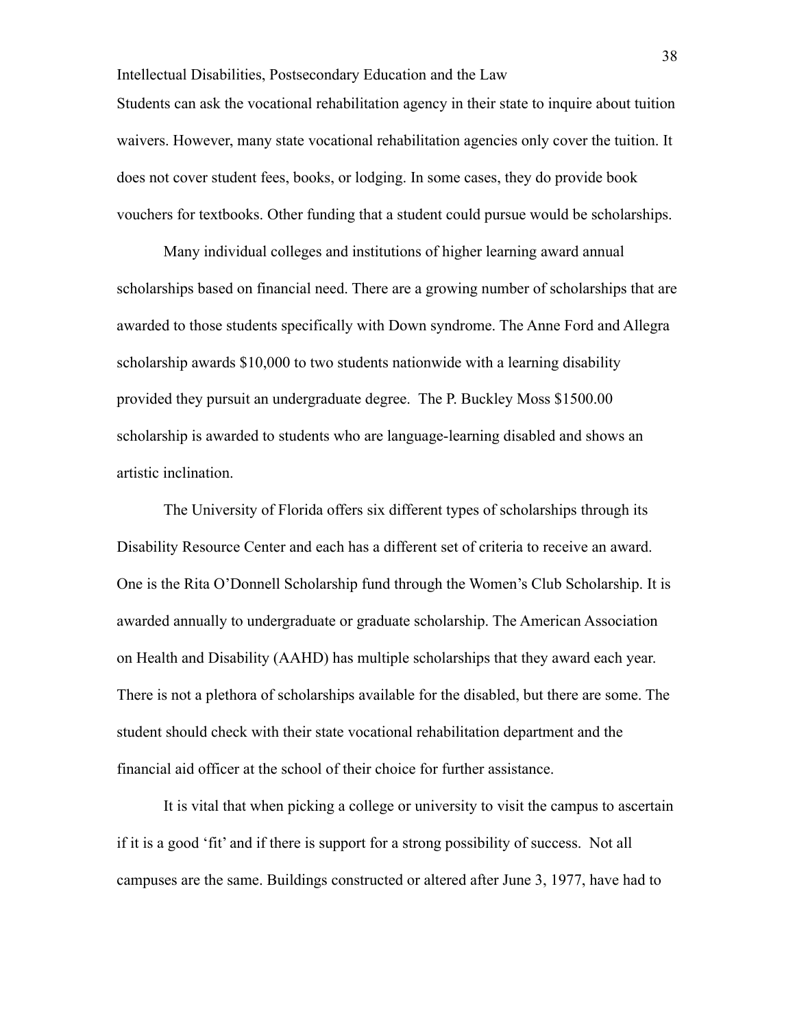Students can ask the vocational rehabilitation agency in their state to inquire about tuition waivers. However, many state vocational rehabilitation agencies only cover the tuition. It does not cover student fees, books, or lodging. In some cases, they do provide book vouchers for textbooks. Other funding that a student could pursue would be scholarships.

Many individual colleges and institutions of higher learning award annual scholarships based on financial need. There are a growing number of scholarships that are awarded to those students specifically with Down syndrome. The Anne Ford and Allegra scholarship awards $10,000 to two students nationwide with a learning disability provided they pursuit an undergraduate degree. The P. Buckley Moss $1500.00 scholarship is awarded to students who are language-learning disabled and shows an artistic inclination.

The University of Florida offers six different types of scholarships through its Disability Resource Center and each has a different set of criteria to receive an award. One is the Rita O'Donnell Scholarship fund through the Women's Club Scholarship. It is awarded annually to undergraduate or graduate scholarship. The American Association on Health and Disability (AAHD) has multiple scholarships that they award each year. There is not a plethora of scholarships available for the disabled, but there are some. The student should check with their state vocational rehabilitation department and the financial aid officer at the school of their choice for further assistance.

It is vital that when picking a college or university to visit the campus to ascertain if it is a good 'fit' and if there is support for a strong possibility of success. Not all campuses are the same. Buildings constructed or altered after June 3, 1977, have had to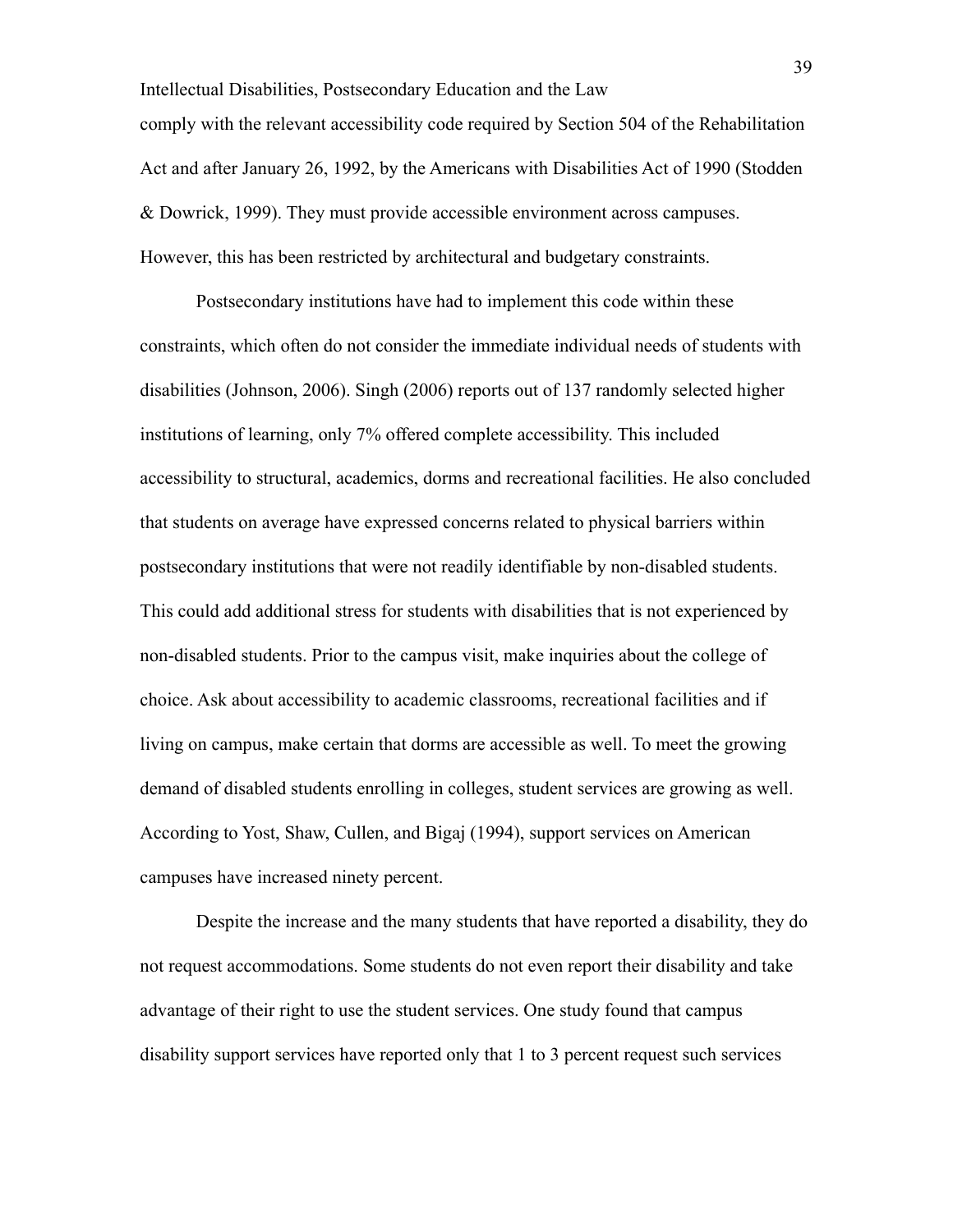comply with the relevant accessibility code required by Section 504 of the Rehabilitation Act and after January 26, 1992, by the Americans with Disabilities Act of 1990 (Stodden & Dowrick, 1999). They must provide accessible environment across campuses. However, this has been restricted by architectural and budgetary constraints.

Postsecondary institutions have had to implement this code within these constraints, which often do not consider the immediate individual needs of students with disabilities (Johnson, 2006). Singh (2006) reports out of 137 randomly selected higher institutions of learning, only 7% offered complete accessibility. This included accessibility to structural, academics, dorms and recreational facilities. He also concluded that students on average have expressed concerns related to physical barriers within postsecondary institutions that were not readily identifiable by non-disabled students. This could add additional stress for students with disabilities that is not experienced by non-disabled students. Prior to the campus visit, make inquiries about the college of choice. Ask about accessibility to academic classrooms, recreational facilities and if living on campus, make certain that dorms are accessible as well. To meet the growing demand of disabled students enrolling in colleges, student services are growing as well. According to Yost, Shaw, Cullen, and Bigaj (1994), support services on American campuses have increased ninety percent.

Despite the increase and the many students that have reported a disability, they do not request accommodations. Some students do not even report their disability and take advantage of their right to use the student services. One study found that campus disability support services have reported only that 1 to 3 percent request such services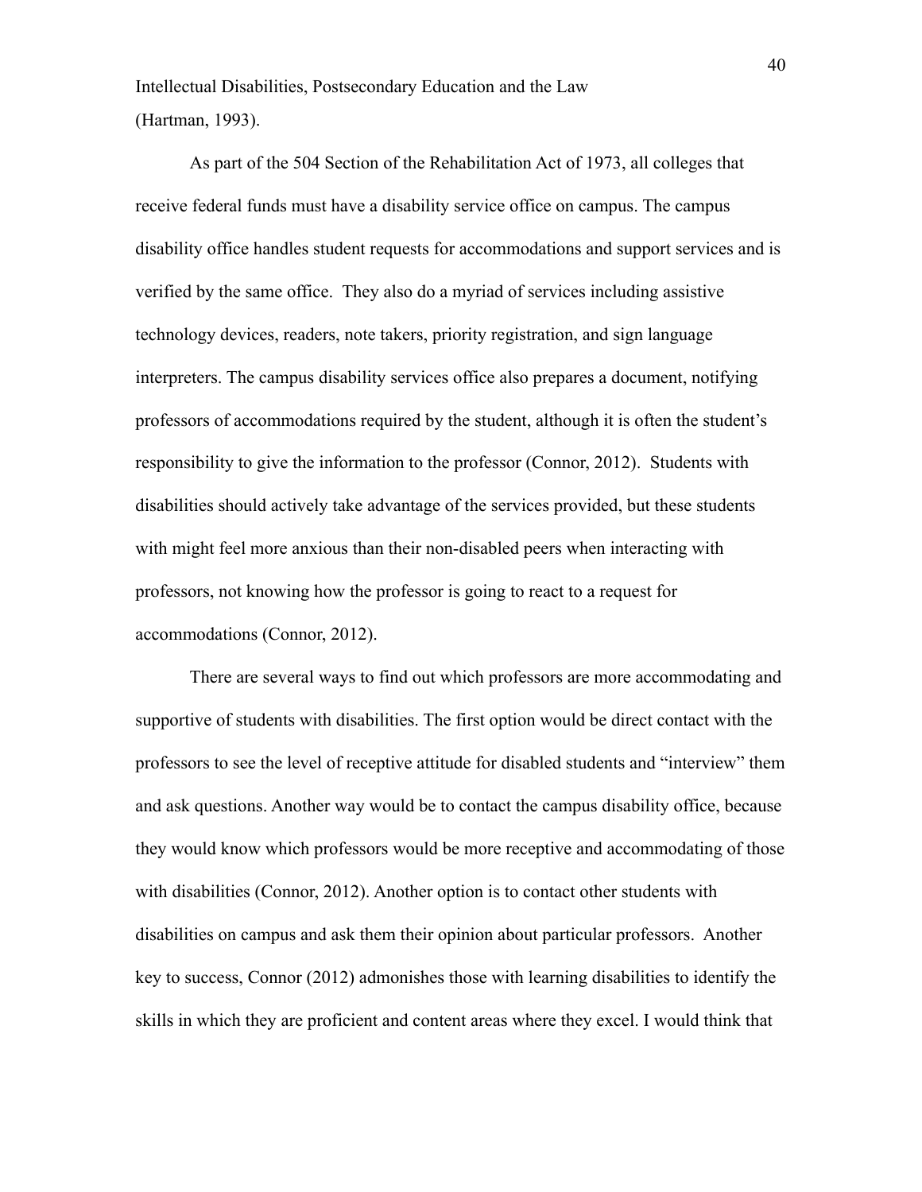(Hartman, 1993).

As part of the 504 Section of the Rehabilitation Act of 1973, all colleges that receive federal funds must have a disability service office on campus. The campus disability office handles student requests for accommodations and support services and is verified by the same office. They also do a myriad of services including assistive technology devices, readers, note takers, priority registration, and sign language interpreters. The campus disability services office also prepares a document, notifying professors of accommodations required by the student, although it is often the student's responsibility to give the information to the professor (Connor, 2012). Students with disabilities should actively take advantage of the services provided, but these students with might feel more anxious than their non-disabled peers when interacting with professors, not knowing how the professor is going to react to a request for accommodations (Connor, 2012).

There are several ways to find out which professors are more accommodating and supportive of students with disabilities. The first option would be direct contact with the professors to see the level of receptive attitude for disabled students and "interview" them and ask questions. Another way would be to contact the campus disability office, because they would know which professors would be more receptive and accommodating of those with disabilities (Connor, 2012). Another option is to contact other students with disabilities on campus and ask them their opinion about particular professors. Another key to success, Connor (2012) admonishes those with learning disabilities to identify the skills in which they are proficient and content areas where they excel. I would think that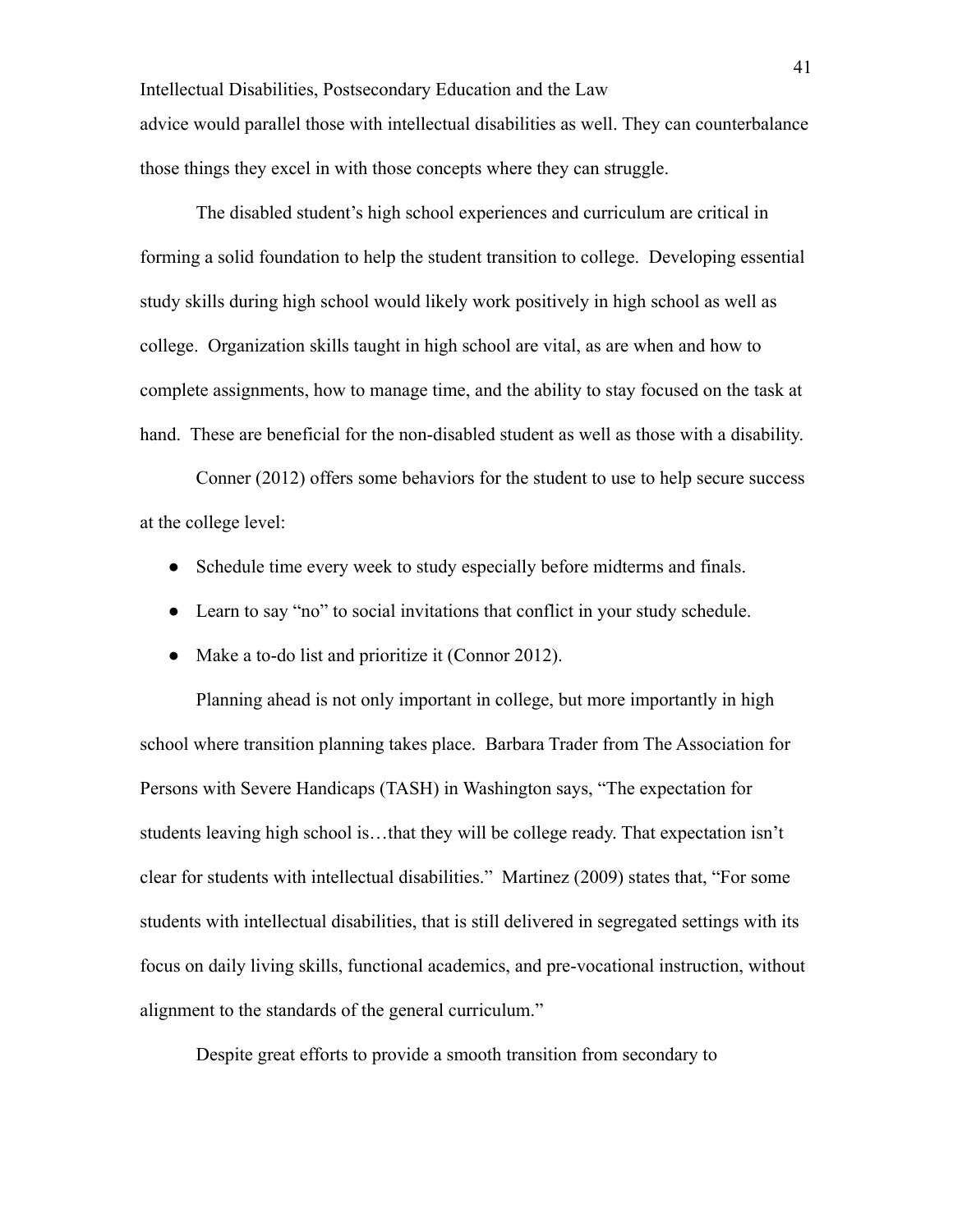advice would parallel those with intellectual disabilities as well. They can counterbalance those things they excel in with those concepts where they can struggle.

The disabled student's high school experiences and curriculum are critical in forming a solid foundation to help the student transition to college. Developing essential study skills during high school would likely work positively in high school as well as college. Organization skills taught in high school are vital, as are when and how to complete assignments, how to manage time, and the ability to stay focused on the task at hand. These are beneficial for the non-disabled student as well as those with a disability.

Conner (2012) offers some behaviors for the student to use to help secure success at the college level:

- Schedule time every week to study especially before midterms and finals.
- Learn to say "no" to social invitations that conflict in your study schedule.
- Make a to-do list and prioritize it (Connor 2012).

Planning ahead is not only important in college, but more importantly in high school where transition planning takes place. Barbara Trader from The Association for Persons with Severe Handicaps (TASH) in Washington says, "The expectation for students leaving high school is…that they will be college ready. That expectation isn't clear for students with intellectual disabilities." Martinez (2009) states that, "For some students with intellectual disabilities, that is still delivered in segregated settings with its focus on daily living skills, functional academics, and pre-vocational instruction, without alignment to the standards of the general curriculum."

Despite great efforts to provide a smooth transition from secondary to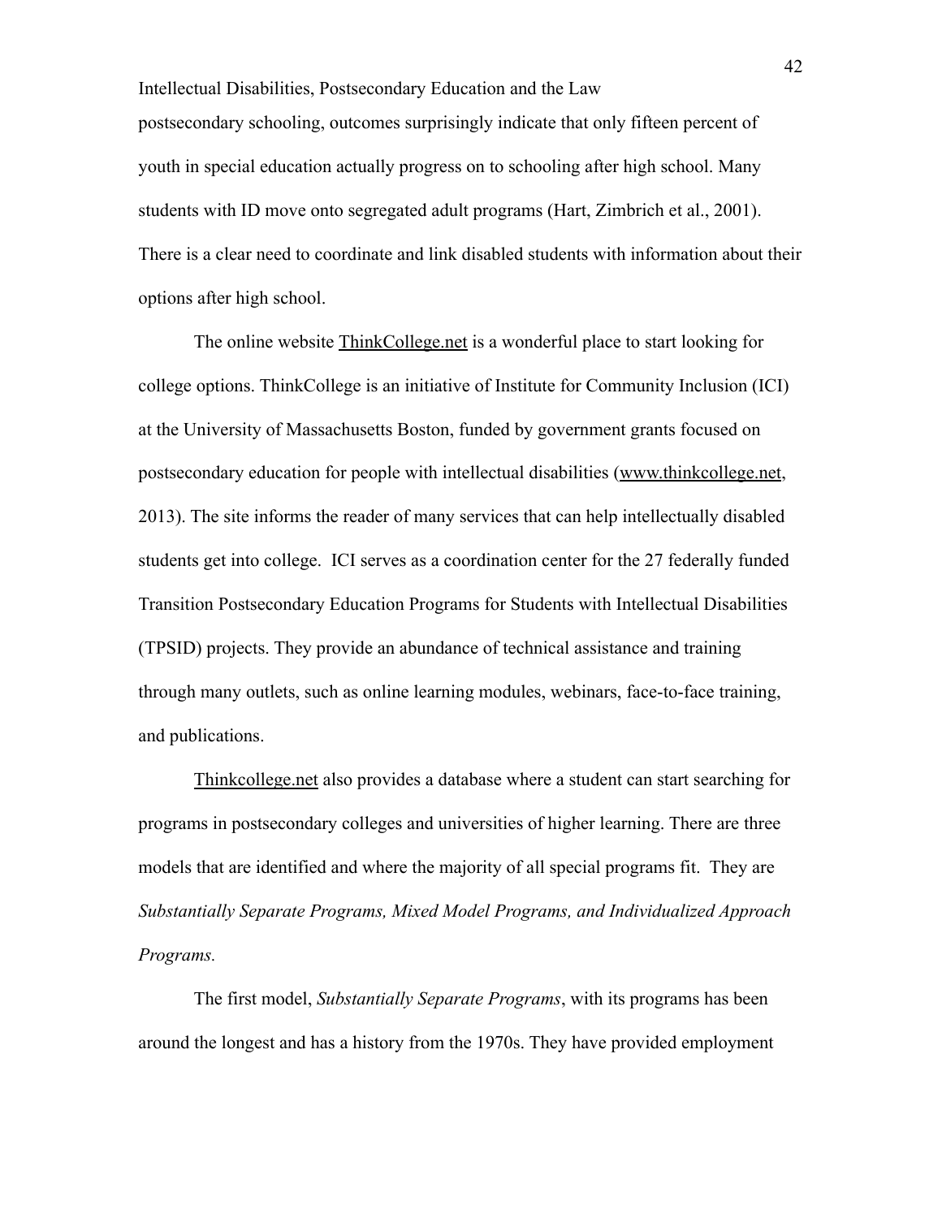postsecondary schooling, outcomes surprisingly indicate that only fifteen percent of youth in special education actually progress on to schooling after high school. Many students with ID move onto segregated adult programs (Hart, Zimbrich et al., 2001). There is a clear need to coordinate and link disabled students with information about their options after high school.

The online website ThinkCollege.net is a wonderful place to start looking for college options. ThinkCollege is an initiative of Institute for Community Inclusion (ICI) at the University of Massachusetts Boston, funded by government grants focused on postsecondary education for people with intellectual disabilities (www.thinkcollege.net, 2013). The site informs the reader of many services that can help intellectually disabled students get into college. ICI serves as a coordination center for the 27 federally funded Transition Postsecondary Education Programs for Students with Intellectual Disabilities (TPSID) projects. They provide an abundance of technical assistance and training through many outlets, such as online learning modules, webinars, face-to-face training, and publications.

Thinkcollege.net also provides a database where a student can start searching for programs in postsecondary colleges and universities of higher learning. There are three models that are identified and where the majority of all special programs fit. They are *Substantially Separate Programs, Mixed Model Programs, and Individualized Approach Programs.*

The first model, *Substantially Separate Programs*, with its programs has been around the longest and has a history from the 1970s. They have provided employment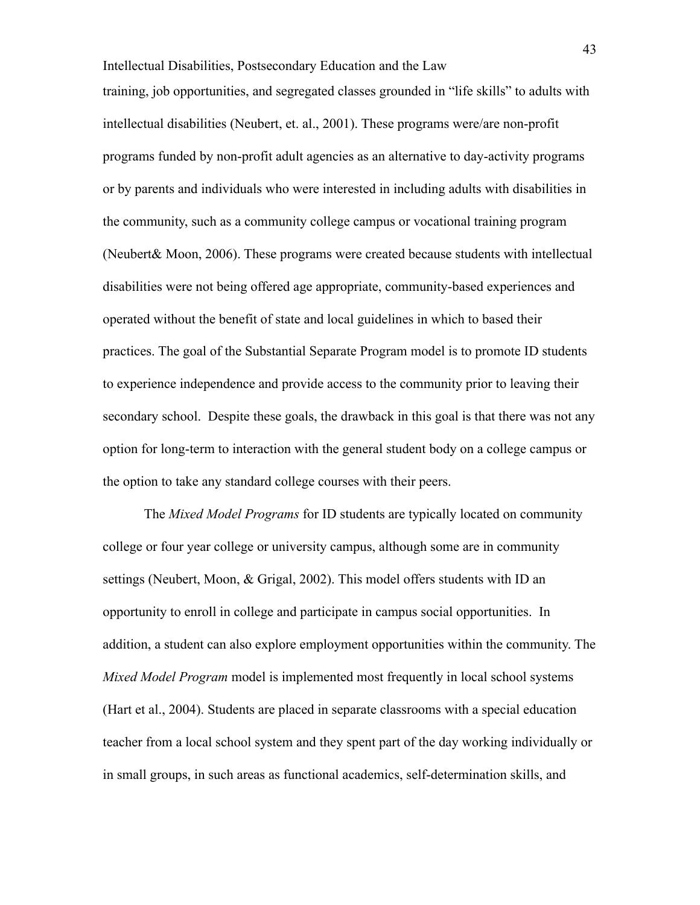training, job opportunities, and segregated classes grounded in “life skills” to adults with intellectual disabilities (Neubert, et. al., 2001). These programs were/are non-profit programs funded by non-profit adult agencies as an alternative to day-activity programs or by parents and individuals who were interested in including adults with disabilities in the community, such as a community college campus or vocational training program (Neubert& Moon, 2006). These programs were created because students with intellectual disabilities were not being offered age appropriate, community-based experiences and operated without the benefit of state and local guidelines in which to based their practices. The goal of the Substantial Separate Program model is to promote ID students to experience independence and provide access to the community prior to leaving their secondary school. Despite these goals, the drawback in this goal is that there was not any option for long-term to interaction with the general student body on a college campus or the option to take any standard college courses with their peers.

The *Mixed Model Programs* for ID students are typically located on community college or four year college or university campus, although some are in community settings (Neubert, Moon, & Grigal, 2002). This model offers students with ID an opportunity to enroll in college and participate in campus social opportunities. In addition, a student can also explore employment opportunities within the community. The *Mixed Model Program* model is implemented most frequently in local school systems (Hart et al., 2004). Students are placed in separate classrooms with a special education teacher from a local school system and they spent part of the day working individually or in small groups, in such areas as functional academics, self-determination skills, and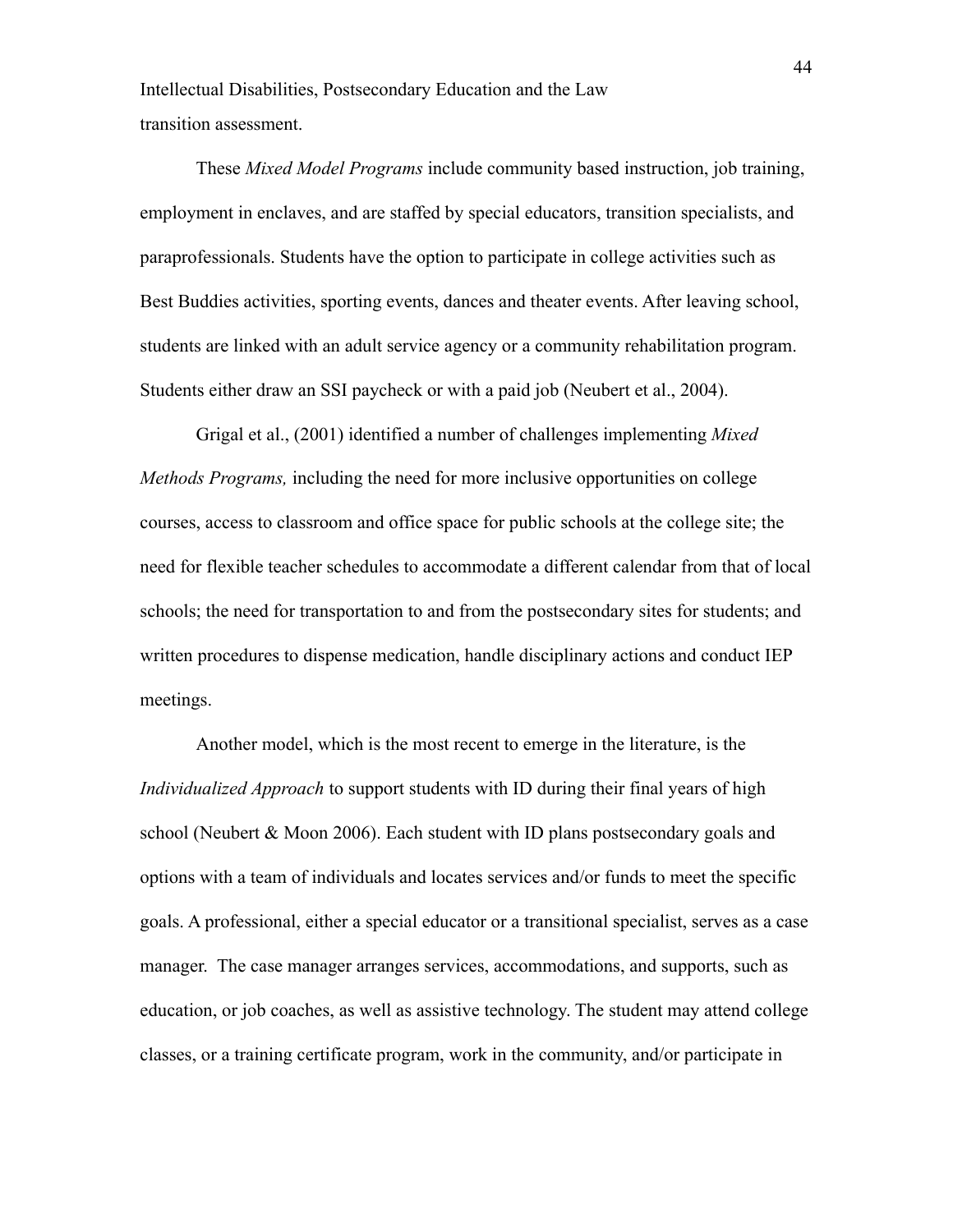transition assessment.

These *Mixed Model Programs* include community based instruction, job training, employment in enclaves, and are staffed by special educators, transition specialists, and paraprofessionals. Students have the option to participate in college activities such as Best Buddies activities, sporting events, dances and theater events. After leaving school, students are linked with an adult service agency or a community rehabilitation program. Students either draw an SSI paycheck or with a paid job (Neubert et al., 2004).

Grigal et al., (2001) identified a number of challenges implementing *Mixed Methods Programs,* including the need for more inclusive opportunities on college courses, access to classroom and office space for public schools at the college site; the need for flexible teacher schedules to accommodate a different calendar from that of local schools; the need for transportation to and from the postsecondary sites for students; and written procedures to dispense medication, handle disciplinary actions and conduct IEP meetings.

Another model, which is the most recent to emerge in the literature, is the *Individualized Approach* to support students with ID during their final years of high school (Neubert & Moon 2006). Each student with ID plans postsecondary goals and options with a team of individuals and locates services and/or funds to meet the specific goals. A professional, either a special educator or a transitional specialist, serves as a case manager. The case manager arranges services, accommodations, and supports, such as education, or job coaches, as well as assistive technology. The student may attend college classes, or a training certificate program, work in the community, and/or participate in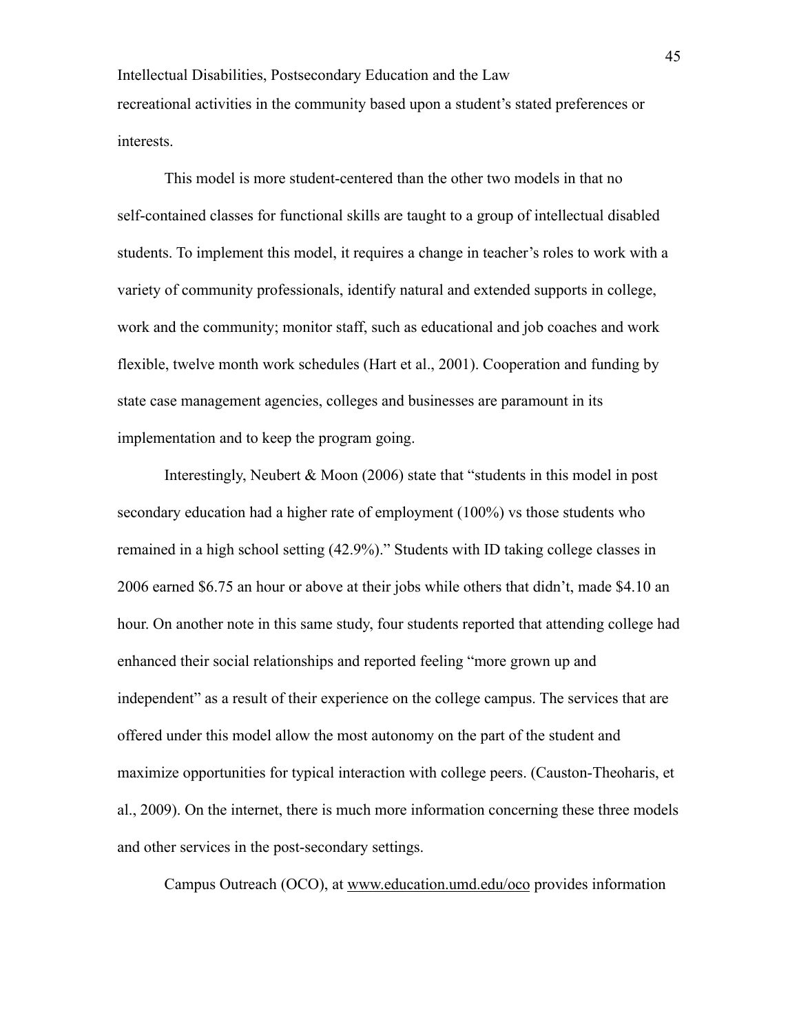recreational activities in the community based upon a student's stated preferences or interests.

This model is more student-centered than the other two models in that no self-contained classes for functional skills are taught to a group of intellectual disabled students. To implement this model, it requires a change in teacher's roles to work with a variety of community professionals, identify natural and extended supports in college, work and the community; monitor staff, such as educational and job coaches and work flexible, twelve month work schedules (Hart et al., 2001). Cooperation and funding by state case management agencies, colleges and businesses are paramount in its implementation and to keep the program going.

Interestingly, Neubert & Moon (2006) state that "students in this model in post secondary education had a higher rate of employment (100%) vs those students who remained in a high school setting (42.9%)." Students with ID taking college classes in 2006 earned $6.75 an hour or above at their jobs while others that didn't, made $4.10 an hour. On another note in this same study, four students reported that attending college had enhanced their social relationships and reported feeling "more grown up and independent" as a result of their experience on the college campus. The services that are offered under this model allow the most autonomy on the part of the student and maximize opportunities for typical interaction with college peers. (Causton-Theoharis, et al., 2009). On the internet, there is much more information concerning these three models and other services in the post-secondary settings.

Campus Outreach (OCO), at www.education.umd.edu/oco provides information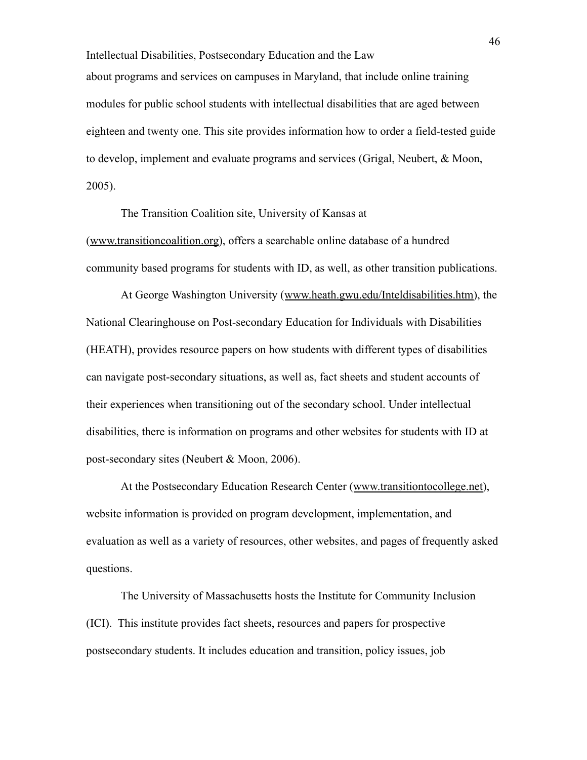about programs and services on campuses in Maryland, that include online training modules for public school students with intellectual disabilities that are aged between eighteen and twenty one. This site provides information how to order a field-tested guide to develop, implement and evaluate programs and services (Grigal, Neubert, & Moon, 2005).

The Transition Coalition site, University of Kansas at (www.transitioncoalition.org), offers a searchable online database of a hundred community based programs for students with ID, as well, as other transition publications.

At George Washington University (www.heath.gwu.edu/Inteldisabilities.htm), the National Clearinghouse on Post-secondary Education for Individuals with Disabilities (HEATH), provides resource papers on how students with different types of disabilities can navigate post-secondary situations, as well as, fact sheets and student accounts of their experiences when transitioning out of the secondary school. Under intellectual disabilities, there is information on programs and other websites for students with ID at post-secondary sites (Neubert & Moon, 2006).

At the Postsecondary Education Research Center (www.transitiontocollege.net), website information is provided on program development, implementation, and evaluation as well as a variety of resources, other websites, and pages of frequently asked questions.

The University of Massachusetts hosts the Institute for Community Inclusion (ICI). This institute provides fact sheets, resources and papers for prospective postsecondary students. It includes education and transition, policy issues, job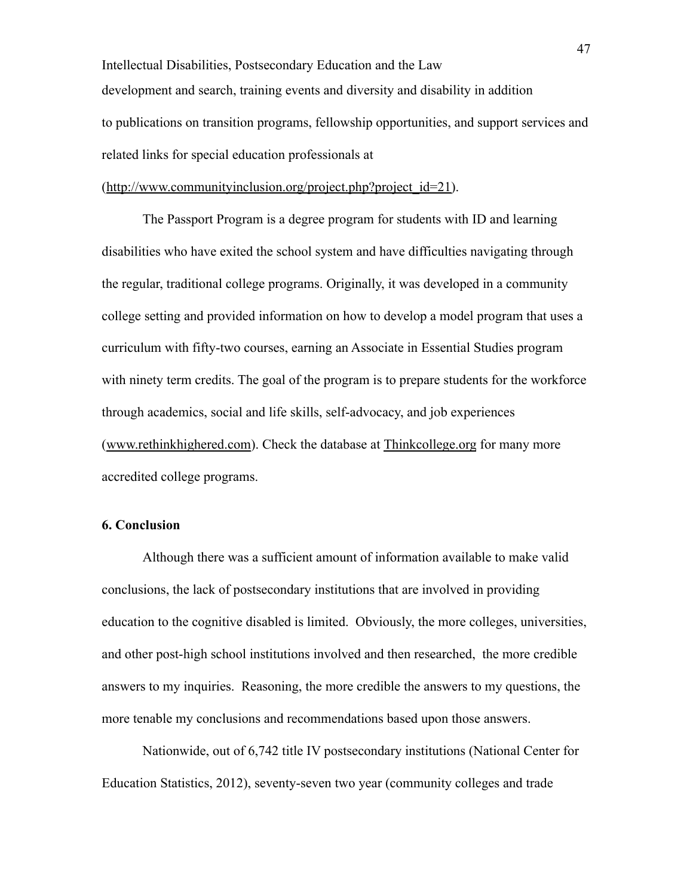development and search, training events and diversity and disability in addition to publications on transition programs, fellowship opportunities, and support services and related links for special education professionals at (http://www.communityinclusion.org/project.php?project_id=21).

The Passport Program is a degree program for students with ID and learning disabilities who have exited the school system and have difficulties navigating through the regular, traditional college programs. Originally, it was developed in a community college setting and provided information on how to develop a model program that uses a curriculum with fifty-two courses, earning an Associate in Essential Studies program with ninety term credits. The goal of the program is to prepare students for the workforce through academics, social and life skills, self-advocacy, and job experiences (www.rethinkhighered.com). Check the database at Thinkcollege.org for many more accredited college programs.

**6. Conclusion**

Although there was a sufficient amount of information available to make valid conclusions, the lack of postsecondary institutions that are involved in providing education to the cognitive disabled is limited. Obviously, the more colleges, universities, and other post-high school institutions involved and then researched, the more credible answers to my inquiries. Reasoning, the more credible the answers to my questions, the more tenable my conclusions and recommendations based upon those answers.

Nationwide, out of 6,742 title IV postsecondary institutions (National Center for Education Statistics, 2012), seventy-seven two year (community colleges and trade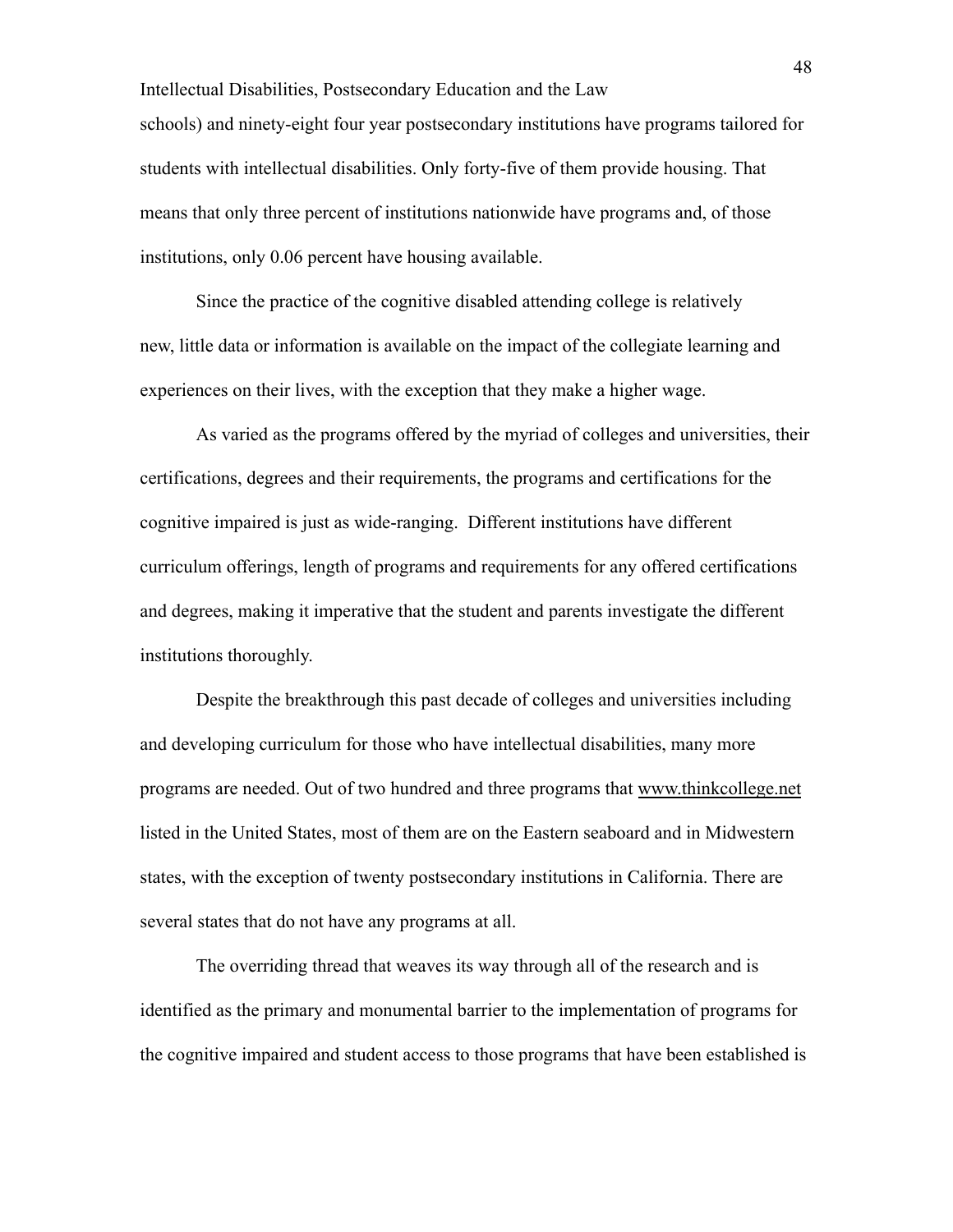schools) and ninety-eight four year postsecondary institutions have programs tailored for students with intellectual disabilities. Only forty-five of them provide housing. That means that only three percent of institutions nationwide have programs and, of those institutions, only 0.06 percent have housing available.

Since the practice of the cognitive disabled attending college is relatively new, little data or information is available on the impact of the collegiate learning and experiences on their lives, with the exception that they make a higher wage.

As varied as the programs offered by the myriad of colleges and universities, their certifications, degrees and their requirements, the programs and certifications for the cognitive impaired is just as wide-ranging. Different institutions have different curriculum offerings, length of programs and requirements for any offered certifications and degrees, making it imperative that the student and parents investigate the different institutions thoroughly.

Despite the breakthrough this past decade of colleges and universities including and developing curriculum for those who have intellectual disabilities, many more programs are needed. Out of two hundred and three programs that www.thinkcollege.net listed in the United States, most of them are on the Eastern seaboard and in Midwestern states, with the exception of twenty postsecondary institutions in California. There are several states that do not have any programs at all.

The overriding thread that weaves its way through all of the research and is identified as the primary and monumental barrier to the implementation of programs for the cognitive impaired and student access to those programs that have been established is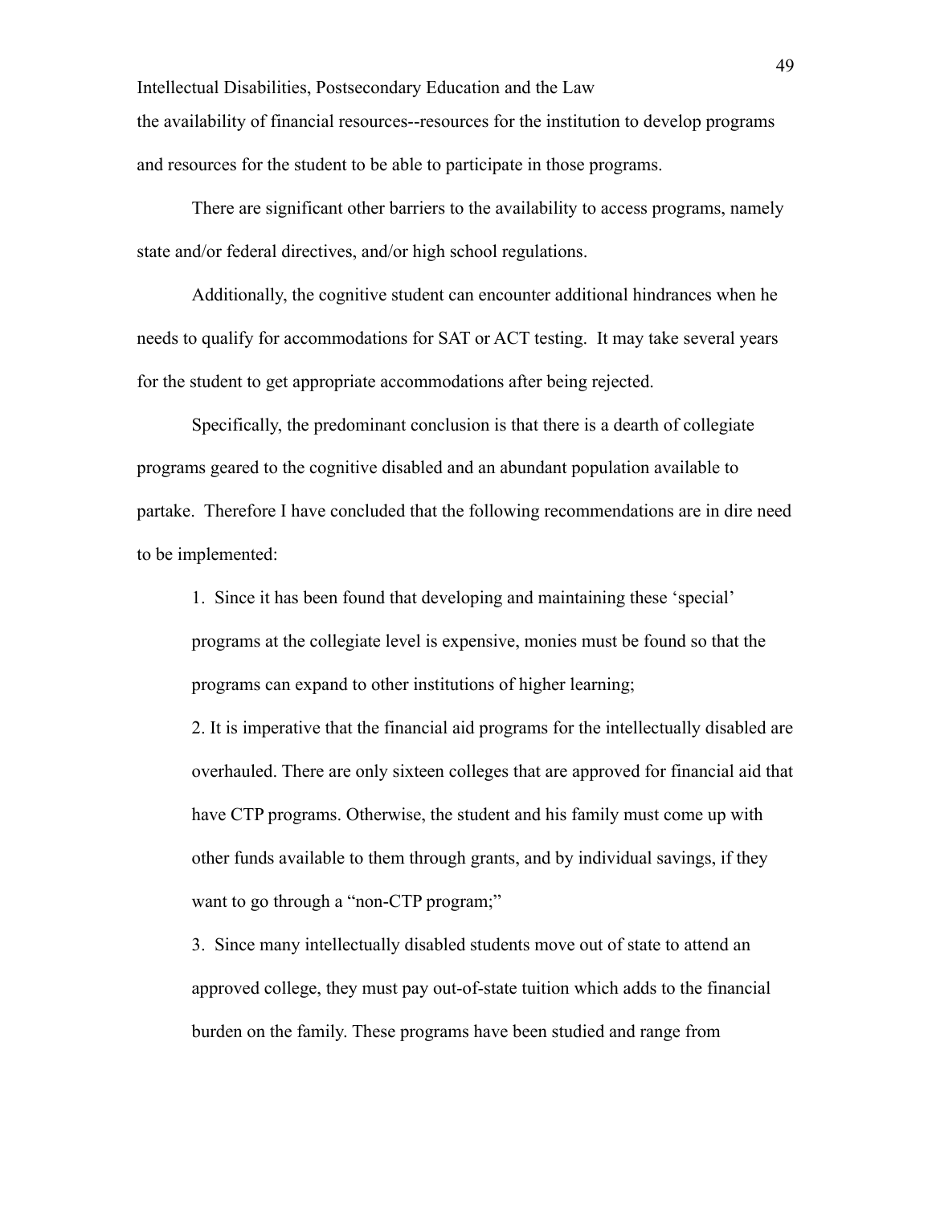the availability of financial resources--resources for the institution to develop programs and resources for the student to be able to participate in those programs.

There are significant other barriers to the availability to access programs, namely state and/or federal directives, and/or high school regulations.

Additionally, the cognitive student can encounter additional hindrances when he needs to qualify for accommodations for SAT or ACT testing. It may take several years for the student to get appropriate accommodations after being rejected.

Specifically, the predominant conclusion is that there is a dearth of collegiate programs geared to the cognitive disabled and an abundant population available to partake. Therefore I have concluded that the following recommendations are in dire need to be implemented:

1. Since it has been found that developing and maintaining these 'special' programs at the collegiate level is expensive, monies must be found so that the programs can expand to other institutions of higher learning;

2. It is imperative that the financial aid programs for the intellectually disabled are overhauled. There are only sixteen colleges that are approved for financial aid that have CTP programs. Otherwise, the student and his family must come up with other funds available to them through grants, and by individual savings, if they want to go through a "non-CTP program;"

3. Since many intellectually disabled students move out of state to attend an approved college, they must pay out-of-state tuition which adds to the financial burden on the family. These programs have been studied and range from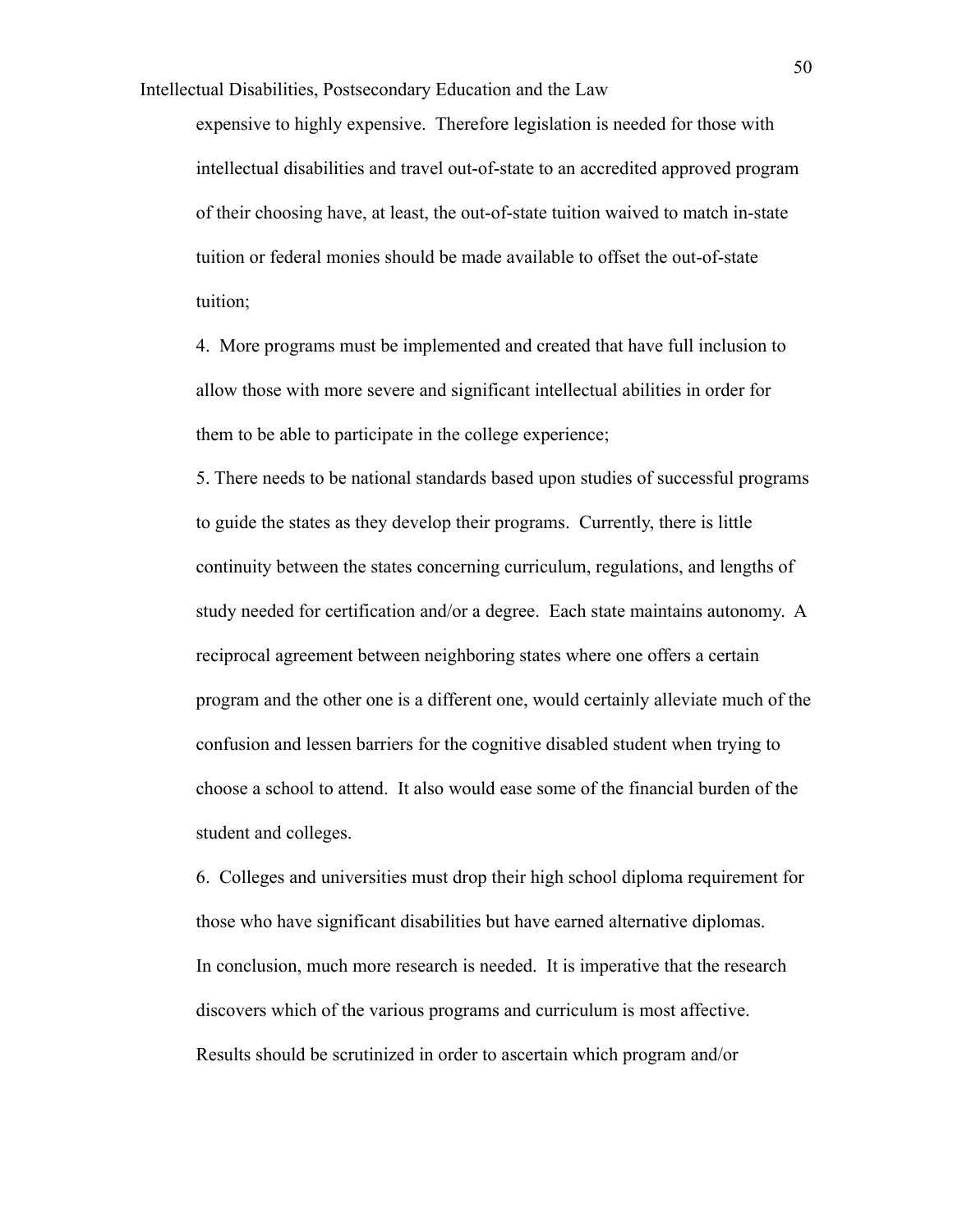expensive to highly expensive. Therefore legislation is needed for those with intellectual disabilities and travel out-of-state to an accredited approved program of their choosing have, at least, the out-of-state tuition waived to match in-state tuition or federal monies should be made available to offset the out-of-state tuition;

4. More programs must be implemented and created that have full inclusion to allow those with more severe and significant intellectual abilities in order for them to be able to participate in the college experience;

5. There needs to be national standards based upon studies of successful programs to guide the states as they develop their programs. Currently, there is little continuity between the states concerning curriculum, regulations, and lengths of study needed for certification and/or a degree. Each state maintains autonomy. A reciprocal agreement between neighboring states where one offers a certain program and the other one is a different one, would certainly alleviate much of the confusion and lessen barriers for the cognitive disabled student when trying to choose a school to attend. It also would ease some of the financial burden of the student and colleges.

6. Colleges and universities must drop their high school diploma requirement for those who have significant disabilities but have earned alternative diplomas.

In conclusion, much more research is needed. It is imperative that the research discovers which of the various programs and curriculum is most affective. Results should be scrutinized in order to ascertain which program and/or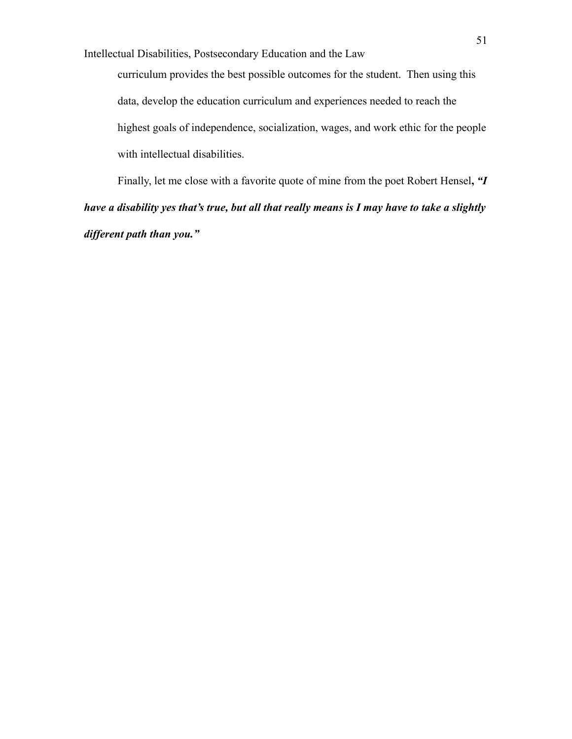curriculum provides the best possible outcomes for the student. Then using this data, develop the education curriculum and experiences needed to reach the highest goals of independence, socialization, wages, and work ethic for the people with intellectual disabilities.

Finally, let me close with a favorite quote of mine from the poet Robert Hensel, ***"I have a disability yes that's true, but all that really means is I may have to take a slightly different path than you."***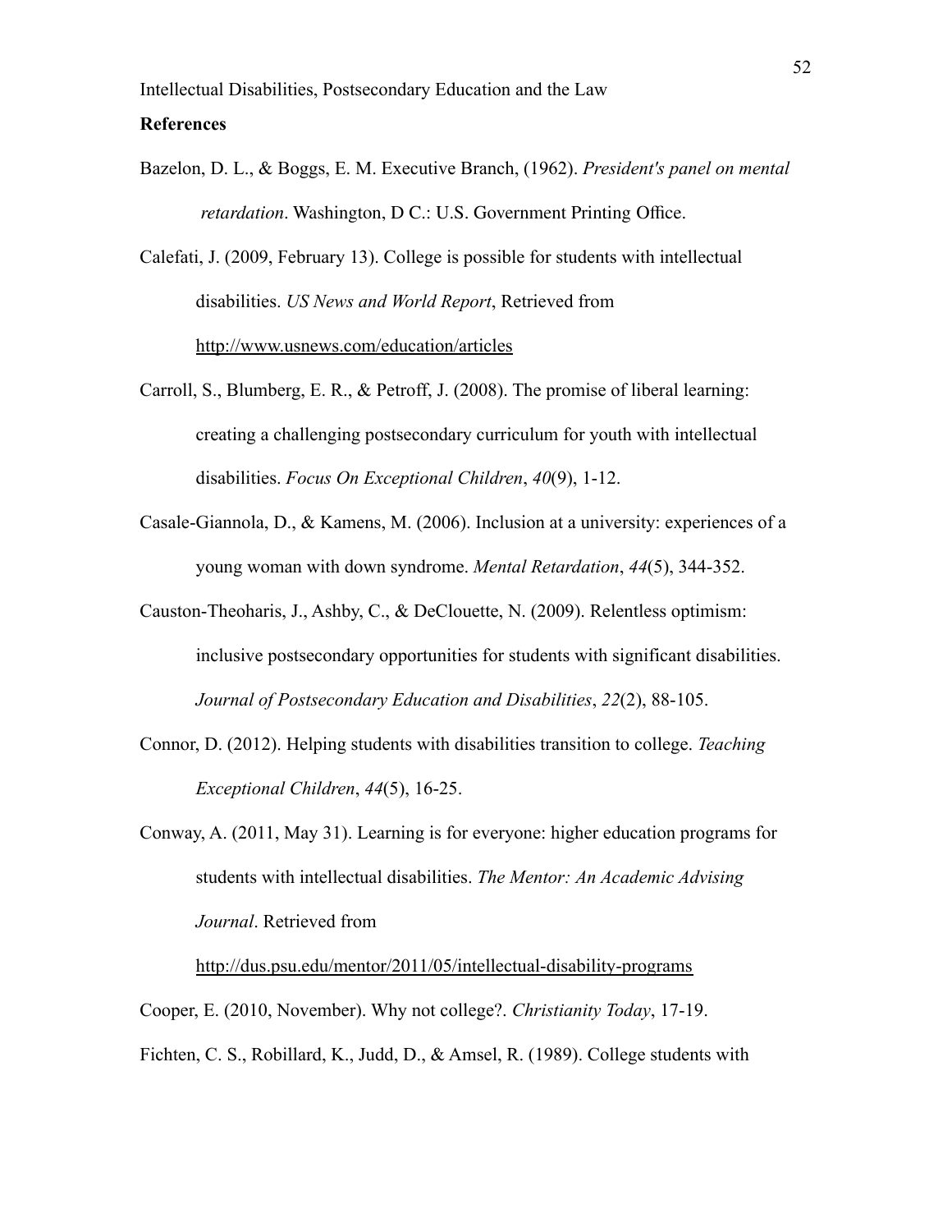**References**

Bazelon, D. L., & Boggs, E. M. Executive Branch, (1962). *President's panel on mental retardation*. Washington, D C.: U.S. Government Printing Office.

Calefati, J. (2009, February 13). College is possible for students with intellectual disabilities. *US News and World Report*, Retrieved from http://www.usnews.com/education/articles

Carroll, S., Blumberg, E. R., & Petroff, J. (2008). The promise of liberal learning: creating a challenging postsecondary curriculum for youth with intellectual disabilities. *Focus On Exceptional Children*, *40*(9), 1-12.

Casale-Giannola, D., & Kamens, M. (2006). Inclusion at a university: experiences of a young woman with down syndrome. *Mental Retardation*, *44*(5), 344-352.

Causton-Theoharis, J., Ashby, C., & DeClouette, N. (2009). Relentless optimism: inclusive postsecondary opportunities for students with significant disabilities. *Journal of Postsecondary Education and Disabilities*, *22*(2), 88-105.

Connor, D. (2012). Helping students with disabilities transition to college. *Teaching Exceptional Children*, *44*(5), 16-25.

Conway, A. (2011, May 31). Learning is for everyone: higher education programs for students with intellectual disabilities. *The Mentor: An Academic Advising Journal*. Retrieved from http://dus.psu.edu/mentor/2011/05/intellectual-disability-programs

Cooper, E. (2010, November). Why not college?. *Christianity Today*, 17-19.

Fichten, C. S., Robillard, K., Judd, D., & Amsel, R. (1989). College students with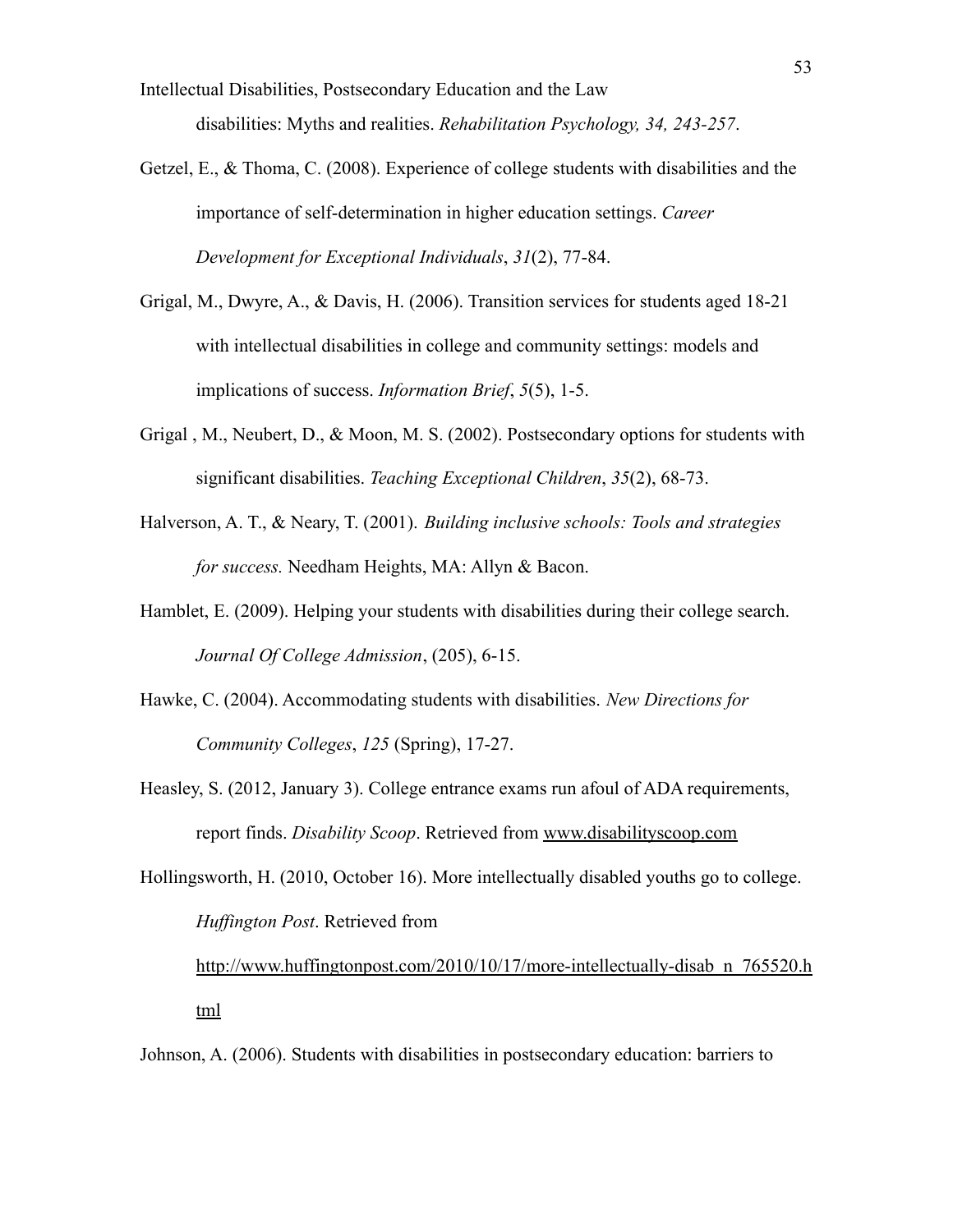disabilities: Myths and realities. *Rehabilitation Psychology, 34, 243-257*.

Getzel, E., & Thoma, C. (2008). Experience of college students with disabilities and the importance of self-determination in higher education settings. *Career Development for Exceptional Individuals*, *31*(2), 77-84.

Grigal, M., Dwyre, A., & Davis, H. (2006). Transition services for students aged 18-21 with intellectual disabilities in college and community settings: models and implications of success. *Information Brief*, *5*(5), 1-5.

Grigal , M., Neubert, D., & Moon, M. S. (2002). Postsecondary options for students with significant disabilities. *Teaching Exceptional Children*, *35*(2), 68-73.

Halverson, A. T., & Neary, T. (2001). *Building inclusive schools: Tools and strategies for success.* Needham Heights, MA: Allyn & Bacon.

Hamblet, E. (2009). Helping your students with disabilities during their college search. *Journal Of College Admission*, (205), 6-15.

Hawke, C. (2004). Accommodating students with disabilities. *New Directions for Community Colleges*, *125* (Spring), 17-27.

Heasley, S. (2012, January 3). College entrance exams run afoul of ADA requirements, report finds. *Disability Scoop*. Retrieved from www.disabilityscoop.com

Hollingsworth, H. (2010, October 16). More intellectually disabled youths go to college. *Huffington Post*. Retrieved from http://www.huffingtonpost.com/2010/10/17/more-intellectually-disab_n_765520.html

Johnson, A. (2006). Students with disabilities in postsecondary education: barriers to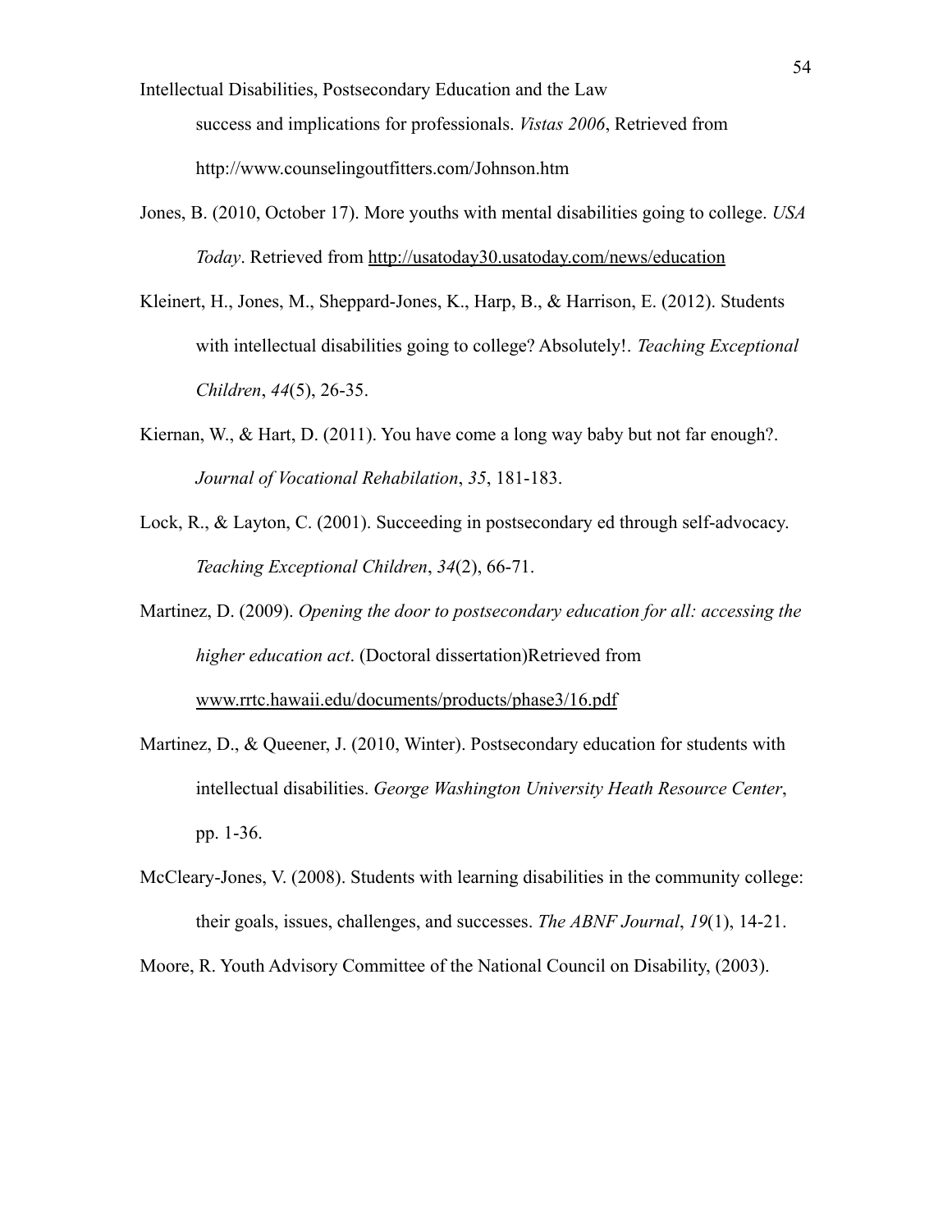success and implications for professionals. *Vistas 2006*, Retrieved from http://www.counselingoutfitters.com/Johnson.htm

Jones, B. (2010, October 17). More youths with mental disabilities going to college. *USA Today*. Retrieved from http://usatoday30.usatoday.com/news/education

Kleinert, H., Jones, M., Sheppard-Jones, K., Harp, B., & Harrison, E. (2012). Students with intellectual disabilities going to college? Absolutely!. *Teaching Exceptional Children*, *44*(5), 26-35.

Kiernan, W., & Hart, D. (2011). You have come a long way baby but not far enough?. *Journal of Vocational Rehabilation*, *35*, 181-183.

Lock, R., & Layton, C. (2001). Succeeding in postsecondary ed through self-advocacy. *Teaching Exceptional Children*, *34*(2), 66-71.

Martinez, D. (2009). *Opening the door to postsecondary education for all: accessing the higher education act*. (Doctoral dissertation)Retrieved from www.rrtc.hawaii.edu/documents/products/phase3/16.pdf

Martinez, D., & Queener, J. (2010, Winter). Postsecondary education for students with intellectual disabilities. *George Washington University Heath Resource Center*, pp. 1-36.

McCleary-Jones, V. (2008). Students with learning disabilities in the community college: their goals, issues, challenges, and successes. *The ABNF Journal*, *19*(1), 14-21.

Moore, R. Youth Advisory Committee of the National Council on Disability, (2003).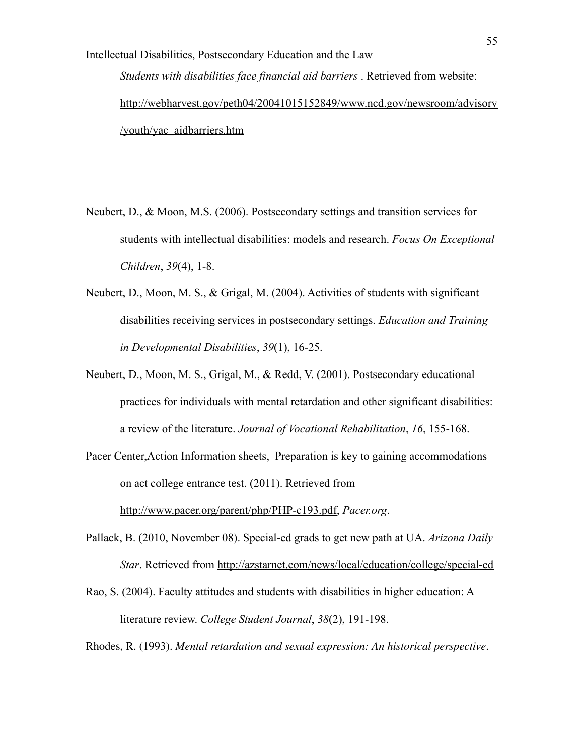*Students with disabilities face financial aid barriers* . Retrieved from website: http://webharvest.gov/peth04/20041015152849/www.ncd.gov/newsroom/advisory/youth/yac_aidbarriers.htm

Neubert, D., & Moon, M.S. (2006). Postsecondary settings and transition services for students with intellectual disabilities: models and research. *Focus On Exceptional Children*, *39*(4), 1-8.

Neubert, D., Moon, M. S., & Grigal, M. (2004). Activities of students with significant disabilities receiving services in postsecondary settings. *Education and Training in Developmental Disabilities*, *39*(1), 16-25.

Neubert, D., Moon, M. S., Grigal, M., & Redd, V. (2001). Postsecondary educational practices for individuals with mental retardation and other significant disabilities: a review of the literature. *Journal of Vocational Rehabilitation*, *16*, 155-168.

Pacer Center,Action Information sheets, Preparation is key to gaining accommodations on act college entrance test. (2011). Retrieved from http://www.pacer.org/parent/php/PHP-c193.pdf, *Pacer.org*.

Pallack, B. (2010, November 08). Special-ed grads to get new path at UA. *Arizona Daily Star*. Retrieved from http://azstarnet.com/news/local/education/college/special-ed

Rao, S. (2004). Faculty attitudes and students with disabilities in higher education: A literature review. *College Student Journal*, *38*(2), 191-198.

Rhodes, R. (1993). *Mental retardation and sexual expression: An historical perspective*.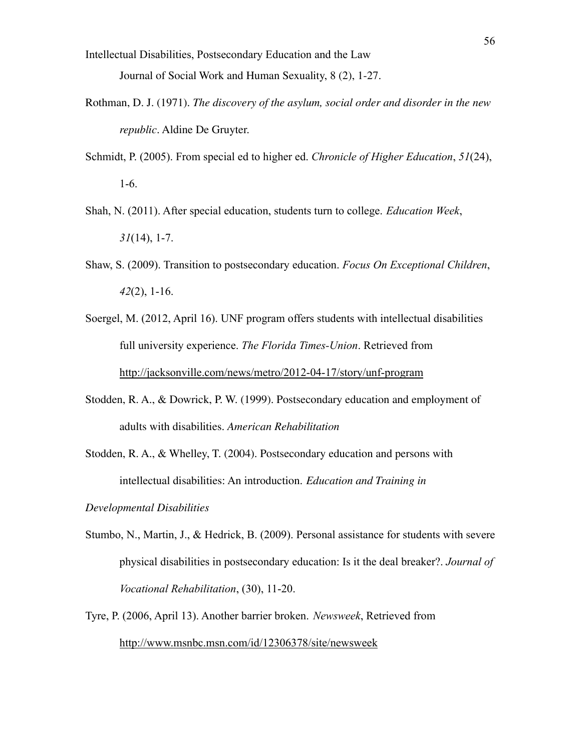Intellectual Disabilities, Postsecondary Education and the Law Journal of Social Work and Human Sexuality, 8 (2), 1-27.

Rothman, D. J. (1971). *The discovery of the asylum, social order and disorder in the new republic*. Aldine De Gruyter.

Schmidt, P. (2005). From special ed to higher ed. *Chronicle of Higher Education*, *51*(24), 1-6.

Shah, N. (2011). After special education, students turn to college. *Education Week*, *31*(14), 1-7.

Shaw, S. (2009). Transition to postsecondary education. *Focus On Exceptional Children*, *42*(2), 1-16.

Soergel, M. (2012, April 16). UNF program offers students with intellectual disabilities full university experience. *The Florida Times-Union*. Retrieved from http://jacksonville.com/news/metro/2012-04-17/story/unf-program

Stodden, R. A., & Dowrick, P. W. (1999). Postsecondary education and employment of adults with disabilities. *American Rehabilitation*

Stodden, R. A., & Whelley, T. (2004). Postsecondary education and persons with intellectual disabilities: An introduction. *Education and Training in Developmental Disabilities*

Stumbo, N., Martin, J., & Hedrick, B. (2009). Personal assistance for students with severe physical disabilities in postsecondary education: Is it the deal breaker?. *Journal of Vocational Rehabilitation*, (30), 11-20.

Tyre, P. (2006, April 13). Another barrier broken. *Newsweek*, Retrieved from http://www.msnbc.msn.com/id/12306378/site/newsweek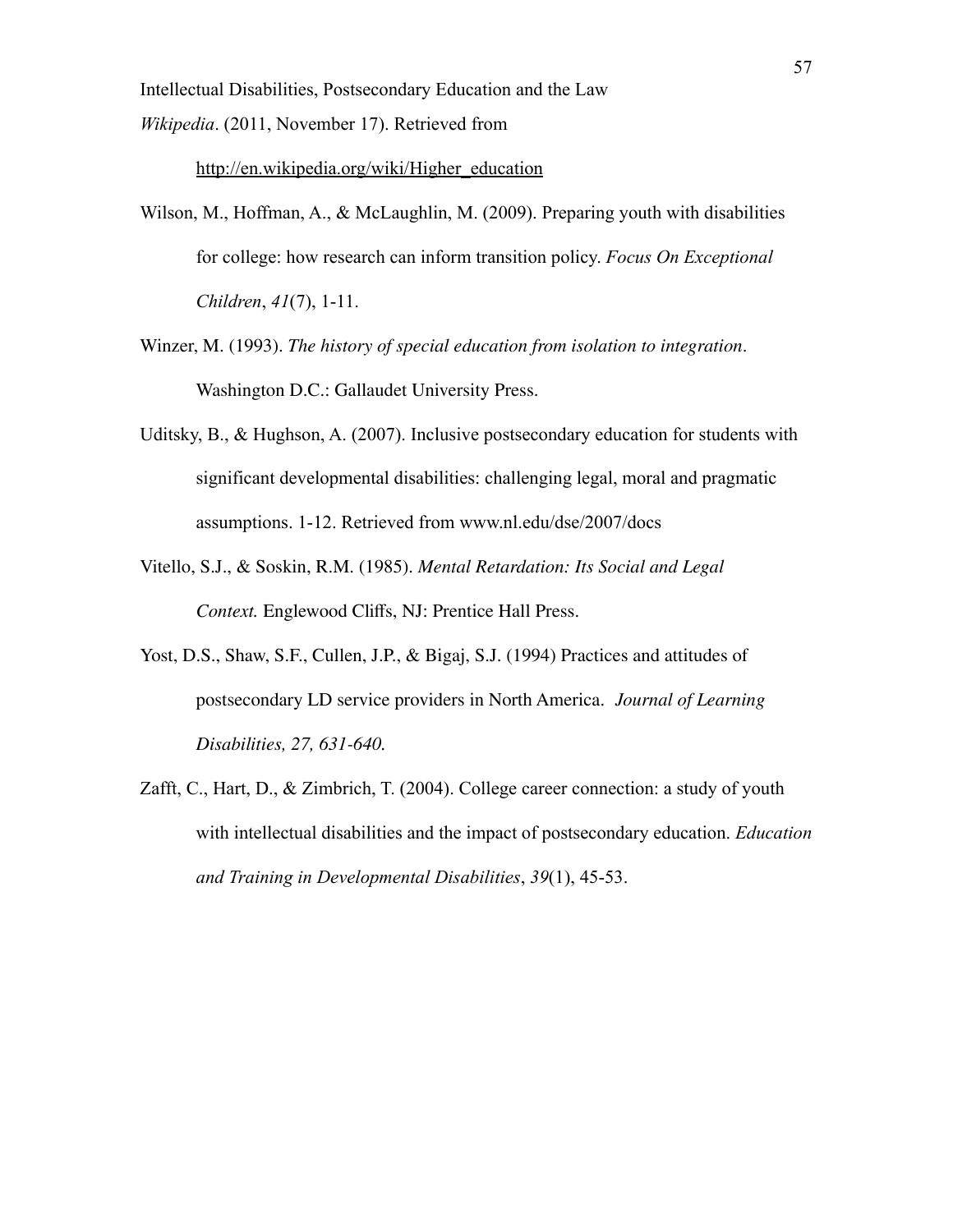*Wikipedia*. (2011, November 17). Retrieved from http://en.wikipedia.org/wiki/Higher_education

Wilson, M., Hoffman, A., & McLaughlin, M. (2009). Preparing youth with disabilities for college: how research can inform transition policy. *Focus On Exceptional Children*, *41*(7), 1-11.

Winzer, M. (1993). *The history of special education from isolation to integration*. Washington D.C.: Gallaudet University Press.

Uditsky, B., & Hughson, A. (2007). Inclusive postsecondary education for students with significant developmental disabilities: challenging legal, moral and pragmatic assumptions. 1-12. Retrieved from www.nl.edu/dse/2007/docs

Vitello, S.J., & Soskin, R.M. (1985). *Mental Retardation: Its Social and Legal Context.* Englewood Cliffs, NJ: Prentice Hall Press.

Yost, D.S., Shaw, S.F., Cullen, J.P., & Bigaj, S.J. (1994) Practices and attitudes of postsecondary LD service providers in North America. *Journal of Learning Disabilities, 27, 631-640.*

Zafft, C., Hart, D., & Zimbrich, T. (2004). College career connection: a study of youth with intellectual disabilities and the impact of postsecondary education. *Education and Training in Developmental Disabilities*, *39*(1), 45-53.